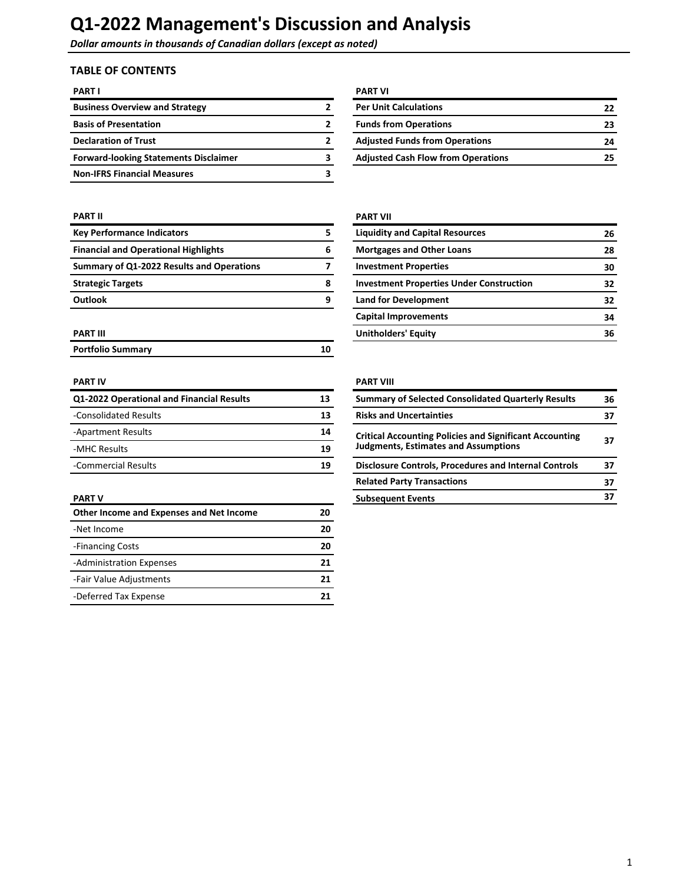# Q1-2022 Management's Discussion and Analysis

*Dollar amounts in thousands of Canadian dollars (except as noted)*

## TABLE OF CONTENTS

| PART I | |
|---|---|
| **Business Overview and Strategy** | **2** |
| **Basis of Presentation** | **2** |
| **Declaration of Trust** | **2** |
| **Forward-looking Statements Disclaimer** | **3** |
| **Non-IFRS Financial Measures** | **3** |

| PART II | |
|---|---|
| **Key Performance Indicators** | **5** |
| **Financial and Operational Highlights** | **6** |
| **Summary of Q1-2022 Results and Operations** | **7** |
| **Strategic Targets** | **8** |
| **Outlook** | **9** |

| PART III | |
|---|---|
| **Portfolio Summary** | **10** |

| PART IV | |
|---|---|
| **Q1-2022 Operational and Financial Results** | **13** |
| -Consolidated Results | **13** |
| -Apartment Results | **14** |
| -MHC Results | **19** |
| -Commercial Results | **19** |

| PART V | |
|---|---|
| **Other Income and Expenses and Net Income** | **20** |
| -Net Income | **20** |
| -Financing Costs | **20** |
| -Administration Expenses | **21** |
| -Fair Value Adjustments | **21** |
| -Deferred Tax Expense | **21** |

| PART VI | |
|---|---|
| **Per Unit Calculations** | **22** |
| **Funds from Operations** | **23** |
| **Adjusted Funds from Operations** | **24** |
| **Adjusted Cash Flow from Operations** | **25** |

| PART VII | |
|---|---|
| **Liquidity and Capital Resources** | **26** |
| **Mortgages and Other Loans** | **28** |
| **Investment Properties** | **30** |
| **Investment Properties Under Construction** | **32** |
| **Land for Development** | **32** |
| **Capital Improvements** | **34** |
| **Unitholders' Equity** | **36** |

| PART VIII | |
|---|---|
| **Summary of Selected Consolidated Quarterly Results** | **36** |
| **Risks and Uncertainties** | **37** |
| **Critical Accounting Policies and Significant Accounting Judgments, Estimates and Assumptions** | **37** |
| **Disclosure Controls, Procedures and Internal Controls** | **37** |
| **Related Party Transactions** | **37** |
| **Subsequent Events** | **37** |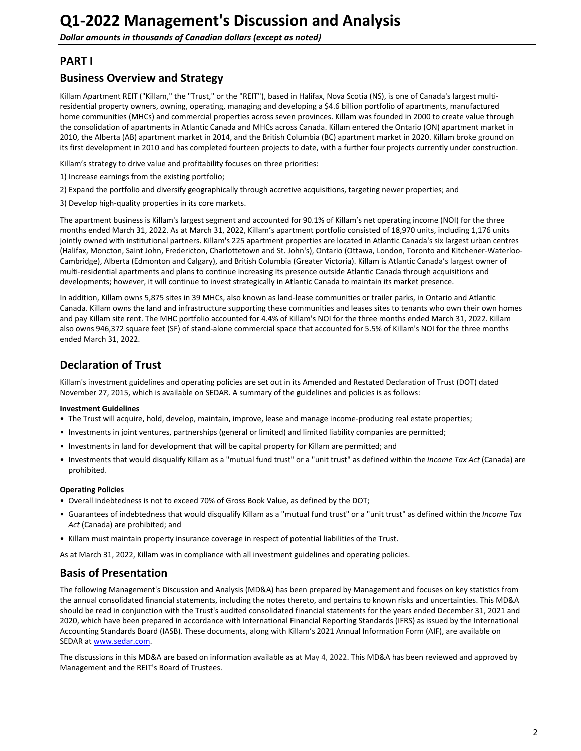# Q1-2022 Management's Discussion and Analysis

*Dollar amounts in thousands of Canadian dollars (except as noted)*

## PART I

## Business Overview and Strategy

Killam Apartment REIT ("Killam," the "Trust," or the "REIT"), based in Halifax, Nova Scotia (NS), is one of Canada's largest multi-residential property owners, owning, operating, managing and developing a $4.6 billion portfolio of apartments, manufactured home communities (MHCs) and commercial properties across seven provinces. Killam was founded in 2000 to create value through the consolidation of apartments in Atlantic Canada and MHCs across Canada. Killam entered the Ontario (ON) apartment market in 2010, the Alberta (AB) apartment market in 2014, and the British Columbia (BC) apartment market in 2020. Killam broke ground on its first development in 2010 and has completed fourteen projects to date, with a further four projects currently under construction.

Killam's strategy to drive value and profitability focuses on three priorities:

1) Increase earnings from the existing portfolio;

2) Expand the portfolio and diversify geographically through accretive acquisitions, targeting newer properties; and

3) Develop high-quality properties in its core markets.

The apartment business is Killam's largest segment and accounted for 90.1% of Killam's net operating income (NOI) for the three months ended March 31, 2022. As at March 31, 2022, Killam's apartment portfolio consisted of 18,970 units, including 1,176 units jointly owned with institutional partners. Killam's 225 apartment properties are located in Atlantic Canada's six largest urban centres (Halifax, Moncton, Saint John, Fredericton, Charlottetown and St. John's), Ontario (Ottawa, London, Toronto and Kitchener-Waterloo-Cambridge), Alberta (Edmonton and Calgary), and British Columbia (Greater Victoria). Killam is Atlantic Canada's largest owner of multi-residential apartments and plans to continue increasing its presence outside Atlantic Canada through acquisitions and developments; however, it will continue to invest strategically in Atlantic Canada to maintain its market presence.

In addition, Killam owns 5,875 sites in 39 MHCs, also known as land-lease communities or trailer parks, in Ontario and Atlantic Canada. Killam owns the land and infrastructure supporting these communities and leases sites to tenants who own their own homes and pay Killam site rent. The MHC portfolio accounted for 4.4% of Killam's NOI for the three months ended March 31, 2022. Killam also owns 946,372 square feet (SF) of stand-alone commercial space that accounted for 5.5% of Killam's NOI for the three months ended March 31, 2022.

## Declaration of Trust

Killam's investment guidelines and operating policies are set out in its Amended and Restated Declaration of Trust (DOT) dated November 27, 2015, which is available on SEDAR. A summary of the guidelines and policies is as follows:

**Investment Guidelines**

- The Trust will acquire, hold, develop, maintain, improve, lease and manage income-producing real estate properties;
- Investments in joint ventures, partnerships (general or limited) and limited liability companies are permitted;
- Investments in land for development that will be capital property for Killam are permitted; and
- Investments that would disqualify Killam as a "mutual fund trust" or a "unit trust" as defined within the *Income Tax Act* (Canada) are prohibited.

**Operating Policies**

- Overall indebtedness is not to exceed 70% of Gross Book Value, as defined by the DOT;
- Guarantees of indebtedness that would disqualify Killam as a "mutual fund trust" or a "unit trust" as defined within the *Income Tax Act* (Canada) are prohibited; and
- Killam must maintain property insurance coverage in respect of potential liabilities of the Trust.

As at March 31, 2022, Killam was in compliance with all investment guidelines and operating policies.

## Basis of Presentation

The following Management's Discussion and Analysis (MD&A) has been prepared by Management and focuses on key statistics from the annual consolidated financial statements, including the notes thereto, and pertains to known risks and uncertainties. This MD&A should be read in conjunction with the Trust's audited consolidated financial statements for the years ended December 31, 2021 and 2020, which have been prepared in accordance with International Financial Reporting Standards (IFRS) as issued by the International Accounting Standards Board (IASB). These documents, along with Killam's 2021 Annual Information Form (AIF), are available on SEDAR at www.sedar.com.

The discussions in this MD&A are based on information available as at May 4, 2022. This MD&A has been reviewed and approved by Management and the REIT's Board of Trustees.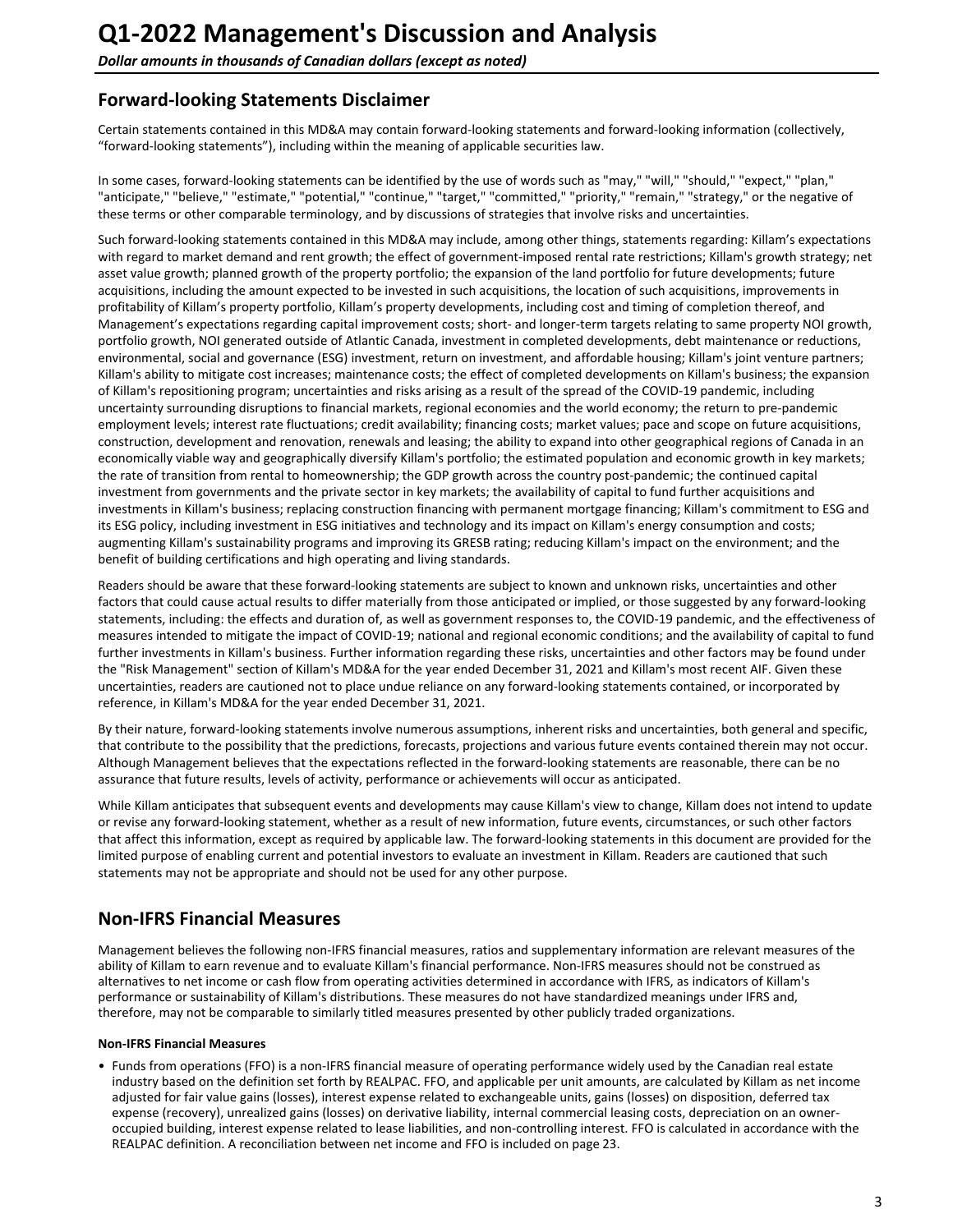# Q1-2022 Management's Discussion and Analysis

*Dollar amounts in thousands of Canadian dollars (except as noted)*

## Forward-looking Statements Disclaimer

Certain statements contained in this MD&A may contain forward-looking statements and forward-looking information (collectively, "forward-looking statements"), including within the meaning of applicable securities law.

In some cases, forward-looking statements can be identified by the use of words such as "may," "will," "should," "expect," "plan," "anticipate," "believe," "estimate," "potential," "continue," "target," "committed," "priority," "remain," "strategy," or the negative of these terms or other comparable terminology, and by discussions of strategies that involve risks and uncertainties.

Such forward-looking statements contained in this MD&A may include, among other things, statements regarding: Killam's expectations with regard to market demand and rent growth; the effect of government-imposed rental rate restrictions; Killam's growth strategy; net asset value growth; planned growth of the property portfolio; the expansion of the land portfolio for future developments; future acquisitions, including the amount expected to be invested in such acquisitions, the location of such acquisitions, improvements in profitability of Killam's property portfolio, Killam's property developments, including cost and timing of completion thereof, and Management's expectations regarding capital improvement costs; short- and longer-term targets relating to same property NOI growth, portfolio growth, NOI generated outside of Atlantic Canada, investment in completed developments, debt maintenance or reductions, environmental, social and governance (ESG) investment, return on investment, and affordable housing; Killam's joint venture partners; Killam's ability to mitigate cost increases; maintenance costs; the effect of completed developments on Killam's business; the expansion of Killam's repositioning program; uncertainties and risks arising as a result of the spread of the COVID-19 pandemic, including uncertainty surrounding disruptions to financial markets, regional economies and the world economy; the return to pre-pandemic employment levels; interest rate fluctuations; credit availability; financing costs; market values; pace and scope on future acquisitions, construction, development and renovation, renewals and leasing; the ability to expand into other geographical regions of Canada in an economically viable way and geographically diversify Killam's portfolio; the estimated population and economic growth in key markets; the rate of transition from rental to homeownership; the GDP growth across the country post-pandemic; the continued capital investment from governments and the private sector in key markets; the availability of capital to fund further acquisitions and investments in Killam's business; replacing construction financing with permanent mortgage financing; Killam's commitment to ESG and its ESG policy, including investment in ESG initiatives and technology and its impact on Killam's energy consumption and costs; augmenting Killam's sustainability programs and improving its GRESB rating; reducing Killam's impact on the environment; and the benefit of building certifications and high operating and living standards.

Readers should be aware that these forward-looking statements are subject to known and unknown risks, uncertainties and other factors that could cause actual results to differ materially from those anticipated or implied, or those suggested by any forward-looking statements, including: the effects and duration of, as well as government responses to, the COVID-19 pandemic, and the effectiveness of measures intended to mitigate the impact of COVID-19; national and regional economic conditions; and the availability of capital to fund further investments in Killam's business. Further information regarding these risks, uncertainties and other factors may be found under the "Risk Management" section of Killam's MD&A for the year ended December 31, 2021 and Killam's most recent AIF. Given these uncertainties, readers are cautioned not to place undue reliance on any forward-looking statements contained, or incorporated by reference, in Killam's MD&A for the year ended December 31, 2021.

By their nature, forward-looking statements involve numerous assumptions, inherent risks and uncertainties, both general and specific, that contribute to the possibility that the predictions, forecasts, projections and various future events contained therein may not occur. Although Management believes that the expectations reflected in the forward-looking statements are reasonable, there can be no assurance that future results, levels of activity, performance or achievements will occur as anticipated.

While Killam anticipates that subsequent events and developments may cause Killam's view to change, Killam does not intend to update or revise any forward-looking statement, whether as a result of new information, future events, circumstances, or such other factors that affect this information, except as required by applicable law. The forward-looking statements in this document are provided for the limited purpose of enabling current and potential investors to evaluate an investment in Killam. Readers are cautioned that such statements may not be appropriate and should not be used for any other purpose.

## Non-IFRS Financial Measures

Management believes the following non-IFRS financial measures, ratios and supplementary information are relevant measures of the ability of Killam to earn revenue and to evaluate Killam's financial performance. Non-IFRS measures should not be construed as alternatives to net income or cash flow from operating activities determined in accordance with IFRS, as indicators of Killam's performance or sustainability of Killam's distributions. These measures do not have standardized meanings under IFRS and, therefore, may not be comparable to similarly titled measures presented by other publicly traded organizations.

**Non-IFRS Financial Measures**

- Funds from operations (FFO) is a non-IFRS financial measure of operating performance widely used by the Canadian real estate industry based on the definition set forth by REALPAC. FFO, and applicable per unit amounts, are calculated by Killam as net income adjusted for fair value gains (losses), interest expense related to exchangeable units, gains (losses) on disposition, deferred tax expense (recovery), unrealized gains (losses) on derivative liability, internal commercial leasing costs, depreciation on an owner-occupied building, interest expense related to lease liabilities, and non-controlling interest. FFO is calculated in accordance with the REALPAC definition. A reconciliation between net income and FFO is included on page 23.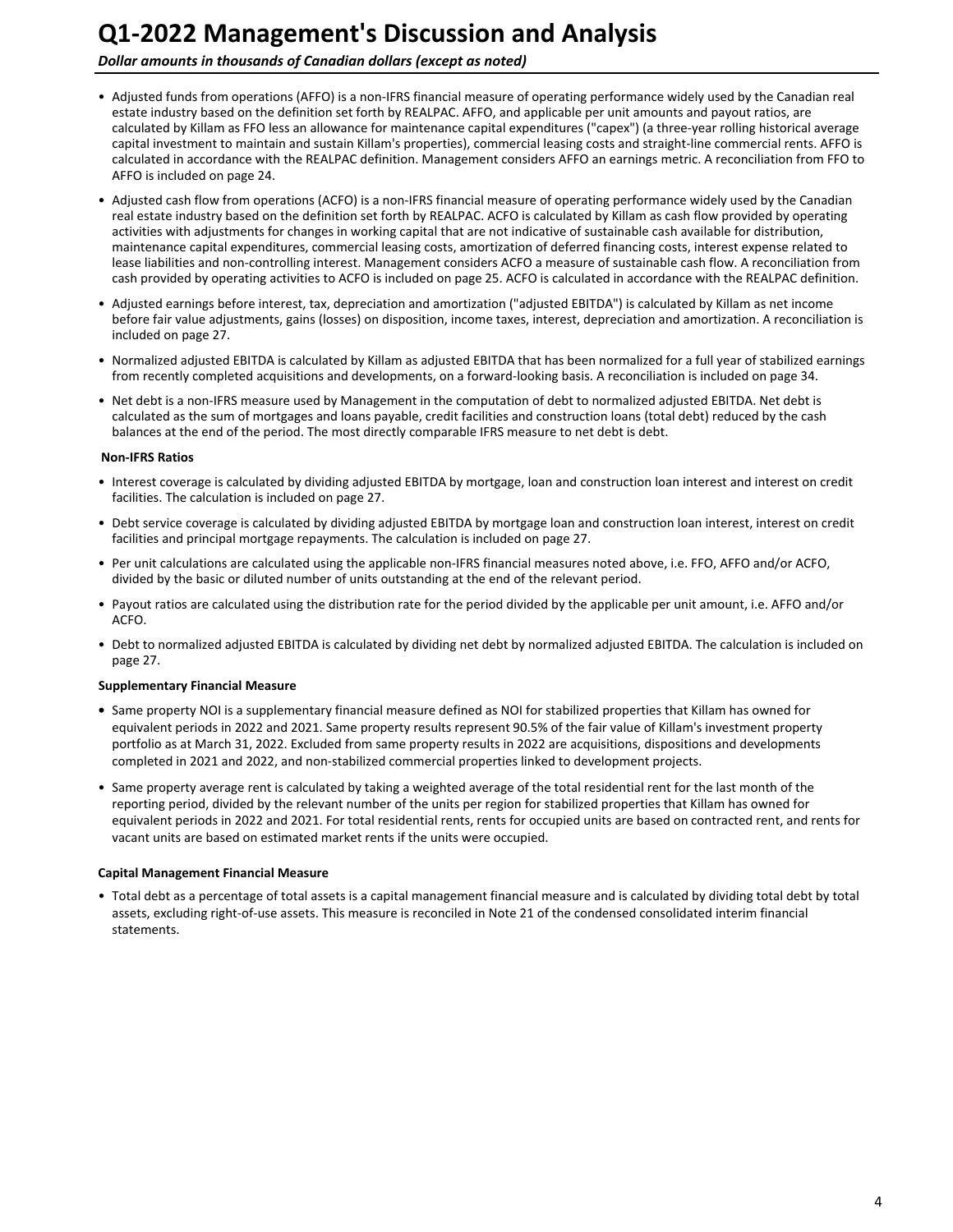- Adjusted funds from operations (AFFO) is a non-IFRS financial measure of operating performance widely used by the Canadian real estate industry based on the definition set forth by REALPAC. AFFO, and applicable per unit amounts and payout ratios, are calculated by Killam as FFO less an allowance for maintenance capital expenditures ("capex") (a three-year rolling historical average capital investment to maintain and sustain Killam's properties), commercial leasing costs and straight-line commercial rents. AFFO is calculated in accordance with the REALPAC definition. Management considers AFFO an earnings metric. A reconciliation from FFO to AFFO is included on page 24.
- Adjusted cash flow from operations (ACFO) is a non-IFRS financial measure of operating performance widely used by the Canadian real estate industry based on the definition set forth by REALPAC. ACFO is calculated by Killam as cash flow provided by operating activities with adjustments for changes in working capital that are not indicative of sustainable cash available for distribution, maintenance capital expenditures, commercial leasing costs, amortization of deferred financing costs, interest expense related to lease liabilities and non-controlling interest. Management considers ACFO a measure of sustainable cash flow. A reconciliation from cash provided by operating activities to ACFO is included on page 25. ACFO is calculated in accordance with the REALPAC definition.
- Adjusted earnings before interest, tax, depreciation and amortization ("adjusted EBITDA") is calculated by Killam as net income before fair value adjustments, gains (losses) on disposition, income taxes, interest, depreciation and amortization. A reconciliation is included on page 27.
- Normalized adjusted EBITDA is calculated by Killam as adjusted EBITDA that has been normalized for a full year of stabilized earnings from recently completed acquisitions and developments, on a forward-looking basis. A reconciliation is included on page 34.
- Net debt is a non-IFRS measure used by Management in the computation of debt to normalized adjusted EBITDA. Net debt is calculated as the sum of mortgages and loans payable, credit facilities and construction loans (total debt) reduced by the cash balances at the end of the period. The most directly comparable IFRS measure to net debt is debt.

**Non-IFRS Ratios**

- Interest coverage is calculated by dividing adjusted EBITDA by mortgage, loan and construction loan interest and interest on credit facilities. The calculation is included on page 27.
- Debt service coverage is calculated by dividing adjusted EBITDA by mortgage loan and construction loan interest, interest on credit facilities and principal mortgage repayments. The calculation is included on page 27.
- Per unit calculations are calculated using the applicable non-IFRS financial measures noted above, i.e. FFO, AFFO and/or ACFO, divided by the basic or diluted number of units outstanding at the end of the relevant period.
- Payout ratios are calculated using the distribution rate for the period divided by the applicable per unit amount, i.e. AFFO and/or ACFO.
- Debt to normalized adjusted EBITDA is calculated by dividing net debt by normalized adjusted EBITDA. The calculation is included on page 27.

**Supplementary Financial Measure**

- Same property NOI is a supplementary financial measure defined as NOI for stabilized properties that Killam has owned for equivalent periods in 2022 and 2021. Same property results represent 90.5% of the fair value of Killam's investment property portfolio as at March 31, 2022. Excluded from same property results in 2022 are acquisitions, dispositions and developments completed in 2021 and 2022, and non-stabilized commercial properties linked to development projects.
- Same property average rent is calculated by taking a weighted average of the total residential rent for the last month of the reporting period, divided by the relevant number of the units per region for stabilized properties that Killam has owned for equivalent periods in 2022 and 2021. For total residential rents, rents for occupied units are based on contracted rent, and rents for vacant units are based on estimated market rents if the units were occupied.

**Capital Management Financial Measure**

- Total debt as a percentage of total assets is a capital management financial measure and is calculated by dividing total debt by total assets, excluding right-of-use assets. This measure is reconciled in Note 21 of the condensed consolidated interim financial statements.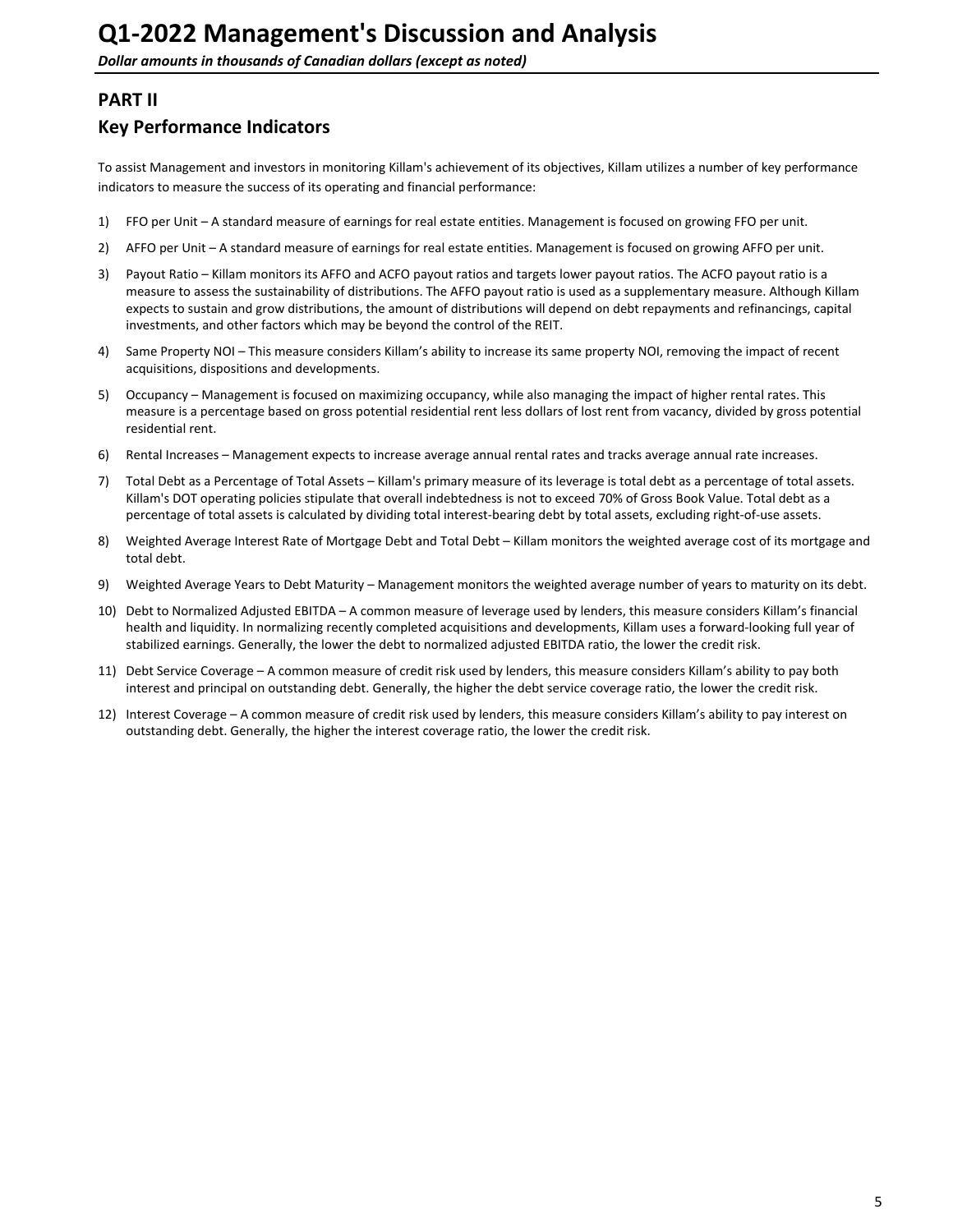## PART II

## Key Performance Indicators

To assist Management and investors in monitoring Killam's achievement of its objectives, Killam utilizes a number of key performance indicators to measure the success of its operating and financial performance:

1) FFO per Unit – A standard measure of earnings for real estate entities. Management is focused on growing FFO per unit.
2) AFFO per Unit – A standard measure of earnings for real estate entities. Management is focused on growing AFFO per unit.
3) Payout Ratio – Killam monitors its AFFO and ACFO payout ratios and targets lower payout ratios. The ACFO payout ratio is a measure to assess the sustainability of distributions. The AFFO payout ratio is used as a supplementary measure. Although Killam expects to sustain and grow distributions, the amount of distributions will depend on debt repayments and refinancings, capital investments, and other factors which may be beyond the control of the REIT.
4) Same Property NOI – This measure considers Killam's ability to increase its same property NOI, removing the impact of recent acquisitions, dispositions and developments.
5) Occupancy – Management is focused on maximizing occupancy, while also managing the impact of higher rental rates. This measure is a percentage based on gross potential residential rent less dollars of lost rent from vacancy, divided by gross potential residential rent.
6) Rental Increases – Management expects to increase average annual rental rates and tracks average annual rate increases.
7) Total Debt as a Percentage of Total Assets – Killam's primary measure of its leverage is total debt as a percentage of total assets. Killam's DOT operating policies stipulate that overall indebtedness is not to exceed 70% of Gross Book Value. Total debt as a percentage of total assets is calculated by dividing total interest-bearing debt by total assets, excluding right-of-use assets.
8) Weighted Average Interest Rate of Mortgage Debt and Total Debt – Killam monitors the weighted average cost of its mortgage and total debt.
9) Weighted Average Years to Debt Maturity – Management monitors the weighted average number of years to maturity on its debt.
10) Debt to Normalized Adjusted EBITDA – A common measure of leverage used by lenders, this measure considers Killam's financial health and liquidity. In normalizing recently completed acquisitions and developments, Killam uses a forward-looking full year of stabilized earnings. Generally, the lower the debt to normalized adjusted EBITDA ratio, the lower the credit risk.
11) Debt Service Coverage – A common measure of credit risk used by lenders, this measure considers Killam's ability to pay both interest and principal on outstanding debt. Generally, the higher the debt service coverage ratio, the lower the credit risk.
12) Interest Coverage – A common measure of credit risk used by lenders, this measure considers Killam's ability to pay interest on outstanding debt. Generally, the higher the interest coverage ratio, the lower the credit risk.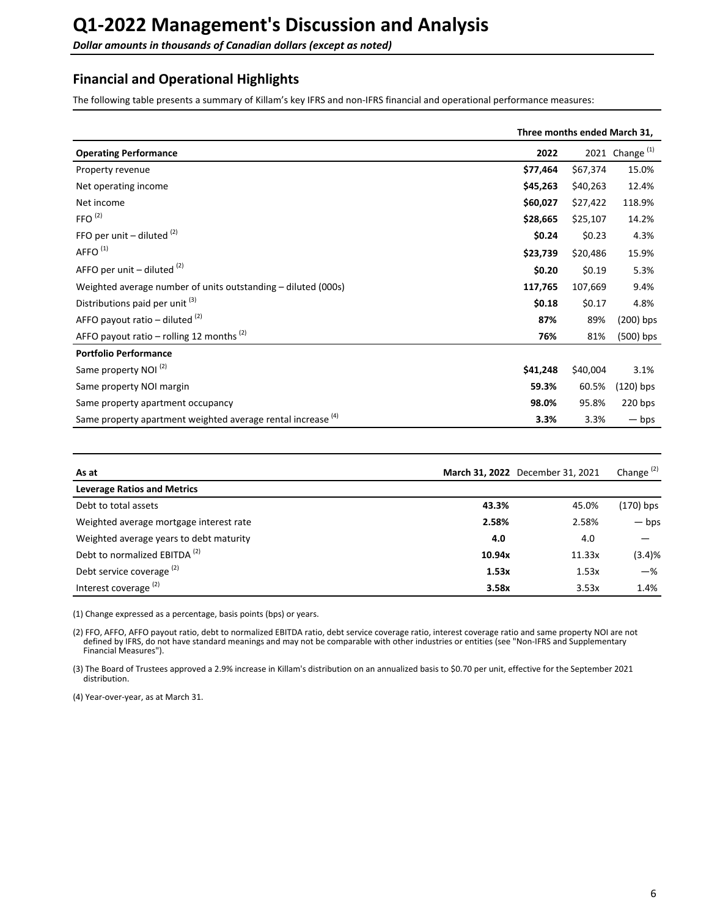# Q1-2022 Management's Discussion and Analysis

***Dollar amounts in thousands of Canadian dollars (except as noted)***

## Financial and Operational Highlights

The following table presents a summary of Killam's key IFRS and non-IFRS financial and operational performance measures:

| | Three months ended March 31, | | |
|---|---|---|---|
| **Operating Performance** | **2022** | 2021 | Change [1] |
| Property revenue | **$77,464** | $67,374 | 15.0% |
| Net operating income | **$45,263** | $40,263 | 12.4% |
| Net income | **$60,027** | $27,422 | 118.9% |
| FFO [2] | **$28,665** | $25,107 | 14.2% |
| FFO per unit – diluted [2] | **$0.24** | $0.23 | 4.3% |
| AFFO [1] | **$23,739** | $20,486 | 15.9% |
| AFFO per unit – diluted [2] | **$0.20** | $0.19 | 5.3% |
| Weighted average number of units outstanding – diluted (000s) | **117,765** | 107,669 | 9.4% |
| Distributions paid per unit [3] | **$0.18** | $0.17 | 4.8% |
| AFFO payout ratio – diluted [2] | **87%** | 89% | (200) bps |
| AFFO payout ratio – rolling 12 months [2] | **76%** | 81% | (500) bps |
| **Portfolio Performance** | | | |
| Same property NOI [2] | **$41,248** | $40,004 | 3.1% |
| Same property NOI margin | **59.3%** | 60.5% | (120) bps |
| Same property apartment occupancy | **98.0%** | 95.8% | 220 bps |
| Same property apartment weighted average rental increase [4] | **3.3%** | 3.3% | — bps |

| As at | **March 31, 2022** | December 31, 2021 | Change [2] |
|---|---|---|---|
| **Leverage Ratios and Metrics** | | | |
| Debt to total assets | **43.3%** | 45.0% | (170) bps |
| Weighted average mortgage interest rate | **2.58%** | 2.58% | — bps |
| Weighted average years to debt maturity | **4.0** | 4.0 | — |
| Debt to normalized EBITDA [2] | **10.94x** | 11.33x | (3.4)% |
| Debt service coverage [2] | **1.53x** | 1.53x | —% |
| Interest coverage [2] | **3.58x** | 3.53x | 1.4% |

(1) Change expressed as a percentage, basis points (bps) or years.

(2) FFO, AFFO, AFFO payout ratio, debt to normalized EBITDA ratio, debt service coverage ratio, interest coverage ratio and same property NOI are not defined by IFRS, do not have standard meanings and may not be comparable with other industries or entities (see "Non-IFRS and Supplementary Financial Measures").

(3) The Board of Trustees approved a 2.9% increase in Killam's distribution on an annualized basis to $0.70 per unit, effective for the September 2021 distribution.

(4) Year-over-year, as at March 31.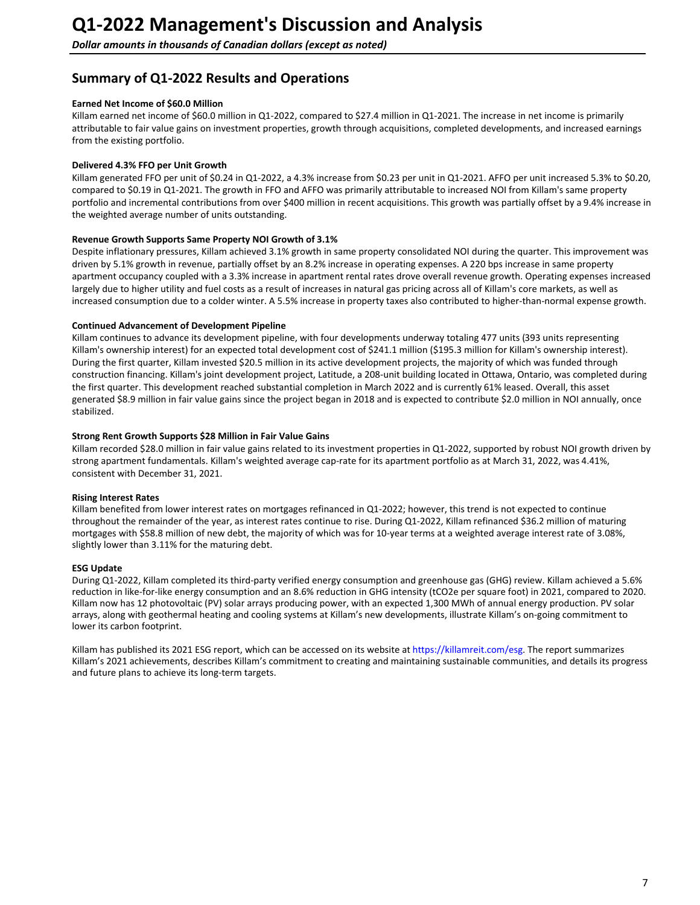# Q1-2022 Management's Discussion and Analysis

*Dollar amounts in thousands of Canadian dollars (except as noted)*

## Summary of Q1-2022 Results and Operations

**Earned Net Income of $60.0 Million**

Killam earned net income of $60.0 million in Q1-2022, compared to $27.4 million in Q1-2021. The increase in net income is primarily attributable to fair value gains on investment properties, growth through acquisitions, completed developments, and increased earnings from the existing portfolio.

**Delivered 4.3% FFO per Unit Growth**

Killam generated FFO per unit of $0.24 in Q1-2022, a 4.3% increase from $0.23 per unit in Q1-2021. AFFO per unit increased 5.3% to $0.20, compared to $0.19 in Q1-2021. The growth in FFO and AFFO was primarily attributable to increased NOI from Killam's same property portfolio and incremental contributions from over $400 million in recent acquisitions. This growth was partially offset by a 9.4% increase in the weighted average number of units outstanding.

**Revenue Growth Supports Same Property NOI Growth of 3.1%**

Despite inflationary pressures, Killam achieved 3.1% growth in same property consolidated NOI during the quarter. This improvement was driven by 5.1% growth in revenue, partially offset by an 8.2% increase in operating expenses. A 220 bps increase in same property apartment occupancy coupled with a 3.3% increase in apartment rental rates drove overall revenue growth. Operating expenses increased largely due to higher utility and fuel costs as a result of increases in natural gas pricing across all of Killam's core markets, as well as increased consumption due to a colder winter. A 5.5% increase in property taxes also contributed to higher-than-normal expense growth.

**Continued Advancement of Development Pipeline**

Killam continues to advance its development pipeline, with four developments underway totaling 477 units (393 units representing Killam's ownership interest) for an expected total development cost of $241.1 million ($195.3 million for Killam's ownership interest). During the first quarter, Killam invested $20.5 million in its active development projects, the majority of which was funded through construction financing. Killam's joint development project, Latitude, a 208-unit building located in Ottawa, Ontario, was completed during the first quarter. This development reached substantial completion in March 2022 and is currently 61% leased. Overall, this asset generated $8.9 million in fair value gains since the project began in 2018 and is expected to contribute $2.0 million in NOI annually, once stabilized.

**Strong Rent Growth Supports $28 Million in Fair Value Gains**

Killam recorded $28.0 million in fair value gains related to its investment properties in Q1-2022, supported by robust NOI growth driven by strong apartment fundamentals. Killam's weighted average cap-rate for its apartment portfolio as at March 31, 2022, was 4.41%, consistent with December 31, 2021.

**Rising Interest Rates**

Killam benefited from lower interest rates on mortgages refinanced in Q1-2022; however, this trend is not expected to continue throughout the remainder of the year, as interest rates continue to rise. During Q1-2022, Killam refinanced $36.2 million of maturing mortgages with $58.8 million of new debt, the majority of which was for 10-year terms at a weighted average interest rate of 3.08%, slightly lower than 3.11% for the maturing debt.

**ESG Update**

During Q1-2022, Killam completed its third-party verified energy consumption and greenhouse gas (GHG) review. Killam achieved a 5.6% reduction in like-for-like energy consumption and an 8.6% reduction in GHG intensity ($tCO_2e$ per square foot) in 2021, compared to 2020. Killam now has 12 photovoltaic (PV) solar arrays producing power, with an expected 1,300 MWh of annual energy production. PV solar arrays, along with geothermal heating and cooling systems at Killam's new developments, illustrate Killam's on-going commitment to lower its carbon footprint.

Killam has published its 2021 ESG report, which can be accessed on its website at https://killamreit.com/esg. The report summarizes Killam's 2021 achievements, describes Killam's commitment to creating and maintaining sustainable communities, and details its progress and future plans to achieve its long-term targets.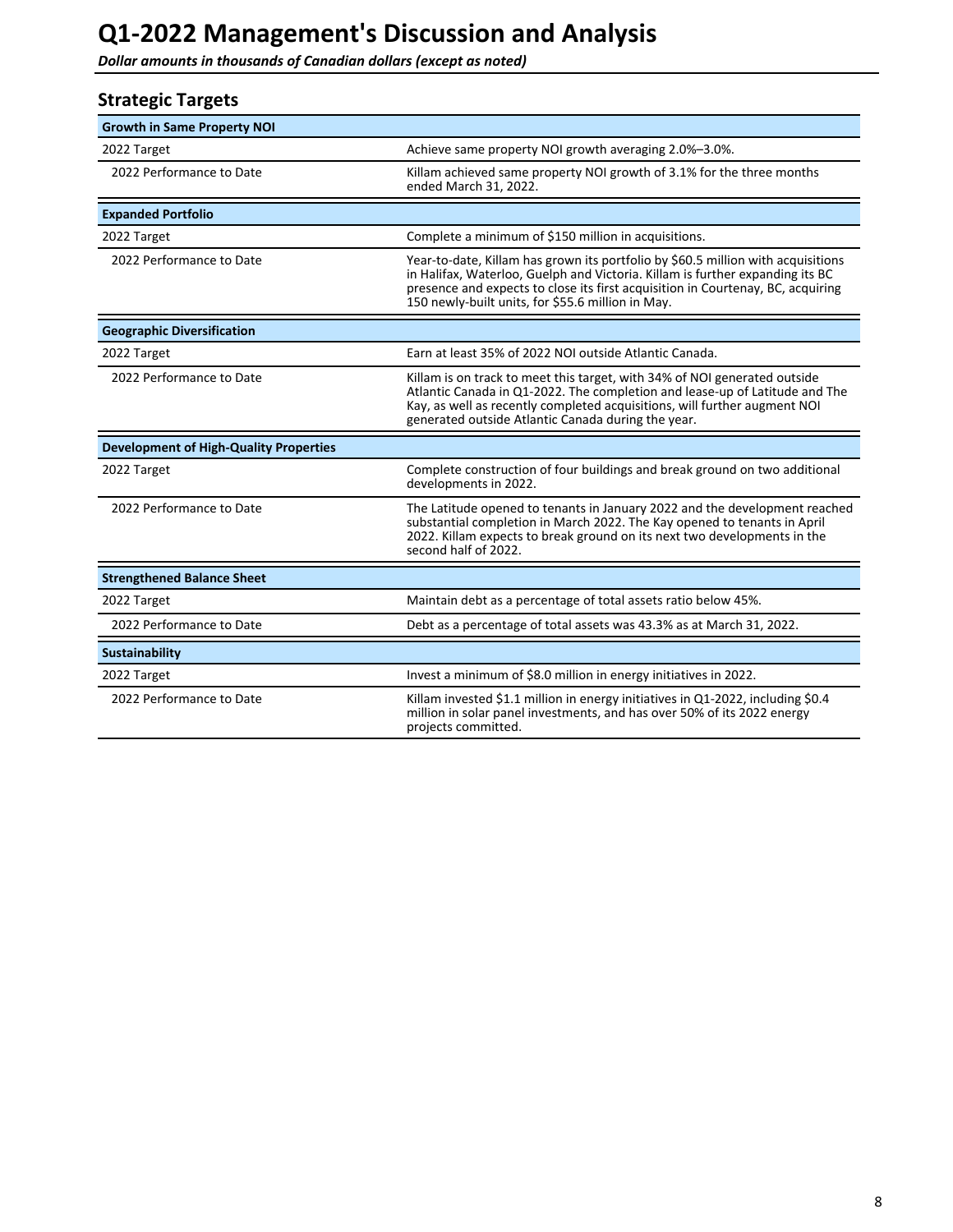## Strategic Targets

| Growth in Same Property NOI | |
|---|---|
| 2022 Target | Achieve same property NOI growth averaging 2.0%–3.0%. |
| 2022 Performance to Date | Killam achieved same property NOI growth of 3.1% for the three months ended March 31, 2022. |

| Expanded Portfolio | |
|---|---|
| 2022 Target | Complete a minimum of $150 million in acquisitions. |
| 2022 Performance to Date | Year-to-date, Killam has grown its portfolio by $60.5 million with acquisitions in Halifax, Waterloo, Guelph and Victoria. Killam is further expanding its BC presence and expects to close its first acquisition in Courtenay, BC, acquiring 150 newly-built units, for $55.6 million in May. |

| Geographic Diversification | |
|---|---|
| 2022 Target | Earn at least 35% of 2022 NOI outside Atlantic Canada. |
| 2022 Performance to Date | Killam is on track to meet this target, with 34% of NOI generated outside Atlantic Canada in Q1-2022. The completion and lease-up of Latitude and The Kay, as well as recently completed acquisitions, will further augment NOI generated outside Atlantic Canada during the year. |

| Development of High-Quality Properties | |
|---|---|
| 2022 Target | Complete construction of four buildings and break ground on two additional developments in 2022. |
| 2022 Performance to Date | The Latitude opened to tenants in January 2022 and the development reached substantial completion in March 2022. The Kay opened to tenants in April 2022. Killam expects to break ground on its next two developments in the second half of 2022. |

| Strengthened Balance Sheet | |
|---|---|
| 2022 Target | Maintain debt as a percentage of total assets ratio below 45%. |
| 2022 Performance to Date | Debt as a percentage of total assets was 43.3% as at March 31, 2022. |

| Sustainability | |
|---|---|
| 2022 Target | Invest a minimum of $8.0 million in energy initiatives in 2022. |
| 2022 Performance to Date | Killam invested $1.1 million in energy initiatives in Q1-2022, including $0.4 million in solar panel investments, and has over 50% of its 2022 energy projects committed. |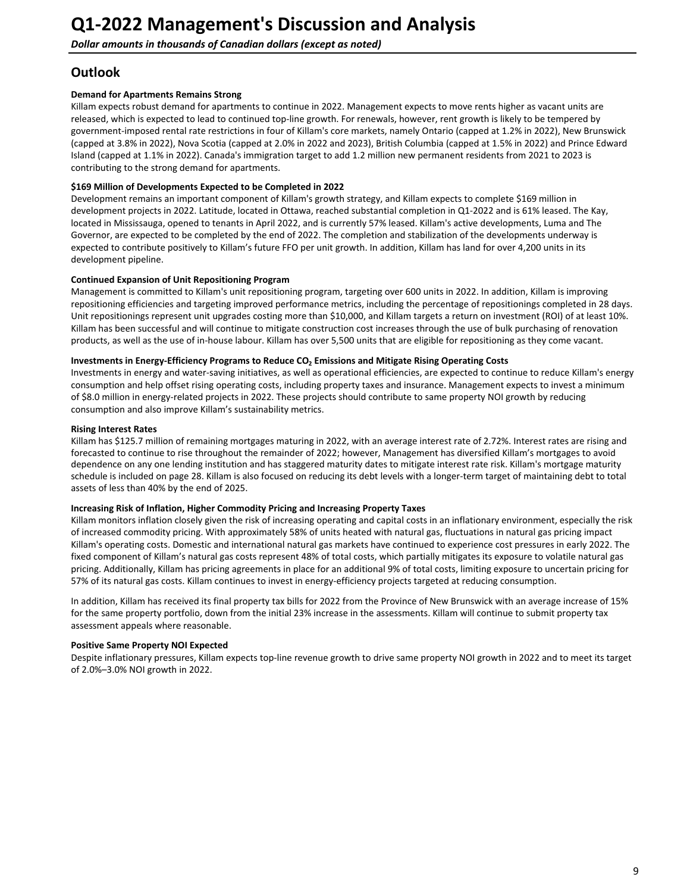# Q1-2022 Management's Discussion and Analysis

*Dollar amounts in thousands of Canadian dollars (except as noted)*

## Outlook

**Demand for Apartments Remains Strong**

Killam expects robust demand for apartments to continue in 2022. Management expects to move rents higher as vacant units are released, which is expected to lead to continued top-line growth. For renewals, however, rent growth is likely to be tempered by government-imposed rental rate restrictions in four of Killam's core markets, namely Ontario (capped at 1.2% in 2022), New Brunswick (capped at 3.8% in 2022), Nova Scotia (capped at 2.0% in 2022 and 2023), British Columbia (capped at 1.5% in 2022) and Prince Edward Island (capped at 1.1% in 2022). Canada's immigration target to add 1.2 million new permanent residents from 2021 to 2023 is contributing to the strong demand for apartments.

**$169 Million of Developments Expected to be Completed in 2022**

Development remains an important component of Killam's growth strategy, and Killam expects to complete $169 million in development projects in 2022. Latitude, located in Ottawa, reached substantial completion in Q1-2022 and is 61% leased. The Kay, located in Mississauga, opened to tenants in April 2022, and is currently 57% leased. Killam's active developments, Luma and The Governor, are expected to be completed by the end of 2022. The completion and stabilization of the developments underway is expected to contribute positively to Killam's future FFO per unit growth. In addition, Killam has land for over 4,200 units in its development pipeline.

**Continued Expansion of Unit Repositioning Program**

Management is committed to Killam's unit repositioning program, targeting over 600 units in 2022. In addition, Killam is improving repositioning efficiencies and targeting improved performance metrics, including the percentage of repositionings completed in 28 days. Unit repositionings represent unit upgrades costing more than $10,000, and Killam targets a return on investment (ROI) of at least 10%. Killam has been successful and will continue to mitigate construction cost increases through the use of bulk purchasing of renovation products, as well as the use of in-house labour. Killam has over 5,500 units that are eligible for repositioning as they come vacant.

**Investments in Energy-Efficiency Programs to Reduce $CO_2$ Emissions and Mitigate Rising Operating Costs**

Investments in energy and water-saving initiatives, as well as operational efficiencies, are expected to continue to reduce Killam's energy consumption and help offset rising operating costs, including property taxes and insurance. Management expects to invest a minimum of $8.0 million in energy-related projects in 2022. These projects should contribute to same property NOI growth by reducing consumption and also improve Killam's sustainability metrics.

**Rising Interest Rates**

Killam has $125.7 million of remaining mortgages maturing in 2022, with an average interest rate of 2.72%. Interest rates are rising and forecasted to continue to rise throughout the remainder of 2022; however, Management has diversified Killam's mortgages to avoid dependence on any one lending institution and has staggered maturity dates to mitigate interest rate risk. Killam's mortgage maturity schedule is included on page 28. Killam is also focused on reducing its debt levels with a longer-term target of maintaining debt to total assets of less than 40% by the end of 2025.

**Increasing Risk of Inflation, Higher Commodity Pricing and Increasing Property Taxes**

Killam monitors inflation closely given the risk of increasing operating and capital costs in an inflationary environment, especially the risk of increased commodity pricing. With approximately 58% of units heated with natural gas, fluctuations in natural gas pricing impact Killam's operating costs. Domestic and international natural gas markets have continued to experience cost pressures in early 2022. The fixed component of Killam's natural gas costs represent 48% of total costs, which partially mitigates its exposure to volatile natural gas pricing. Additionally, Killam has pricing agreements in place for an additional 9% of total costs, limiting exposure to uncertain pricing for 57% of its natural gas costs. Killam continues to invest in energy-efficiency projects targeted at reducing consumption.

In addition, Killam has received its final property tax bills for 2022 from the Province of New Brunswick with an average increase of 15% for the same property portfolio, down from the initial 23% increase in the assessments. Killam will continue to submit property tax assessment appeals where reasonable.

**Positive Same Property NOI Expected**

Despite inflationary pressures, Killam expects top-line revenue growth to drive same property NOI growth in 2022 and to meet its target of 2.0%–3.0% NOI growth in 2022.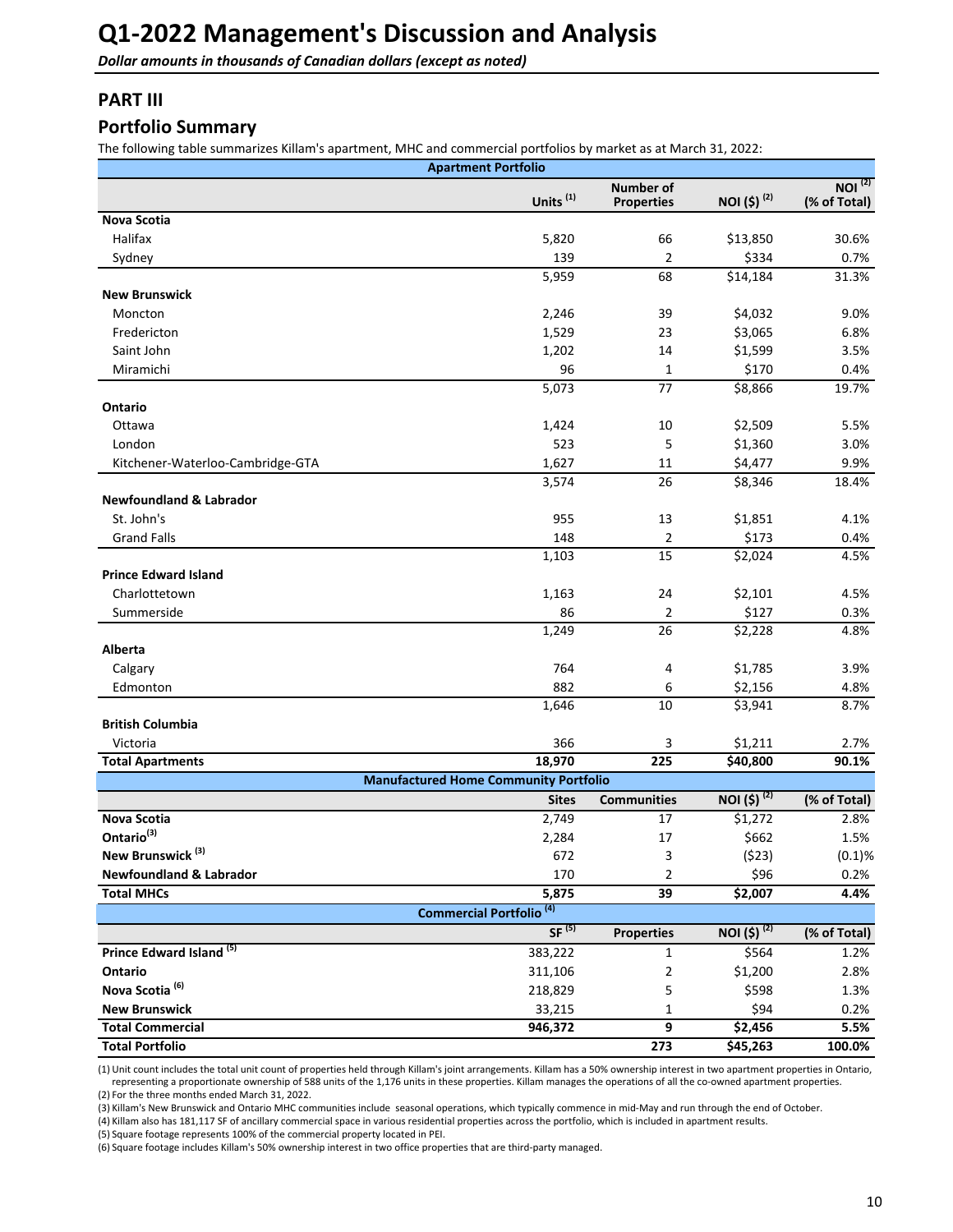# Q1-2022 Management's Discussion and Analysis

*Dollar amounts in thousands of Canadian dollars (except as noted)*

## PART III

## Portfolio Summary

The following table summarizes Killam's apartment, MHC and commercial portfolios by market as at March 31, 2022:

| Apartment Portfolio | | | | |
|---|---|---|---|---|
| | Units [(1)] | Number of Properties | NOI ($) [(2)] | NOI [(2)] (% of Total) |
| **Nova Scotia** | | | | |
| Halifax | 5,820 | 66 | $13,850 | 30.6% |
| Sydney | 139 | 2 | $334 | 0.7% |
| | 5,959 | 68 | $14,184 | 31.3% |
| **New Brunswick** | | | | |
| Moncton | 2,246 | 39 | $4,032 | 9.0% |
| Fredericton | 1,529 | 23 | $3,065 | 6.8% |
| Saint John | 1,202 | 14 | $1,599 | 3.5% |
| Miramichi | 96 | 1 | $170 | 0.4% |
| | 5,073 | 77 | $8,866 | 19.7% |
| **Ontario** | | | | |
| Ottawa | 1,424 | 10 | $2,509 | 5.5% |
| London | 523 | 5 | $1,360 | 3.0% |
| Kitchener-Waterloo-Cambridge-GTA | 1,627 | 11 | $4,477 | 9.9% |
| | 3,574 | 26 | $8,346 | 18.4% |
| **Newfoundland & Labrador** | | | | |
| St. John's | 955 | 13 | $1,851 | 4.1% |
| Grand Falls | 148 | 2 | $173 | 0.4% |
| | 1,103 | 15 | $2,024 | 4.5% |
| **Prince Edward Island** | | | | |
| Charlottetown | 1,163 | 24 | $2,101 | 4.5% |
| Summerside | 86 | 2 | $127 | 0.3% |
| | 1,249 | 26 | $2,228 | 4.8% |
| **Alberta** | | | | |
| Calgary | 764 | 4 | $1,785 | 3.9% |
| Edmonton | 882 | 6 | $2,156 | 4.8% |
| | 1,646 | 10 | $3,941 | 8.7% |
| **British Columbia** | | | | |
| Victoria | 366 | 3 | $1,211 | 2.7% |
| **Total Apartments** | **18,970** | **225** | **$40,800** | **90.1%** |
| **Manufactured Home Community Portfolio** | | | | |
| | **Sites** | **Communities** | **NOI ($) [(2)]** | **(% of Total)** |
| **Nova Scotia** | 2,749 | 17 | $1,272 | 2.8% |
| **Ontario[(3)]** | 2,284 | 17 | $662 | 1.5% |
| **New Brunswick [(3)]** | 672 | 3 | ($23) | (0.1)% |
| **Newfoundland & Labrador** | 170 | 2 | $96 | 0.2% |
| **Total MHCs** | **5,875** | **39** | **$2,007** | **4.4%** |
| **Commercial Portfolio [(4)]** | | | | |
| | **SF [(5)]** | **Properties** | **NOI ($) [(2)]** | **(% of Total)** |
| **Prince Edward Island [(5)]** | 383,222 | 1 | $564 | 1.2% |
| **Ontario** | 311,106 | 2 | $1,200 | 2.8% |
| **Nova Scotia [(6)]** | 218,829 | 5 | $598 | 1.3% |
| **New Brunswick** | 33,215 | 1 | $94 | 0.2% |
| **Total Commercial** | **946,372** | **9** | **$2,456** | **5.5%** |
| **Total Portfolio** | | **273** | **$45,263** | **100.0%** |

(1) Unit count includes the total unit count of properties held through Killam's joint arrangements. Killam has a 50% ownership interest in two apartment properties in Ontario, representing a proportionate ownership of 588 units of the 1,176 units in these properties. Killam manages the operations of all the co-owned apartment properties.

(2) For the three months ended March 31, 2022.

(3) Killam's New Brunswick and Ontario MHC communities include seasonal operations, which typically commence in mid-May and run through the end of October.

(4) Killam also has 181,117 SF of ancillary commercial space in various residential properties across the portfolio, which is included in apartment results.

(5) Square footage represents 100% of the commercial property located in PEI.

(6) Square footage includes Killam's 50% ownership interest in two office properties that are third-party managed.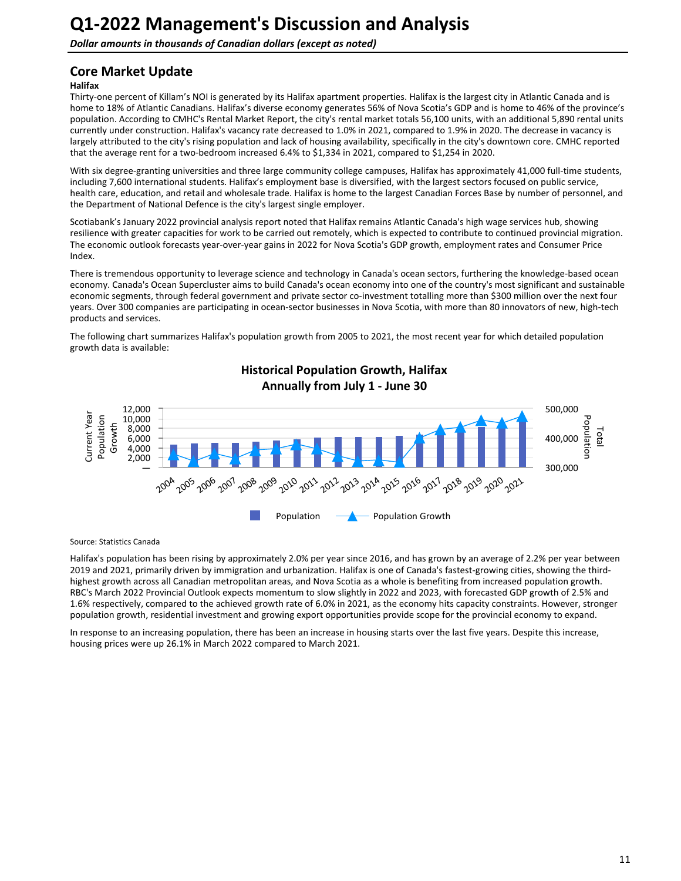# Q1-2022 Management's Discussion and Analysis

*Dollar amounts in thousands of Canadian dollars (except as noted)*

## Core Market Update

**Halifax**

Thirty-one percent of Killam's NOI is generated by its Halifax apartment properties. Halifax is the largest city in Atlantic Canada and is home to 18% of Atlantic Canadians. Halifax's diverse economy generates 56% of Nova Scotia's GDP and is home to 46% of the province's population. According to CMHC's Rental Market Report, the city's rental market totals 56,100 units, with an additional 5,890 rental units currently under construction. Halifax's vacancy rate decreased to 1.0% in 2021, compared to 1.9% in 2020. The decrease in vacancy is largely attributed to the city's rising population and lack of housing availability, specifically in the city's downtown core. CMHC reported that the average rent for a two-bedroom increased 6.4% to $1,334 in 2021, compared to $1,254 in 2020.

With six degree-granting universities and three large community college campuses, Halifax has approximately 41,000 full-time students, including 7,600 international students. Halifax's employment base is diversified, with the largest sectors focused on public service, health care, education, and retail and wholesale trade. Halifax is home to the largest Canadian Forces Base by number of personnel, and the Department of National Defence is the city's largest single employer.

Scotiabank's January 2022 provincial analysis report noted that Halifax remains Atlantic Canada's high wage services hub, showing resilience with greater capacities for work to be carried out remotely, which is expected to contribute to continued provincial migration. The economic outlook forecasts year-over-year gains in 2022 for Nova Scotia's GDP growth, employment rates and Consumer Price Index.

There is tremendous opportunity to leverage science and technology in Canada's ocean sectors, furthering the knowledge-based ocean economy. Canada's Ocean Supercluster aims to build Canada's ocean economy into one of the country's most significant and sustainable economic segments, through federal government and private sector co-investment totalling more than $300 million over the next four years. Over 300 companies are participating in ocean-sector businesses in Nova Scotia, with more than 80 innovators of new, high-tech products and services.

The following chart summarizes Halifax's population growth from 2005 to 2021, the most recent year for which detailed population growth data is available:

**Historical Population Growth, Halifax**
**Annually from July 1 - June 30**

Source: Statistics Canada

Halifax's population has been rising by approximately 2.0% per year since 2016, and has grown by an average of 2.2% per year between 2019 and 2021, primarily driven by immigration and urbanization. Halifax is one of Canada's fastest-growing cities, showing the third-highest growth across all Canadian metropolitan areas, and Nova Scotia as a whole is benefiting from increased population growth. RBC's March 2022 Provincial Outlook expects momentum to slow slightly in 2022 and 2023, with forecasted GDP growth of 2.5% and 1.6% respectively, compared to the achieved growth rate of 6.0% in 2021, as the economy hits capacity constraints. However, stronger population growth, residential investment and growing export opportunities provide scope for the provincial economy to expand.

In response to an increasing population, there has been an increase in housing starts over the last five years. Despite this increase, housing prices were up 26.1% in March 2022 compared to March 2021.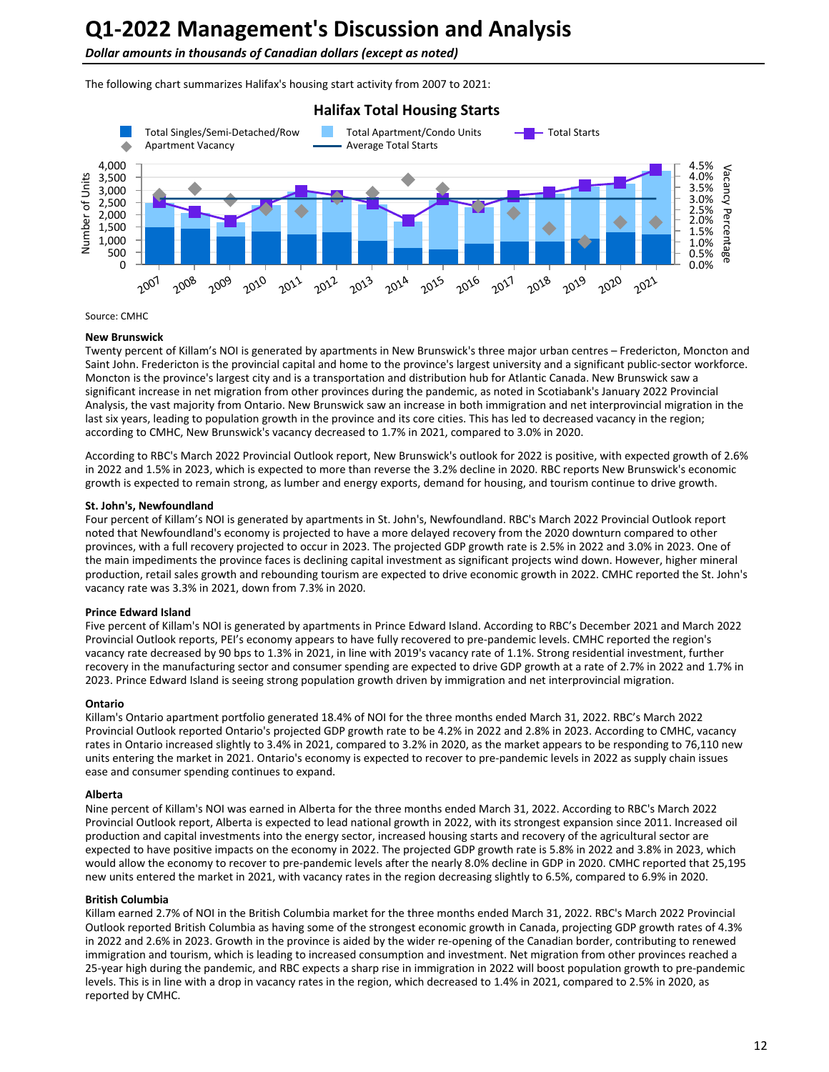# Q1-2022 Management's Discussion and Analysis

*Dollar amounts in thousands of Canadian dollars (except as noted)*

The following chart summarizes Halifax's housing start activity from 2007 to 2021:

**Halifax Total Housing Starts**

Source: CMHC

**New Brunswick**

Twenty percent of Killam's NOI is generated by apartments in New Brunswick's three major urban centres – Fredericton, Moncton and Saint John. Fredericton is the provincial capital and home to the province's largest university and a significant public-sector workforce. Moncton is the province's largest city and is a transportation and distribution hub for Atlantic Canada. New Brunswick saw a significant increase in net migration from other provinces during the pandemic, as noted in Scotiabank's January 2022 Provincial Analysis, the vast majority from Ontario. New Brunswick saw an increase in both immigration and net interprovincial migration in the last six years, leading to population growth in the province and its core cities. This has led to decreased vacancy in the region; according to CMHC, New Brunswick's vacancy decreased to 1.7% in 2021, compared to 3.0% in 2020.

According to RBC's March 2022 Provincial Outlook report, New Brunswick's outlook for 2022 is positive, with expected growth of 2.6% in 2022 and 1.5% in 2023, which is expected to more than reverse the 3.2% decline in 2020. RBC reports New Brunswick's economic growth is expected to remain strong, as lumber and energy exports, demand for housing, and tourism continue to drive growth.

**St. John's, Newfoundland**

Four percent of Killam's NOI is generated by apartments in St. John's, Newfoundland. RBC's March 2022 Provincial Outlook report noted that Newfoundland's economy is projected to have a more delayed recovery from the 2020 downturn compared to other provinces, with a full recovery projected to occur in 2023. The projected GDP growth rate is 2.5% in 2022 and 3.0% in 2023. One of the main impediments the province faces is declining capital investment as significant projects wind down. However, higher mineral production, retail sales growth and rebounding tourism are expected to drive economic growth in 2022. CMHC reported the St. John's vacancy rate was 3.3% in 2021, down from 7.3% in 2020.

**Prince Edward Island**

Five percent of Killam's NOI is generated by apartments in Prince Edward Island. According to RBC's December 2021 and March 2022 Provincial Outlook reports, PEI's economy appears to have fully recovered to pre-pandemic levels. CMHC reported the region's vacancy rate decreased by 90 bps to 1.3% in 2021, in line with 2019's vacancy rate of 1.1%. Strong residential investment, further recovery in the manufacturing sector and consumer spending are expected to drive GDP growth at a rate of 2.7% in 2022 and 1.7% in 2023. Prince Edward Island is seeing strong population growth driven by immigration and net interprovincial migration.

**Ontario**

Killam's Ontario apartment portfolio generated 18.4% of NOI for the three months ended March 31, 2022. RBC's March 2022 Provincial Outlook reported Ontario's projected GDP growth rate to be 4.2% in 2022 and 2.8% in 2023. According to CMHC, vacancy rates in Ontario increased slightly to 3.4% in 2021, compared to 3.2% in 2020, as the market appears to be responding to 76,110 new units entering the market in 2021. Ontario's economy is expected to recover to pre-pandemic levels in 2022 as supply chain issues ease and consumer spending continues to expand.

**Alberta**

Nine percent of Killam's NOI was earned in Alberta for the three months ended March 31, 2022. According to RBC's March 2022 Provincial Outlook report, Alberta is expected to lead national growth in 2022, with its strongest expansion since 2011. Increased oil production and capital investments into the energy sector, increased housing starts and recovery of the agricultural sector are expected to have positive impacts on the economy in 2022. The projected GDP growth rate is 5.8% in 2022 and 3.8% in 2023, which would allow the economy to recover to pre-pandemic levels after the nearly 8.0% decline in GDP in 2020. CMHC reported that 25,195 new units entered the market in 2021, with vacancy rates in the region decreasing slightly to 6.5%, compared to 6.9% in 2020.

**British Columbia**

Killam earned 2.7% of NOI in the British Columbia market for the three months ended March 31, 2022. RBC's March 2022 Provincial Outlook reported British Columbia as having some of the strongest economic growth in Canada, projecting GDP growth rates of 4.3% in 2022 and 2.6% in 2023. Growth in the province is aided by the wider re-opening of the Canadian border, contributing to renewed immigration and tourism, which is leading to increased consumption and investment. Net migration from other provinces reached a 25-year high during the pandemic, and RBC expects a sharp rise in immigration in 2022 will boost population growth to pre-pandemic levels. This is in line with a drop in vacancy rates in the region, which decreased to 1.4% in 2021, compared to 2.5% in 2020, as reported by CMHC.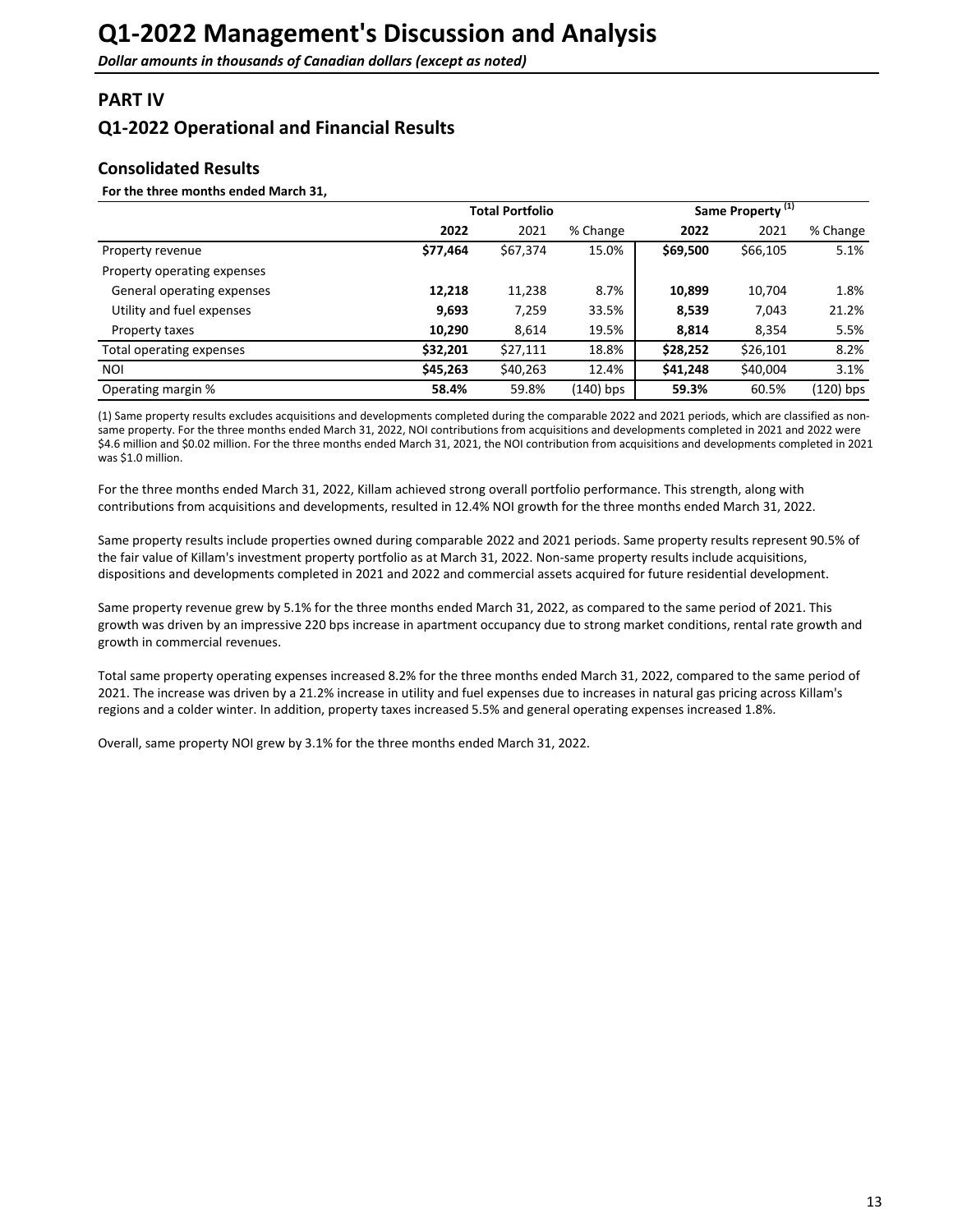# Q1-2022 Management's Discussion and Analysis

***Dollar amounts in thousands of Canadian dollars (except as noted)***

## PART IV

## Q1-2022 Operational and Financial Results

### Consolidated Results

**For the three months ended March 31,**

| | Total Portfolio | | | Same Property [1] | | |
|---|---|---|---|---|---|---|
| | **2022** | 2021 | % Change | **2022** | 2021 | % Change |
| Property revenue | **$77,464** | $67,374 | 15.0% | **$69,500** | $66,105 | 5.1% |
| Property operating expenses | | | | | | |
| General operating expenses | **12,218** | 11,238 | 8.7% | **10,899** | 10,704 | 1.8% |
| Utility and fuel expenses | **9,693** | 7,259 | 33.5% | **8,539** | 7,043 | 21.2% |
| Property taxes | **10,290** | 8,614 | 19.5% | **8,814** | 8,354 | 5.5% |
| Total operating expenses | **$32,201** | $27,111 | 18.8% | **$28,252** | $26,101 | 8.2% |
| NOI | **$45,263** | $40,263 | 12.4% | **$41,248** | $40,004 | 3.1% |
| Operating margin % | **58.4%** | 59.8% | (140) bps | **59.3%** | 60.5% | (120) bps |

(1) Same property results excludes acquisitions and developments completed during the comparable 2022 and 2021 periods, which are classified as non-same property. For the three months ended March 31, 2022, NOI contributions from acquisitions and developments completed in 2021 and 2022 were $4.6 million and $0.02 million. For the three months ended March 31, 2021, the NOI contribution from acquisitions and developments completed in 2021 was $1.0 million.

For the three months ended March 31, 2022, Killam achieved strong overall portfolio performance. This strength, along with contributions from acquisitions and developments, resulted in 12.4% NOI growth for the three months ended March 31, 2022.

Same property results include properties owned during comparable 2022 and 2021 periods. Same property results represent 90.5% of the fair value of Killam's investment property portfolio as at March 31, 2022. Non-same property results include acquisitions, dispositions and developments completed in 2021 and 2022 and commercial assets acquired for future residential development.

Same property revenue grew by 5.1% for the three months ended March 31, 2022, as compared to the same period of 2021. This growth was driven by an impressive 220 bps increase in apartment occupancy due to strong market conditions, rental rate growth and growth in commercial revenues.

Total same property operating expenses increased 8.2% for the three months ended March 31, 2022, compared to the same period of 2021. The increase was driven by a 21.2% increase in utility and fuel expenses due to increases in natural gas pricing across Killam's regions and a colder winter. In addition, property taxes increased 5.5% and general operating expenses increased 1.8%.

Overall, same property NOI grew by 3.1% for the three months ended March 31, 2022.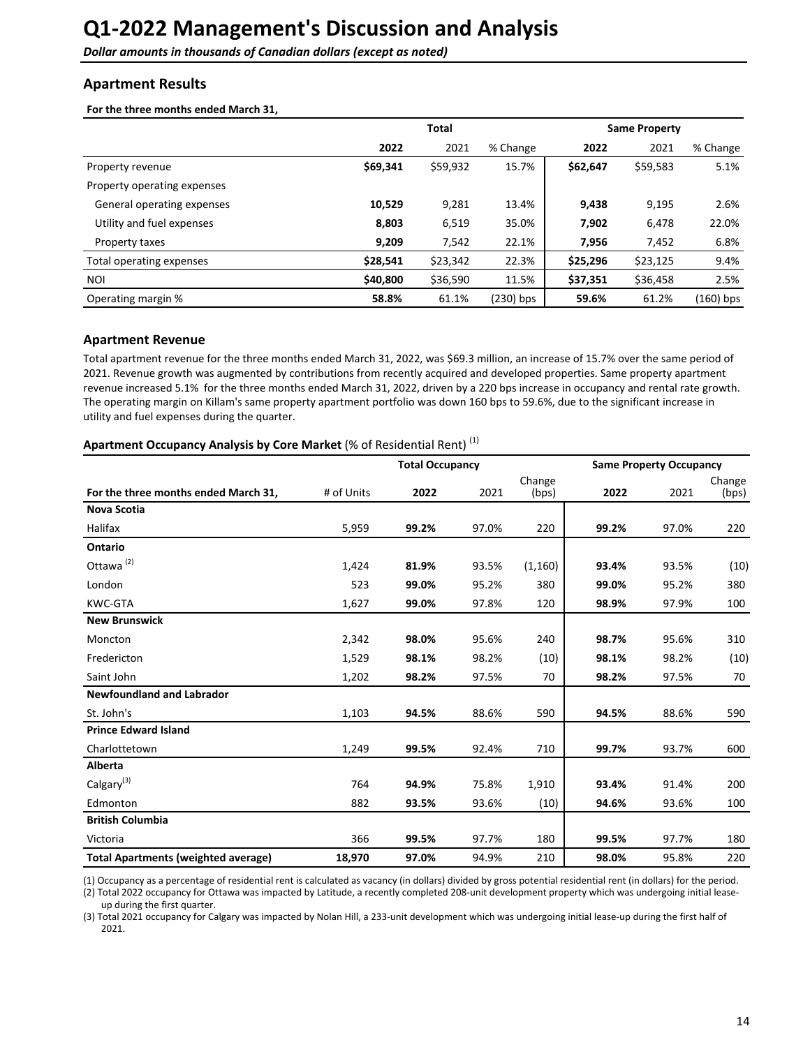# Q1-2022 Management's Discussion and Analysis

***Dollar amounts in thousands of Canadian dollars (except as noted)***

## Apartment Results

**For the three months ended March 31,**

| | Total | | | Same Property | | |
|---|---|---|---|---|---|---|
| | **2022** | 2021 | % Change | **2022** | 2021 | % Change |
| Property revenue | **$69,341** | $59,932 | 15.7% | **$62,647** | $59,583 | 5.1% |
| Property operating expenses | | | | | | |
| General operating expenses | **10,529** | 9,281 | 13.4% | **9,438** | 9,195 | 2.6% |
| Utility and fuel expenses | **8,803** | 6,519 | 35.0% | **7,902** | 6,478 | 22.0% |
| Property taxes | **9,209** | 7,542 | 22.1% | **7,956** | 7,452 | 6.8% |
| Total operating expenses | **$28,541** | $23,342 | 22.3% | **$25,296** | $23,125 | 9.4% |
| NOI | **$40,800** | $36,590 | 11.5% | **$37,351** | $36,458 | 2.5% |
| Operating margin % | **58.8%** | 61.1% | (230) bps | **59.6%** | 61.2% | (160) bps |

## Apartment Revenue

Total apartment revenue for the three months ended March 31, 2022, was $69.3 million, an increase of 15.7% over the same period of 2021. Revenue growth was augmented by contributions from recently acquired and developed properties. Same property apartment revenue increased 5.1% for the three months ended March 31, 2022, driven by a 220 bps increase in occupancy and rental rate growth. The operating margin on Killam's same property apartment portfolio was down 160 bps to 59.6%, due to the significant increase in utility and fuel expenses during the quarter.

**Apartment Occupancy Analysis by Core Market** (% of Residential Rent) [(1)]

| For the three months ended March 31, | # of Units | Total Occupancy | | | Same Property Occupancy | | |
|---|---|---|---|---|---|---|---|
| | | **2022** | 2021 | Change (bps) | **2022** | 2021 | Change (bps) |
| **Nova Scotia** | | | | | | | |
| Halifax | 5,959 | **99.2%** | 97.0% | 220 | **99.2%** | 97.0% | 220 |
| **Ontario** | | | | | | | |
| Ottawa [(2)] | 1,424 | **81.9%** | 93.5% | (1,160) | **93.4%** | 93.5% | (10) |
| London | 523 | **99.0%** | 95.2% | 380 | **99.0%** | 95.2% | 380 |
| KWC-GTA | 1,627 | **99.0%** | 97.8% | 120 | **98.9%** | 97.9% | 100 |
| **New Brunswick** | | | | | | | |
| Moncton | 2,342 | **98.0%** | 95.6% | 240 | **98.7%** | 95.6% | 310 |
| Fredericton | 1,529 | **98.1%** | 98.2% | (10) | **98.1%** | 98.2% | (10) |
| Saint John | 1,202 | **98.2%** | 97.5% | 70 | **98.2%** | 97.5% | 70 |
| **Newfoundland and Labrador** | | | | | | | |
| St. John's | 1,103 | **94.5%** | 88.6% | 590 | **94.5%** | 88.6% | 590 |
| **Prince Edward Island** | | | | | | | |
| Charlottetown | 1,249 | **99.5%** | 92.4% | 710 | **99.7%** | 93.7% | 600 |
| **Alberta** | | | | | | | |
| Calgary[(3)] | 764 | **94.9%** | 75.8% | 1,910 | **93.4%** | 91.4% | 200 |
| Edmonton | 882 | **93.5%** | 93.6% | (10) | **94.6%** | 93.6% | 100 |
| **British Columbia** | | | | | | | |
| Victoria | 366 | **99.5%** | 97.7% | 180 | **99.5%** | 97.7% | 180 |
| **Total Apartments (weighted average)** | **18,970** | **97.0%** | 94.9% | 210 | **98.0%** | 95.8% | 220 |

(1) Occupancy as a percentage of residential rent is calculated as vacancy (in dollars) divided by gross potential residential rent (in dollars) for the period.

(2) Total 2022 occupancy for Ottawa was impacted by Latitude, a recently completed 208-unit development property which was undergoing initial lease-up during the first quarter.

(3) Total 2021 occupancy for Calgary was impacted by Nolan Hill, a 233-unit development which was undergoing initial lease-up during the first half of 2021.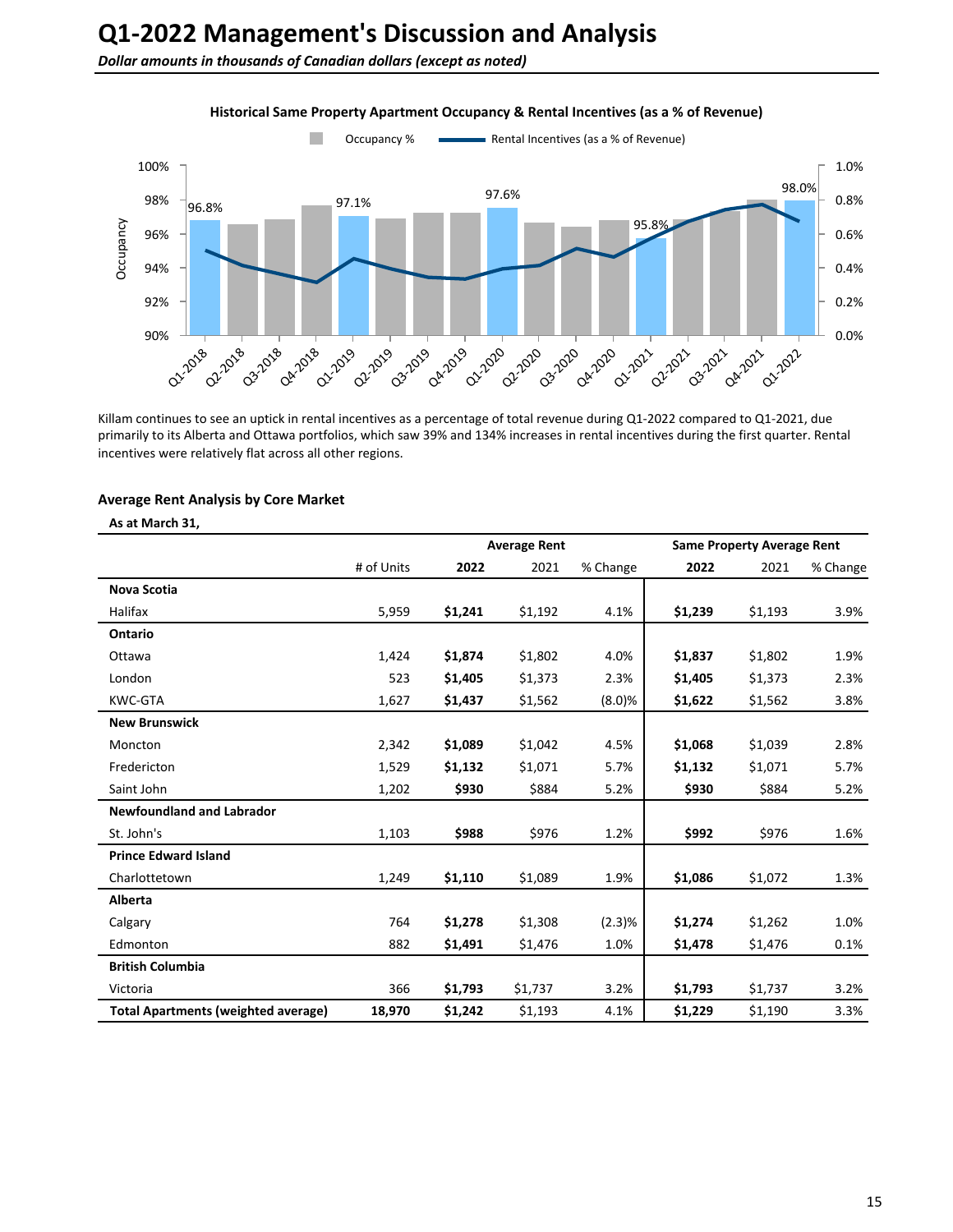# Q1-2022 Management's Discussion and Analysis

*Dollar amounts in thousands of Canadian dollars (except as noted)*

**Historical Same Property Apartment Occupancy & Rental Incentives (as a % of Revenue)**

Killam continues to see an uptick in rental incentives as a percentage of total revenue during Q1-2022 compared to Q1-2021, due primarily to its Alberta and Ottawa portfolios, which saw 39% and 134% increases in rental incentives during the first quarter. Rental incentives were relatively flat across all other regions.

### Average Rent Analysis by Core Market

**As at March 31,**

| | | Average Rent | | | Same Property Average Rent | | |
|---|---|---|---|---|---|---|---|
| | # of Units | 2022 | 2021 | % Change | 2022 | 2021 | % Change |
| **Nova Scotia** | | | | | | | |
| Halifax | 5,959 | **$1,241** | $1,192 | 4.1% | **$1,239** | $1,193 | 3.9% |
| **Ontario** | | | | | | | |
| Ottawa | 1,424 | **$1,874** | $1,802 | 4.0% | **$1,837** | $1,802 | 1.9% |
| London | 523 | **$1,405** | $1,373 | 2.3% | **$1,405** | $1,373 | 2.3% |
| KWC-GTA | 1,627 | **$1,437** | $1,562 | (8.0)% | **$1,622** | $1,562 | 3.8% |
| **New Brunswick** | | | | | | | |
| Moncton | 2,342 | **$1,089** | $1,042 | 4.5% | **$1,068** | $1,039 | 2.8% |
| Fredericton | 1,529 | **$1,132** | $1,071 | 5.7% | **$1,132** | $1,071 | 5.7% |
| Saint John | 1,202 | **$930** | $884 | 5.2% | **$930** | $884 | 5.2% |
| **Newfoundland and Labrador** | | | | | | | |
| St. John's | 1,103 | **$988** | $976 | 1.2% | **$992** | $976 | 1.6% |
| **Prince Edward Island** | | | | | | | |
| Charlottetown | 1,249 | **$1,110** | $1,089 | 1.9% | **$1,086** | $1,072 | 1.3% |
| **Alberta** | | | | | | | |
| Calgary | 764 | **$1,278** | $1,308 | (2.3)% | **$1,274** | $1,262 | 1.0% |
| Edmonton | 882 | **$1,491** | $1,476 | 1.0% | **$1,478** | $1,476 | 0.1% |
| **British Columbia** | | | | | | | |
| Victoria | 366 | **$1,793** | $1,737 | 3.2% | **$1,793** | $1,737 | 3.2% |
| **Total Apartments (weighted average)** | **18,970** | **$1,242** | $1,193 | 4.1% | **$1,229** | $1,190 | 3.3% |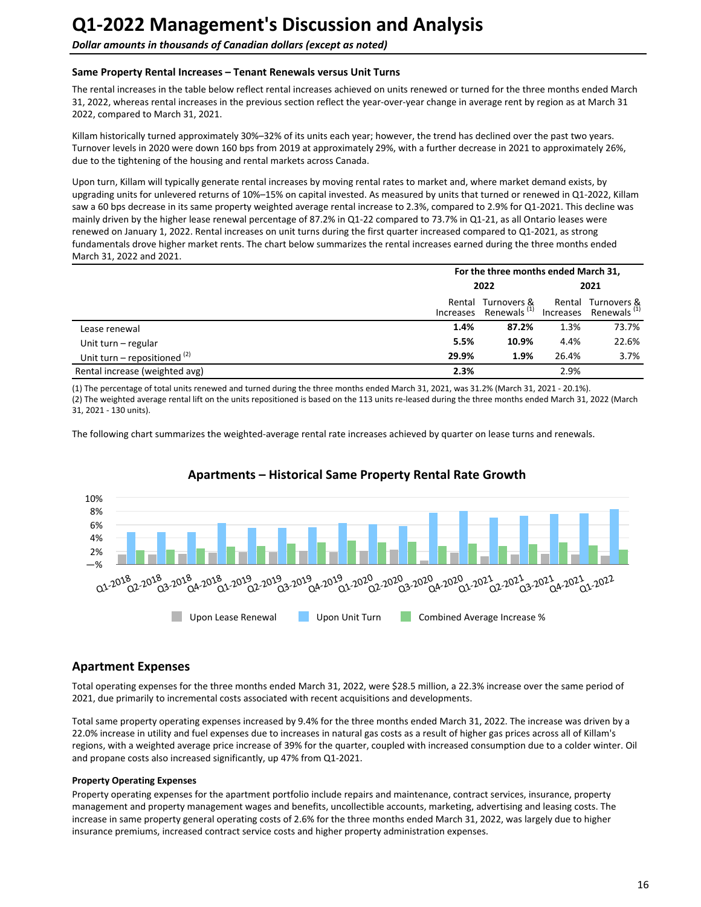# Q1-2022 Management's Discussion and Analysis

*Dollar amounts in thousands of Canadian dollars (except as noted)*

#### Same Property Rental Increases – Tenant Renewals versus Unit Turns

The rental increases in the table below reflect rental increases achieved on units renewed or turned for the three months ended March 31, 2022, whereas rental increases in the previous section reflect the year-over-year change in average rent by region as at March 31 2022, compared to March 31, 2021.

Killam historically turned approximately 30%–32% of its units each year; however, the trend has declined over the past two years. Turnover levels in 2020 were down 160 bps from 2019 at approximately 29%, with a further decrease in 2021 to approximately 26%, due to the tightening of the housing and rental markets across Canada.

Upon turn, Killam will typically generate rental increases by moving rental rates to market and, where market demand exists, by upgrading units for unlevered returns of 10%–15% on capital invested. As measured by units that turned or renewed in Q1-2022, Killam saw a 60 bps decrease in its same property weighted average rental increase to 2.3%, compared to 2.9% for Q1-2021. This decline was mainly driven by the higher lease renewal percentage of 87.2% in Q1-22 compared to 73.7% in Q1-21, as all Ontario leases were renewed on January 1, 2022. Rental increases on unit turns during the first quarter increased compared to Q1-2021, as strong fundamentals drove higher market rents. The chart below summarizes the rental increases earned during the three months ended March 31, 2022 and 2021.

| | For the three months ended March 31, | | | |
|---|---|---|---|---|
| | 2022 | | 2021 | |
| | Rental Increases | Turnovers & Renewals [1] | Rental Increases | Turnovers & Renewals [1] |
| Lease renewal | **1.4%** | **87.2%** | 1.3% | 73.7% |
| Unit turn – regular | **5.5%** | **10.9%** | 4.4% | 22.6% |
| Unit turn – repositioned [2] | **29.9%** | **1.9%** | 26.4% | 3.7% |
| Rental increase (weighted avg) | **2.3%** | | 2.9% | |

(1) The percentage of total units renewed and turned during the three months ended March 31, 2021, was 31.2% (March 31, 2021 - 20.1%).

(2) The weighted average rental lift on the units repositioned is based on the 113 units re-leased during the three months ended March 31, 2022 (March 31, 2021 - 130 units).

The following chart summarizes the weighted-average rental rate increases achieved by quarter on lease turns and renewals.

**Apartments – Historical Same Property Rental Rate Growth**

## Apartment Expenses

Total operating expenses for the three months ended March 31, 2022, were $28.5 million, a 22.3% increase over the same period of 2021, due primarily to incremental costs associated with recent acquisitions and developments.

Total same property operating expenses increased by 9.4% for the three months ended March 31, 2022. The increase was driven by a 22.0% increase in utility and fuel expenses due to increases in natural gas costs as a result of higher gas prices across all of Killam's regions, with a weighted average price increase of 39% for the quarter, coupled with increased consumption due to a colder winter. Oil and propane costs also increased significantly, up 47% from Q1-2021.

#### Property Operating Expenses

Property operating expenses for the apartment portfolio include repairs and maintenance, contract services, insurance, property management and property management wages and benefits, uncollectible accounts, marketing, advertising and leasing costs. The increase in same property general operating costs of 2.6% for the three months ended March 31, 2022, was largely due to higher insurance premiums, increased contract service costs and higher property administration expenses.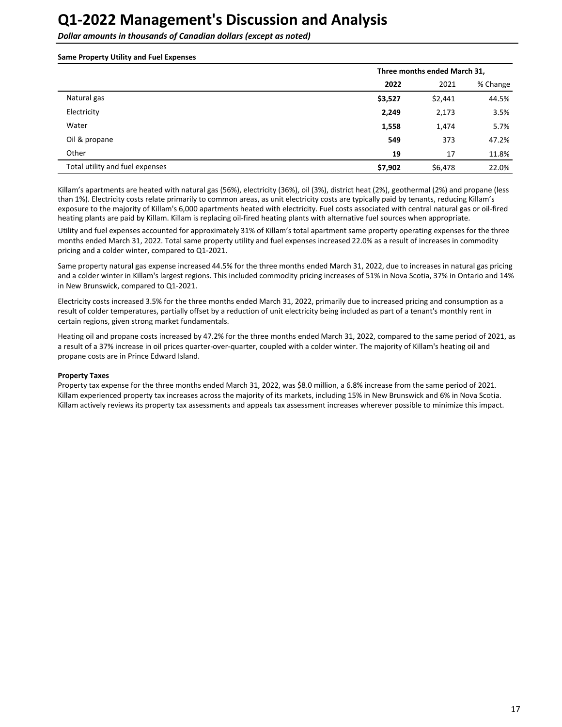# Q1-2022 Management's Discussion and Analysis

***Dollar amounts in thousands of Canadian dollars (except as noted)***

**Same Property Utility and Fuel Expenses**

| | Three months ended March 31, | | |
|---|---|---|---|
| | **2022** | 2021 | % Change |
| Natural gas | **$3,527** | $2,441 | 44.5% |
| Electricity | **2,249** | 2,173 | 3.5% |
| Water | **1,558** | 1,474 | 5.7% |
| Oil & propane | **549** | 373 | 47.2% |
| Other | **19** | 17 | 11.8% |
| Total utility and fuel expenses | **$7,902** | $6,478 | 22.0% |

Killam's apartments are heated with natural gas (56%), electricity (36%), oil (3%), district heat (2%), geothermal (2%) and propane (less than 1%). Electricity costs relate primarily to common areas, as unit electricity costs are typically paid by tenants, reducing Killam's exposure to the majority of Killam's 6,000 apartments heated with electricity. Fuel costs associated with central natural gas or oil-fired heating plants are paid by Killam. Killam is replacing oil-fired heating plants with alternative fuel sources when appropriate.

Utility and fuel expenses accounted for approximately 31% of Killam's total apartment same property operating expenses for the three months ended March 31, 2022. Total same property utility and fuel expenses increased 22.0% as a result of increases in commodity pricing and a colder winter, compared to Q1-2021.

Same property natural gas expense increased 44.5% for the three months ended March 31, 2022, due to increases in natural gas pricing and a colder winter in Killam's largest regions. This included commodity pricing increases of 51% in Nova Scotia, 37% in Ontario and 14% in New Brunswick, compared to Q1-2021.

Electricity costs increased 3.5% for the three months ended March 31, 2022, primarily due to increased pricing and consumption as a result of colder temperatures, partially offset by a reduction of unit electricity being included as part of a tenant's monthly rent in certain regions, given strong market fundamentals.

Heating oil and propane costs increased by 47.2% for the three months ended March 31, 2022, compared to the same period of 2021, as a result of a 37% increase in oil prices quarter-over-quarter, coupled with a colder winter. The majority of Killam's heating oil and propane costs are in Prince Edward Island.

**Property Taxes**

Property tax expense for the three months ended March 31, 2022, was $8.0 million, a 6.8% increase from the same period of 2021. Killam experienced property tax increases across the majority of its markets, including 15% in New Brunswick and 6% in Nova Scotia. Killam actively reviews its property tax assessments and appeals tax assessment increases wherever possible to minimize this impact.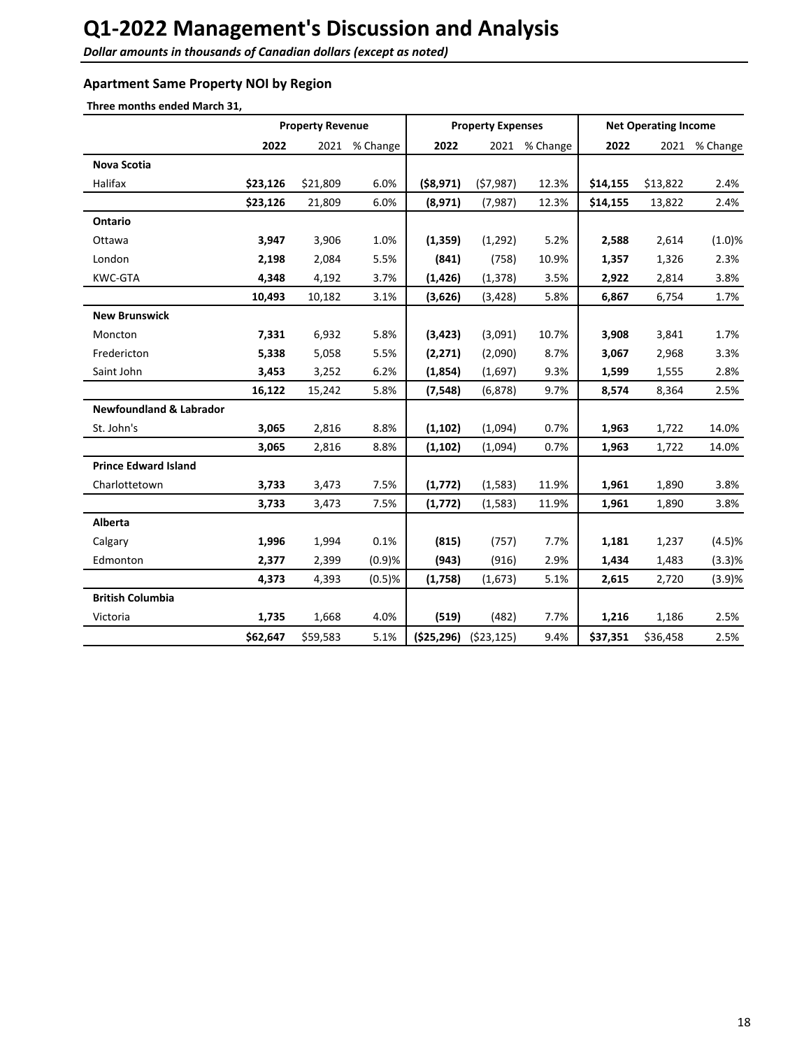# Q1-2022 Management's Discussion and Analysis

*Dollar amounts in thousands of Canadian dollars (except as noted)*

### Apartment Same Property NOI by Region

**Three months ended March 31,**

| | Property Revenue | | | Property Expenses | | | Net Operating Income | | |
|---|---|---|---|---|---|---|---|---|---|
| | **2022** | 2021 | % Change | **2022** | 2021 | % Change | **2022** | 2021 | % Change |
| **Nova Scotia** | | | | | | | | | |
| Halifax | **$23,126** | $21,809 | 6.0% | **($8,971)** | ($7,987) | 12.3% | **$14,155** | $13,822 | 2.4% |
| | **$23,126** | 21,809 | 6.0% | **(8,971)** | (7,987) | 12.3% | **$14,155** | 13,822 | 2.4% |
| **Ontario** | | | | | | | | | |
| Ottawa | **3,947** | 3,906 | 1.0% | **(1,359)** | (1,292) | 5.2% | **2,588** | 2,614 | (1.0)% |
| London | **2,198** | 2,084 | 5.5% | **(841)** | (758) | 10.9% | **1,357** | 1,326 | 2.3% |
| KWC-GTA | **4,348** | 4,192 | 3.7% | **(1,426)** | (1,378) | 3.5% | **2,922** | 2,814 | 3.8% |
| | **10,493** | 10,182 | 3.1% | **(3,626)** | (3,428) | 5.8% | **6,867** | 6,754 | 1.7% |
| **New Brunswick** | | | | | | | | | |
| Moncton | **7,331** | 6,932 | 5.8% | **(3,423)** | (3,091) | 10.7% | **3,908** | 3,841 | 1.7% |
| Fredericton | **5,338** | 5,058 | 5.5% | **(2,271)** | (2,090) | 8.7% | **3,067** | 2,968 | 3.3% |
| Saint John | **3,453** | 3,252 | 6.2% | **(1,854)** | (1,697) | 9.3% | **1,599** | 1,555 | 2.8% |
| | **16,122** | 15,242 | 5.8% | **(7,548)** | (6,878) | 9.7% | **8,574** | 8,364 | 2.5% |
| **Newfoundland & Labrador** | | | | | | | | | |
| St. John's | **3,065** | 2,816 | 8.8% | **(1,102)** | (1,094) | 0.7% | **1,963** | 1,722 | 14.0% |
| | **3,065** | 2,816 | 8.8% | **(1,102)** | (1,094) | 0.7% | **1,963** | 1,722 | 14.0% |
| **Prince Edward Island** | | | | | | | | | |
| Charlottetown | **3,733** | 3,473 | 7.5% | **(1,772)** | (1,583) | 11.9% | **1,961** | 1,890 | 3.8% |
| | **3,733** | 3,473 | 7.5% | **(1,772)** | (1,583) | 11.9% | **1,961** | 1,890 | 3.8% |
| **Alberta** | | | | | | | | | |
| Calgary | **1,996** | 1,994 | 0.1% | **(815)** | (757) | 7.7% | **1,181** | 1,237 | (4.5)% |
| Edmonton | **2,377** | 2,399 | (0.9)% | **(943)** | (916) | 2.9% | **1,434** | 1,483 | (3.3)% |
| | **4,373** | 4,393 | (0.5)% | **(1,758)** | (1,673) | 5.1% | **2,615** | 2,720 | (3.9)% |
| **British Columbia** | | | | | | | | | |
| Victoria | **1,735** | 1,668 | 4.0% | **(519)** | (482) | 7.7% | **1,216** | 1,186 | 2.5% |
| | **$62,647** | $59,583 | 5.1% | **($25,296)** | ($23,125) | 9.4% | **$37,351** | $36,458 | 2.5% |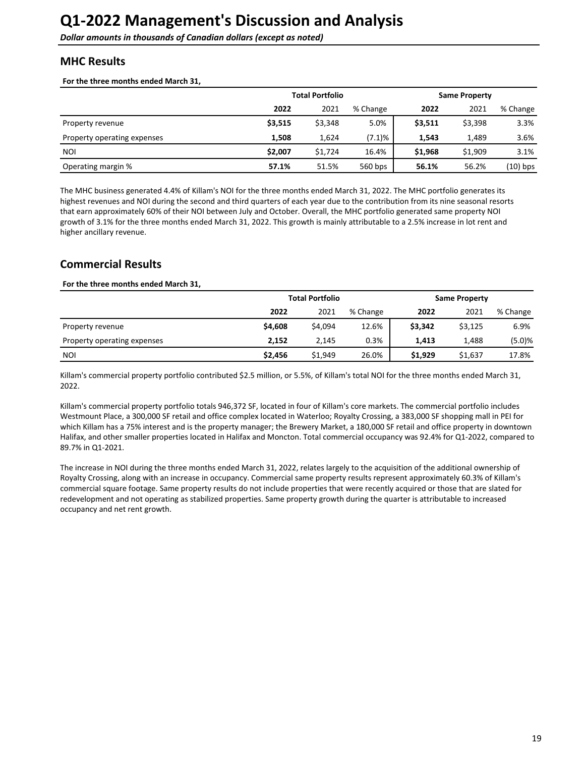# Q1-2022 Management's Discussion and Analysis

***Dollar amounts in thousands of Canadian dollars (except as noted)***

## MHC Results

**For the three months ended March 31,**

| | Total Portfolio | | | Same Property | | |
|---|---|---|---|---|---|---|
| | **2022** | 2021 | % Change | **2022** | 2021 | % Change |
| Property revenue | **$3,515** | $3,348 | 5.0% | **$3,511** | $3,398 | 3.3% |
| Property operating expenses | **1,508** | 1,624 | (7.1)% | **1,543** | 1,489 | 3.6% |
| NOI | **$2,007** | $1,724 | 16.4% | **$1,968** | $1,909 | 3.1% |
| Operating margin % | **57.1%** | 51.5% | 560 bps | **56.1%** | 56.2% | (10) bps |

The MHC business generated 4.4% of Killam's NOI for the three months ended March 31, 2022. The MHC portfolio generates its highest revenues and NOI during the second and third quarters of each year due to the contribution from its nine seasonal resorts that earn approximately 60% of their NOI between July and October. Overall, the MHC portfolio generated same property NOI growth of 3.1% for the three months ended March 31, 2022. This growth is mainly attributable to a 2.5% increase in lot rent and higher ancillary revenue.

## Commercial Results

**For the three months ended March 31,**

| | Total Portfolio | | | Same Property | | |
|---|---|---|---|---|---|---|
| | **2022** | 2021 | % Change | **2022** | 2021 | % Change |
| Property revenue | **$4,608** | $4,094 | 12.6% | **$3,342** | $3,125 | 6.9% |
| Property operating expenses | **2,152** | 2,145 | 0.3% | **1,413** | 1,488 | (5.0)% |
| NOI | **$2,456** | $1,949 | 26.0% | **$1,929** | $1,637 | 17.8% |

Killam's commercial property portfolio contributed $2.5 million, or 5.5%, of Killam's total NOI for the three months ended March 31, 2022.

Killam's commercial property portfolio totals 946,372 SF, located in four of Killam's core markets. The commercial portfolio includes Westmount Place, a 300,000 SF retail and office complex located in Waterloo; Royalty Crossing, a 383,000 SF shopping mall in PEI for which Killam has a 75% interest and is the property manager; the Brewery Market, a 180,000 SF retail and office property in downtown Halifax, and other smaller properties located in Halifax and Moncton. Total commercial occupancy was 92.4% for Q1-2022, compared to 89.7% in Q1-2021.

The increase in NOI during the three months ended March 31, 2022, relates largely to the acquisition of the additional ownership of Royalty Crossing, along with an increase in occupancy. Commercial same property results represent approximately 60.3% of Killam's commercial square footage. Same property results do not include properties that were recently acquired or those that are slated for redevelopment and not operating as stabilized properties. Same property growth during the quarter is attributable to increased occupancy and net rent growth.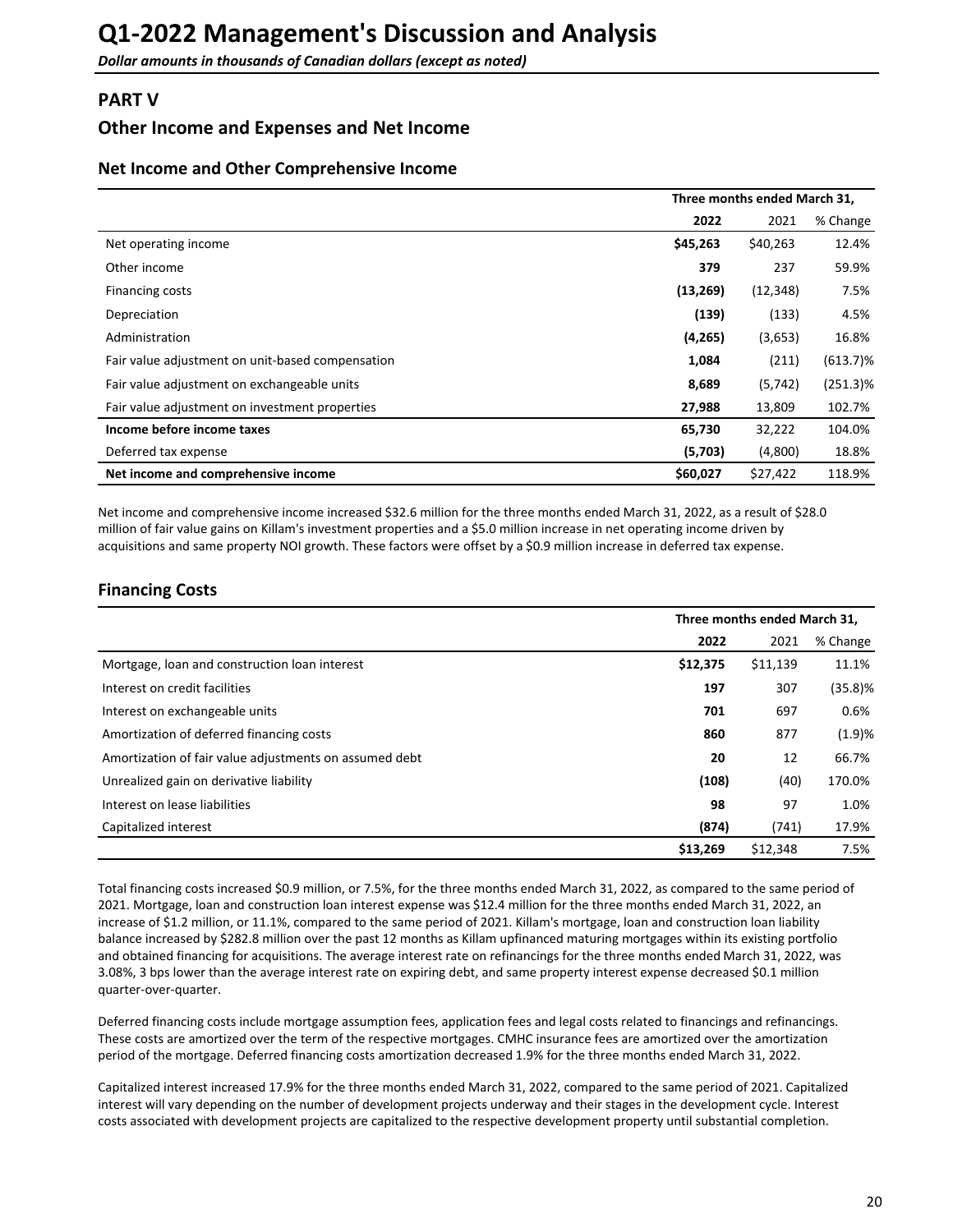# Q1-2022 Management's Discussion and Analysis

*Dollar amounts in thousands of Canadian dollars (except as noted)*

## PART V

## Other Income and Expenses and Net Income

### Net Income and Other Comprehensive Income

| | Three months ended March 31, | | |
|---|---|---|---|
| | **2022** | 2021 | % Change |
| Net operating income | **$45,263** | $40,263 | 12.4% |
| Other income | **379** | 237 | 59.9% |
| Financing costs | **(13,269)** | (12,348) | 7.5% |
| Depreciation | **(139)** | (133) | 4.5% |
| Administration | **(4,265)** | (3,653) | 16.8% |
| Fair value adjustment on unit-based compensation | **1,084** | (211) | (613.7)% |
| Fair value adjustment on exchangeable units | **8,689** | (5,742) | (251.3)% |
| Fair value adjustment on investment properties | **27,988** | 13,809 | 102.7% |
| **Income before income taxes** | **65,730** | 32,222 | 104.0% |
| Deferred tax expense | **(5,703)** | (4,800) | 18.8% |
| **Net income and comprehensive income** | **$60,027** | $27,422 | 118.9% |

Net income and comprehensive income increased $32.6 million for the three months ended March 31, 2022, as a result of $28.0 million of fair value gains on Killam's investment properties and a $5.0 million increase in net operating income driven by acquisitions and same property NOI growth. These factors were offset by a $0.9 million increase in deferred tax expense.

## Financing Costs

| | Three months ended March 31, | | |
|---|---|---|---|
| | **2022** | 2021 | % Change |
| Mortgage, loan and construction loan interest | **$12,375** | $11,139 | 11.1% |
| Interest on credit facilities | **197** | 307 | (35.8)% |
| Interest on exchangeable units | **701** | 697 | 0.6% |
| Amortization of deferred financing costs | **860** | 877 | (1.9)% |
| Amortization of fair value adjustments on assumed debt | **20** | 12 | 66.7% |
| Unrealized gain on derivative liability | **(108)** | (40) | 170.0% |
| Interest on lease liabilities | **98** | 97 | 1.0% |
| Capitalized interest | **(874)** | (741) | 17.9% |
| | **$13,269** | $12,348 | 7.5% |

Total financing costs increased $0.9 million, or 7.5%, for the three months ended March 31, 2022, as compared to the same period of 2021. Mortgage, loan and construction loan interest expense was $12.4 million for the three months ended March 31, 2022, an increase of $1.2 million, or 11.1%, compared to the same period of 2021. Killam's mortgage, loan and construction loan liability balance increased by $282.8 million over the past 12 months as Killam upfinanced maturing mortgages within its existing portfolio and obtained financing for acquisitions. The average interest rate on refinancings for the three months ended March 31, 2022, was 3.08%, 3 bps lower than the average interest rate on expiring debt, and same property interest expense decreased $0.1 million quarter-over-quarter.

Deferred financing costs include mortgage assumption fees, application fees and legal costs related to financings and refinancings. These costs are amortized over the term of the respective mortgages. CMHC insurance fees are amortized over the amortization period of the mortgage. Deferred financing costs amortization decreased 1.9% for the three months ended March 31, 2022.

Capitalized interest increased 17.9% for the three months ended March 31, 2022, compared to the same period of 2021. Capitalized interest will vary depending on the number of development projects underway and their stages in the development cycle. Interest costs associated with development projects are capitalized to the respective development property until substantial completion.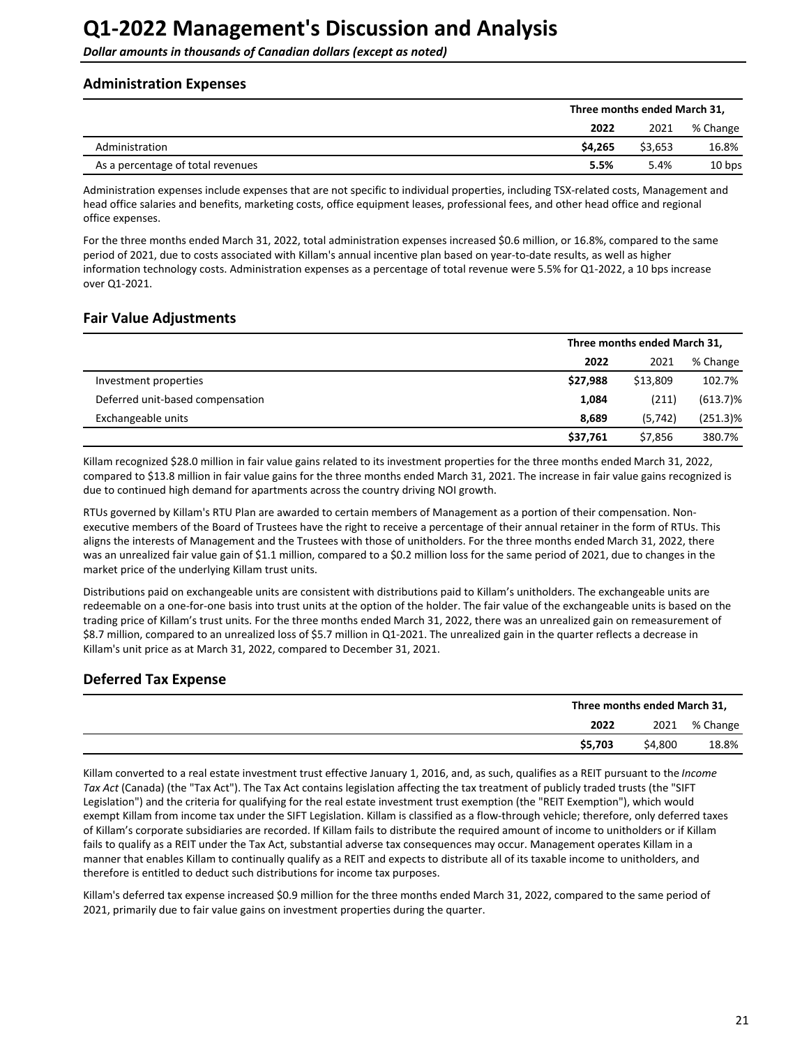# Q1-2022 Management's Discussion and Analysis

*Dollar amounts in thousands of Canadian dollars (except as noted)*

## Administration Expenses

| | Three months ended March 31, | | |
|---|---|---|---|
| | **2022** | 2021 | % Change |
| Administration | **$4,265** | $3,653 | 16.8% |
| As a percentage of total revenues | **5.5%** | 5.4% | 10 bps |

Administration expenses include expenses that are not specific to individual properties, including TSX-related costs, Management and head office salaries and benefits, marketing costs, office equipment leases, professional fees, and other head office and regional office expenses.

For the three months ended March 31, 2022, total administration expenses increased $0.6 million, or 16.8%, compared to the same period of 2021, due to costs associated with Killam's annual incentive plan based on year-to-date results, as well as higher information technology costs. Administration expenses as a percentage of total revenue were 5.5% for Q1-2022, a 10 bps increase over Q1-2021.

## Fair Value Adjustments

| | Three months ended March 31, | | |
|---|---|---|---|
| | **2022** | 2021 | % Change |
| Investment properties | **$27,988** | $13,809 | 102.7% |
| Deferred unit-based compensation | **1,084** | (211) | (613.7)% |
| Exchangeable units | **8,689** | (5,742) | (251.3)% |
| | **$37,761** | $7,856 | 380.7% |

Killam recognized $28.0 million in fair value gains related to its investment properties for the three months ended March 31, 2022, compared to $13.8 million in fair value gains for the three months ended March 31, 2021. The increase in fair value gains recognized is due to continued high demand for apartments across the country driving NOI growth.

RTUs governed by Killam's RTU Plan are awarded to certain members of Management as a portion of their compensation. Non-executive members of the Board of Trustees have the right to receive a percentage of their annual retainer in the form of RTUs. This aligns the interests of Management and the Trustees with those of unitholders. For the three months ended March 31, 2022, there was an unrealized fair value gain of $1.1 million, compared to a $0.2 million loss for the same period of 2021, due to changes in the market price of the underlying Killam trust units.

Distributions paid on exchangeable units are consistent with distributions paid to Killam's unitholders. The exchangeable units are redeemable on a one-for-one basis into trust units at the option of the holder. The fair value of the exchangeable units is based on the trading price of Killam's trust units. For the three months ended March 31, 2022, there was an unrealized gain on remeasurement of $8.7 million, compared to an unrealized loss of $5.7 million in Q1-2021. The unrealized gain in the quarter reflects a decrease in Killam's unit price as at March 31, 2022, compared to December 31, 2021.

## Deferred Tax Expense

| | Three months ended March 31, | | |
|---|---|---|---|
| | **2022** | 2021 | % Change |
| | **$5,703** | $4,800 | 18.8% |

Killam converted to a real estate investment trust effective January 1, 2016, and, as such, qualifies as a REIT pursuant to the *Income Tax Act* (Canada) (the "Tax Act"). The Tax Act contains legislation affecting the tax treatment of publicly traded trusts (the "SIFT Legislation") and the criteria for qualifying for the real estate investment trust exemption (the "REIT Exemption"), which would exempt Killam from income tax under the SIFT Legislation. Killam is classified as a flow-through vehicle; therefore, only deferred taxes of Killam's corporate subsidiaries are recorded. If Killam fails to distribute the required amount of income to unitholders or if Killam fails to qualify as a REIT under the Tax Act, substantial adverse tax consequences may occur. Management operates Killam in a manner that enables Killam to continually qualify as a REIT and expects to distribute all of its taxable income to unitholders, and therefore is entitled to deduct such distributions for income tax purposes.

Killam's deferred tax expense increased $0.9 million for the three months ended March 31, 2022, compared to the same period of 2021, primarily due to fair value gains on investment properties during the quarter.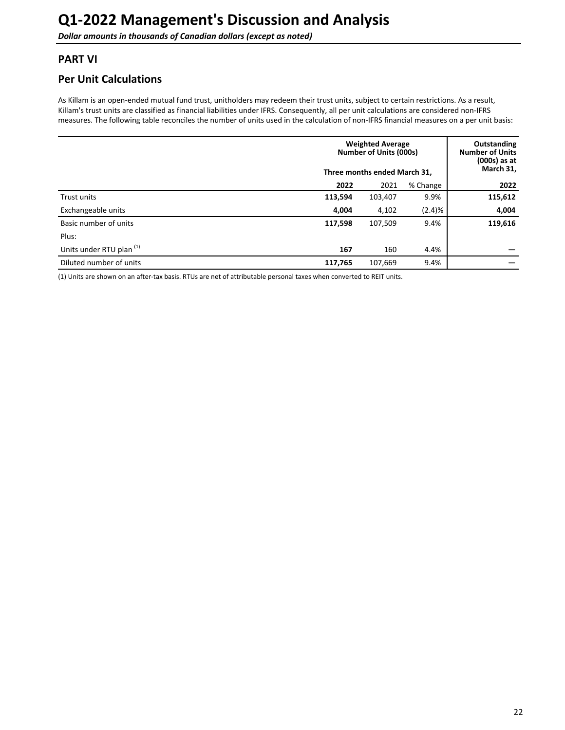# Q1-2022 Management's Discussion and Analysis

*Dollar amounts in thousands of Canadian dollars (except as noted)*

## PART VI

## Per Unit Calculations

As Killam is an open-ended mutual fund trust, unitholders may redeem their trust units, subject to certain restrictions. As a result, Killam's trust units are classified as financial liabilities under IFRS. Consequently, all per unit calculations are considered non-IFRS measures. The following table reconciles the number of units used in the calculation of non-IFRS financial measures on a per unit basis:

| | Weighted Average Number of Units (000s) | | | Outstanding Number of Units (000s) as at March 31, |
|---|---|---|---|---|
| | Three months ended March 31, | | | |
| | **2022** | 2021 | % Change | **2022** |
| Trust units | **113,594** | 103,407 | 9.9% | **115,612** |
| Exchangeable units | **4,004** | 4,102 | (2.4)% | **4,004** |
| Basic number of units | **117,598** | 107,509 | 9.4% | **119,616** |
| Plus: | | | | |
| Units under RTU plan (1) | **167** | 160 | 4.4% | **—** |
| Diluted number of units | **117,765** | 107,669 | 9.4% | **—** |

(1) Units are shown on an after-tax basis. RTUs are net of attributable personal taxes when converted to REIT units.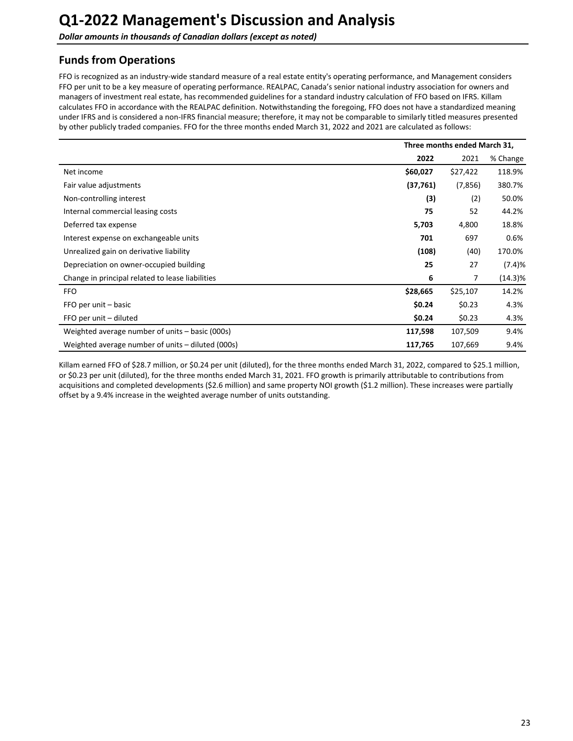# Q1-2022 Management's Discussion and Analysis

***Dollar amounts in thousands of Canadian dollars (except as noted)***

## Funds from Operations

FFO is recognized as an industry-wide standard measure of a real estate entity's operating performance, and Management considers FFO per unit to be a key measure of operating performance. REALPAC, Canada's senior national industry association for owners and managers of investment real estate, has recommended guidelines for a standard industry calculation of FFO based on IFRS. Killam calculates FFO in accordance with the REALPAC definition. Notwithstanding the foregoing, FFO does not have a standardized meaning under IFRS and is considered a non-IFRS financial measure; therefore, it may not be comparable to similarly titled measures presented by other publicly traded companies. FFO for the three months ended March 31, 2022 and 2021 are calculated as follows:

| | Three months ended March 31, | | |
|---|---|---|---|
| | **2022** | 2021 | % Change |
| Net income | **$60,027** | $27,422 | 118.9% |
| Fair value adjustments | **(37,761)** | (7,856) | 380.7% |
| Non-controlling interest | **(3)** | (2) | 50.0% |
| Internal commercial leasing costs | **75** | 52 | 44.2% |
| Deferred tax expense | **5,703** | 4,800 | 18.8% |
| Interest expense on exchangeable units | **701** | 697 | 0.6% |
| Unrealized gain on derivative liability | **(108)** | (40) | 170.0% |
| Depreciation on owner-occupied building | **25** | 27 | (7.4)% |
| Change in principal related to lease liabilities | **6** | 7 | (14.3)% |
| FFO | **$28,665** | $25,107 | 14.2% |
| FFO per unit – basic | **$0.24** | $0.23 | 4.3% |
| FFO per unit – diluted | **$0.24** | $0.23 | 4.3% |
| Weighted average number of units – basic (000s) | **117,598** | 107,509 | 9.4% |
| Weighted average number of units – diluted (000s) | **117,765** | 107,669 | 9.4% |

Killam earned FFO of $28.7 million, or $0.24 per unit (diluted), for the three months ended March 31, 2022, compared to $25.1 million, or $0.23 per unit (diluted), for the three months ended March 31, 2021. FFO growth is primarily attributable to contributions from acquisitions and completed developments ($2.6 million) and same property NOI growth ($1.2 million). These increases were partially offset by a 9.4% increase in the weighted average number of units outstanding.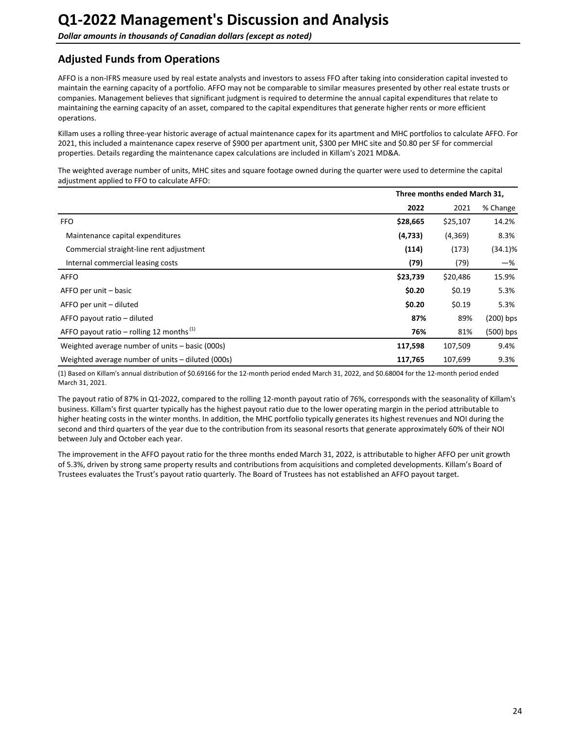# Q1-2022 Management's Discussion and Analysis

***Dollar amounts in thousands of Canadian dollars (except as noted)***

## Adjusted Funds from Operations

AFFO is a non-IFRS measure used by real estate analysts and investors to assess FFO after taking into consideration capital invested to maintain the earning capacity of a portfolio. AFFO may not be comparable to similar measures presented by other real estate trusts or companies. Management believes that significant judgment is required to determine the annual capital expenditures that relate to maintaining the earning capacity of an asset, compared to the capital expenditures that generate higher rents or more efficient operations.

Killam uses a rolling three-year historic average of actual maintenance capex for its apartment and MHC portfolios to calculate AFFO. For 2021, this included a maintenance capex reserve of $900 per apartment unit, $300 per MHC site and $0.80 per SF for commercial properties. Details regarding the maintenance capex calculations are included in Killam's 2021 MD&A.

The weighted average number of units, MHC sites and square footage owned during the quarter were used to determine the capital adjustment applied to FFO to calculate AFFO:

| | **Three months ended March 31,** | | |
|---|---|---|---|
| | **2022** | 2021 | % Change |
| FFO | **$28,665** | $25,107 | 14.2% |
| Maintenance capital expenditures | **(4,733)** | (4,369) | 8.3% |
| Commercial straight-line rent adjustment | **(114)** | (173) | (34.1)% |
| Internal commercial leasing costs | **(79)** | (79) | —% |
| AFFO | **$23,739** | $20,486 | 15.9% |
| AFFO per unit – basic | **$0.20** | $0.19 | 5.3% |
| AFFO per unit – diluted | **$0.20** | $0.19 | 5.3% |
| AFFO payout ratio – diluted | **87%** | 89% | (200) bps |
| AFFO payout ratio – rolling 12 months [(1)] | **76%** | 81% | (500) bps |
| Weighted average number of units – basic (000s) | **117,598** | 107,509 | 9.4% |
| Weighted average number of units – diluted (000s) | **117,765** | 107,699 | 9.3% |

(1) Based on Killam's annual distribution of $0.69166 for the 12-month period ended March 31, 2022, and $0.68004 for the 12-month period ended March 31, 2021.

The payout ratio of 87% in Q1-2022, compared to the rolling 12-month payout ratio of 76%, corresponds with the seasonality of Killam's business. Killam's first quarter typically has the highest payout ratio due to the lower operating margin in the period attributable to higher heating costs in the winter months. In addition, the MHC portfolio typically generates its highest revenues and NOI during the second and third quarters of the year due to the contribution from its seasonal resorts that generate approximately 60% of their NOI between July and October each year.

The improvement in the AFFO payout ratio for the three months ended March 31, 2022, is attributable to higher AFFO per unit growth of 5.3%, driven by strong same property results and contributions from acquisitions and completed developments. Killam's Board of Trustees evaluates the Trust's payout ratio quarterly. The Board of Trustees has not established an AFFO payout target.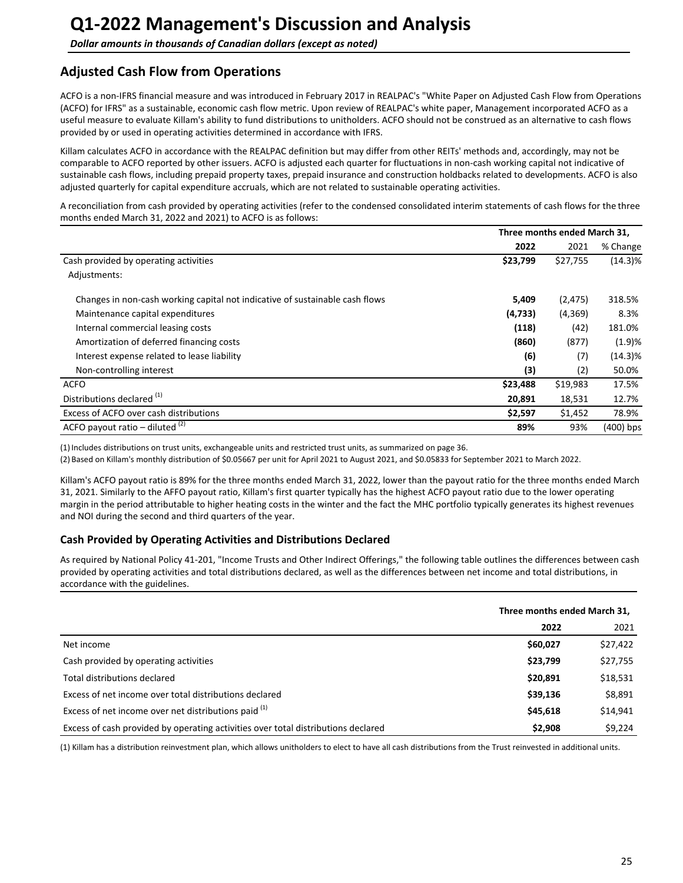# Q1-2022 Management's Discussion and Analysis

*Dollar amounts in thousands of Canadian dollars (except as noted)*

## Adjusted Cash Flow from Operations

ACFO is a non-IFRS financial measure and was introduced in February 2017 in REALPAC's "White Paper on Adjusted Cash Flow from Operations (ACFO) for IFRS" as a sustainable, economic cash flow metric. Upon review of REALPAC's white paper, Management incorporated ACFO as a useful measure to evaluate Killam's ability to fund distributions to unitholders. ACFO should not be construed as an alternative to cash flows provided by or used in operating activities determined in accordance with IFRS.

Killam calculates ACFO in accordance with the REALPAC definition but may differ from other REITs' methods and, accordingly, may not be comparable to ACFO reported by other issuers. ACFO is adjusted each quarter for fluctuations in non-cash working capital not indicative of sustainable cash flows, including prepaid property taxes, prepaid insurance and construction holdbacks related to developments. ACFO is also adjusted quarterly for capital expenditure accruals, which are not related to sustainable operating activities.

A reconciliation from cash provided by operating activities (refer to the condensed consolidated interim statements of cash flows for the three months ended March 31, 2022 and 2021) to ACFO is as follows:

| | Three months ended March 31, | | |
|---|---|---|---|
| | **2022** | 2021 | % Change |
| Cash provided by operating activities | **$23,799** | $27,755 | (14.3)% |
| Adjustments: | | | |
| Changes in non-cash working capital not indicative of sustainable cash flows | **5,409** | (2,475) | 318.5% |
| Maintenance capital expenditures | **(4,733)** | (4,369) | 8.3% |
| Internal commercial leasing costs | **(118)** | (42) | 181.0% |
| Amortization of deferred financing costs | **(860)** | (877) | (1.9)% |
| Interest expense related to lease liability | **(6)** | (7) | (14.3)% |
| Non-controlling interest | **(3)** | (2) | 50.0% |
| ACFO | **$23,488** | $19,983 | 17.5% |
| Distributions declared [1] | **20,891** | 18,531 | 12.7% |
| Excess of ACFO over cash distributions | **$2,597** | $1,452 | 78.9% |
| ACFO payout ratio – diluted [2] | **89%** | 93% | (400) bps |

(1) Includes distributions on trust units, exchangeable units and restricted trust units, as summarized on page 36.
(2) Based on Killam's monthly distribution of $0.05667 per unit for April 2021 to August 2021, and $0.05833 for September 2021 to March 2022.

Killam's ACFO payout ratio is 89% for the three months ended March 31, 2022, lower than the payout ratio for the three months ended March 31, 2021. Similarly to the AFFO payout ratio, Killam's first quarter typically has the highest ACFO payout ratio due to the lower operating margin in the period attributable to higher heating costs in the winter and the fact the MHC portfolio typically generates its highest revenues and NOI during the second and third quarters of the year.

### Cash Provided by Operating Activities and Distributions Declared

As required by National Policy 41-201, "Income Trusts and Other Indirect Offerings," the following table outlines the differences between cash provided by operating activities and total distributions declared, as well as the differences between net income and total distributions, in accordance with the guidelines.

| | Three months ended March 31, | |
|---|---|---|
| | **2022** | 2021 |
| Net income | **$60,027** | $27,422 |
| Cash provided by operating activities | **$23,799** | $27,755 |
| Total distributions declared | **$20,891** | $18,531 |
| Excess of net income over total distributions declared | **$39,136** | $8,891 |
| Excess of net income over net distributions paid [1] | **$45,618** | $14,941 |
| Excess of cash provided by operating activities over total distributions declared | **$2,908** | $9,224 |

(1) Killam has a distribution reinvestment plan, which allows unitholders to elect to have all cash distributions from the Trust reinvested in additional units.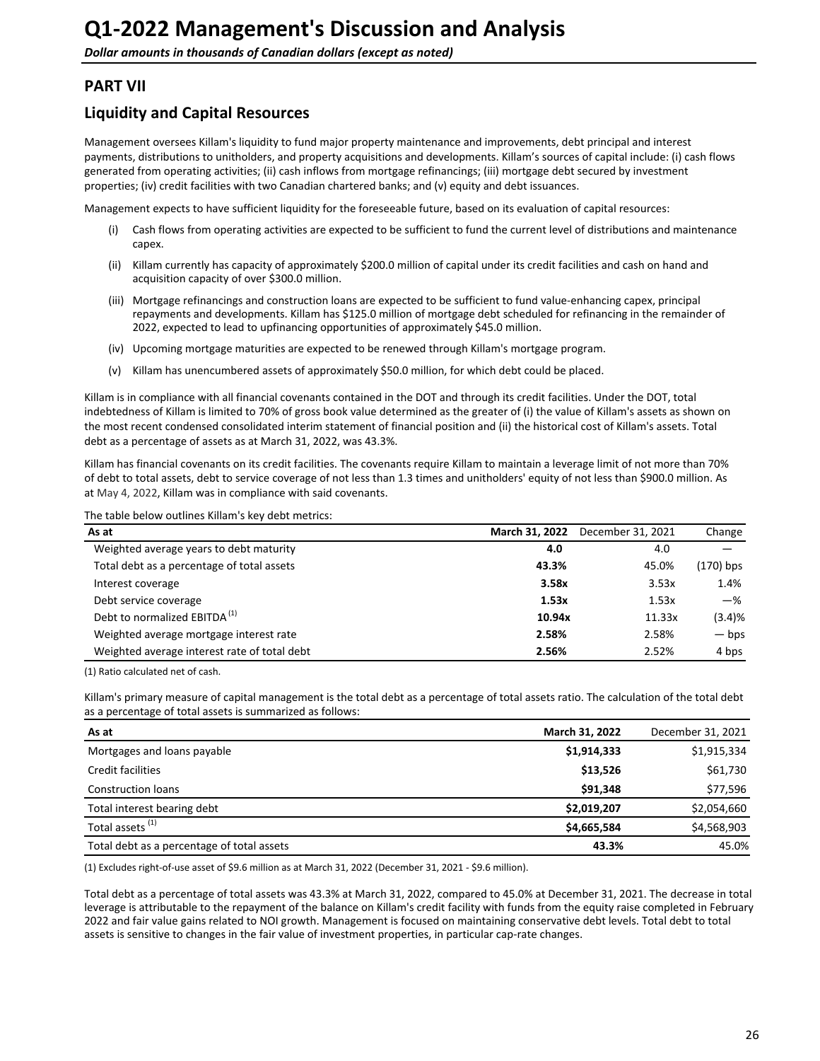# Q1-2022 Management's Discussion and Analysis

*Dollar amounts in thousands of Canadian dollars (except as noted)*

## PART VII

## Liquidity and Capital Resources

Management oversees Killam's liquidity to fund major property maintenance and improvements, debt principal and interest payments, distributions to unitholders, and property acquisitions and developments. Killam's sources of capital include: (i) cash flows generated from operating activities; (ii) cash inflows from mortgage refinancings; (iii) mortgage debt secured by investment properties; (iv) credit facilities with two Canadian chartered banks; and (v) equity and debt issuances.

Management expects to have sufficient liquidity for the foreseeable future, based on its evaluation of capital resources:

(i) Cash flows from operating activities are expected to be sufficient to fund the current level of distributions and maintenance capex.

(ii) Killam currently has capacity of approximately $200.0 million of capital under its credit facilities and cash on hand and acquisition capacity of over $300.0 million.

(iii) Mortgage refinancings and construction loans are expected to be sufficient to fund value-enhancing capex, principal repayments and developments. Killam has $125.0 million of mortgage debt scheduled for refinancing in the remainder of 2022, expected to lead to upfinancing opportunities of approximately $45.0 million.

(iv) Upcoming mortgage maturities are expected to be renewed through Killam's mortgage program.

(v) Killam has unencumbered assets of approximately $50.0 million, for which debt could be placed.

Killam is in compliance with all financial covenants contained in the DOT and through its credit facilities. Under the DOT, total indebtedness of Killam is limited to 70% of gross book value determined as the greater of (i) the value of Killam's assets as shown on the most recent condensed consolidated interim statement of financial position and (ii) the historical cost of Killam's assets. Total debt as a percentage of assets as at March 31, 2022, was 43.3%.

Killam has financial covenants on its credit facilities. The covenants require Killam to maintain a leverage limit of not more than 70% of debt to total assets, debt to service coverage of not less than 1.3 times and unitholders' equity of not less than $900.0 million. As at May 4, 2022, Killam was in compliance with said covenants.

The table below outlines Killam's key debt metrics:

| As at | **March 31, 2022** | December 31, 2021 | Change |
|---|---|---|---|
| Weighted average years to debt maturity | **4.0** | 4.0 | — |
| Total debt as a percentage of total assets | **43.3%** | 45.0% | (170) bps |
| Interest coverage | **3.58x** | 3.53x | 1.4% |
| Debt service coverage | **1.53x** | 1.53x | —% |
| Debt to normalized EBITDA [(1)] | **10.94x** | 11.33x | (3.4)% |
| Weighted average mortgage interest rate | **2.58%** | 2.58% | — bps |
| Weighted average interest rate of total debt | **2.56%** | 2.52% | 4 bps |

(1) Ratio calculated net of cash.

Killam's primary measure of capital management is the total debt as a percentage of total assets ratio. The calculation of the total debt as a percentage of total assets is summarized as follows:

| As at | **March 31, 2022** | December 31, 2021 |
|---|---|---|
| Mortgages and loans payable | **$1,914,333** | $1,915,334 |
| Credit facilities | **$13,526** | $61,730 |
| Construction loans | **$91,348** | $77,596 |
| Total interest bearing debt | **$2,019,207** | $2,054,660 |
| Total assets [(1)] | **$4,665,584** | $4,568,903 |
| Total debt as a percentage of total assets | **43.3%** | 45.0% |

(1) Excludes right-of-use asset of $9.6 million as at March 31, 2022 (December 31, 2021 - $9.6 million).

Total debt as a percentage of total assets was 43.3% at March 31, 2022, compared to 45.0% at December 31, 2021. The decrease in total leverage is attributable to the repayment of the balance on Killam's credit facility with funds from the equity raise completed in February 2022 and fair value gains related to NOI growth. Management is focused on maintaining conservative debt levels. Total debt to total assets is sensitive to changes in the fair value of investment properties, in particular cap-rate changes.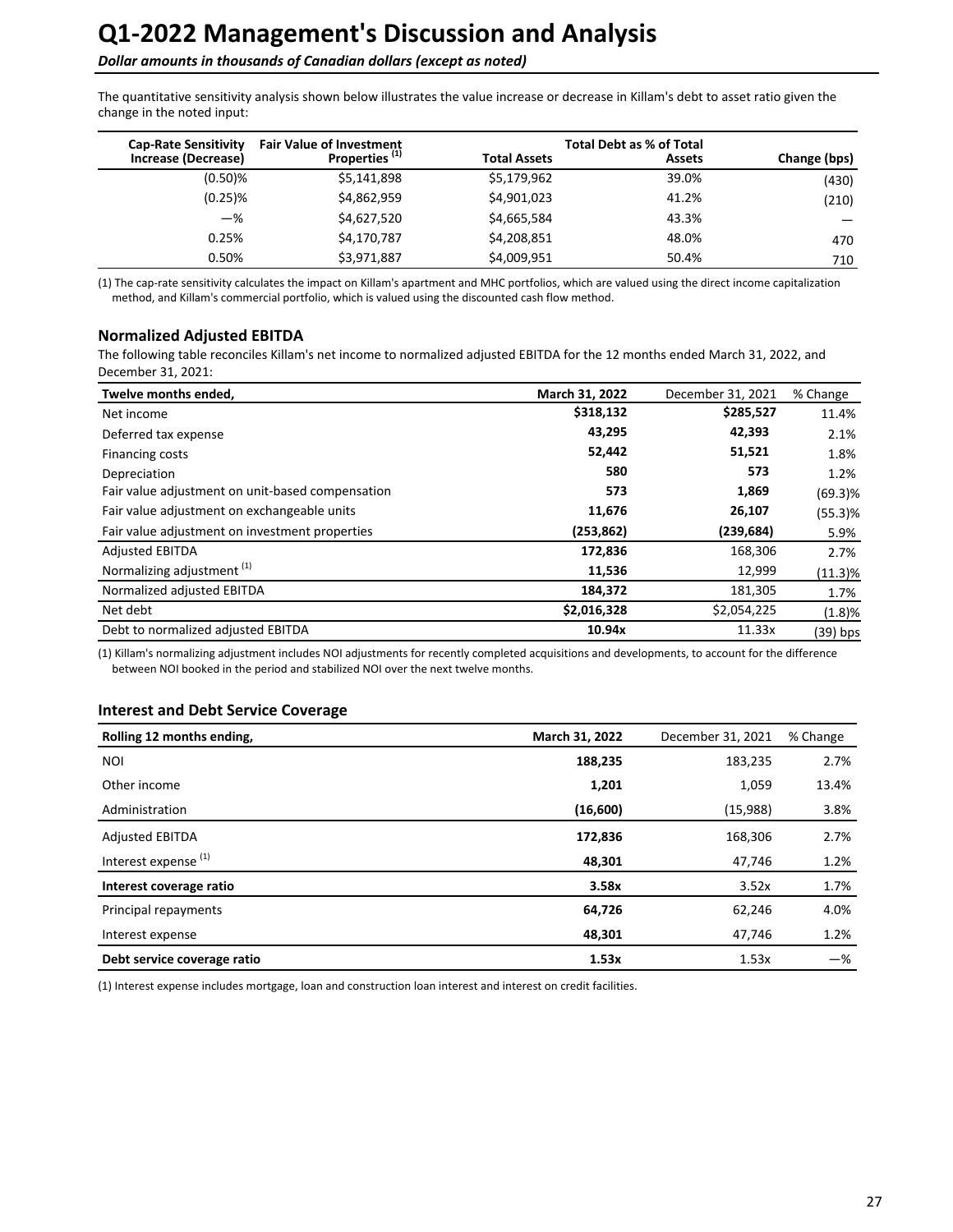# Q1-2022 Management's Discussion and Analysis

*Dollar amounts in thousands of Canadian dollars (except as noted)*

The quantitative sensitivity analysis shown below illustrates the value increase or decrease in Killam's debt to asset ratio given the change in the noted input:

| Cap-Rate Sensitivity Increase (Decrease) | Fair Value of Investment Properties [(1)] | Total Assets | Total Debt as % of Total Assets | Change (bps) |
|---|---|---|---|---|
| (0.50)% | \$5,141,898 | \$5,179,962 | 39.0% | (430) |
| (0.25)% | \$4,862,959 | \$4,901,023 | 41.2% | (210) |
| —% | \$4,627,520 | \$4,665,584 | 43.3% | — |
| 0.25% | \$4,170,787 | \$4,208,851 | 48.0% | 470 |
| 0.50% | \$3,971,887 | \$4,009,951 | 50.4% | 710 |

(1) The cap-rate sensitivity calculates the impact on Killam's apartment and MHC portfolios, which are valued using the direct income capitalization method, and Killam's commercial portfolio, which is valued using the discounted cash flow method.

### Normalized Adjusted EBITDA

The following table reconciles Killam's net income to normalized adjusted EBITDA for the 12 months ended March 31, 2022, and December 31, 2021:

| Twelve months ended, | March 31, 2022 | December 31, 2021 | % Change |
|---|---|---|---|
| Net income | **\$318,132** | **\$285,527** | 11.4% |
| Deferred tax expense | **43,295** | **42,393** | 2.1% |
| Financing costs | **52,442** | **51,521** | 1.8% |
| Depreciation | **580** | **573** | 1.2% |
| Fair value adjustment on unit-based compensation | **573** | **1,869** | (69.3)% |
| Fair value adjustment on exchangeable units | **11,676** | **26,107** | (55.3)% |
| Fair value adjustment on investment properties | **(253,862)** | **(239,684)** | 5.9% |
| Adjusted EBITDA | **172,836** | 168,306 | 2.7% |
| Normalizing adjustment [(1)] | **11,536** | 12,999 | (11.3)% |
| Normalized adjusted EBITDA | **184,372** | 181,305 | 1.7% |
| Net debt | **\$2,016,328** | \$2,054,225 | (1.8)% |
| Debt to normalized adjusted EBITDA | **10.94x** | 11.33x | (39) bps |

(1) Killam's normalizing adjustment includes NOI adjustments for recently completed acquisitions and developments, to account for the difference between NOI booked in the period and stabilized NOI over the next twelve months.

### Interest and Debt Service Coverage

| Rolling 12 months ending, | March 31, 2022 | December 31, 2021 | % Change |
|---|---|---|---|
| NOI | **188,235** | 183,235 | 2.7% |
| Other income | **1,201** | 1,059 | 13.4% |
| Administration | **(16,600)** | (15,988) | 3.8% |
| Adjusted EBITDA | **172,836** | 168,306 | 2.7% |
| Interest expense [(1)] | **48,301** | 47,746 | 1.2% |
| **Interest coverage ratio** | **3.58x** | 3.52x | 1.7% |
| Principal repayments | **64,726** | 62,246 | 4.0% |
| Interest expense | **48,301** | 47,746 | 1.2% |
| **Debt service coverage ratio** | **1.53x** | 1.53x | —% |

(1) Interest expense includes mortgage, loan and construction loan interest and interest on credit facilities.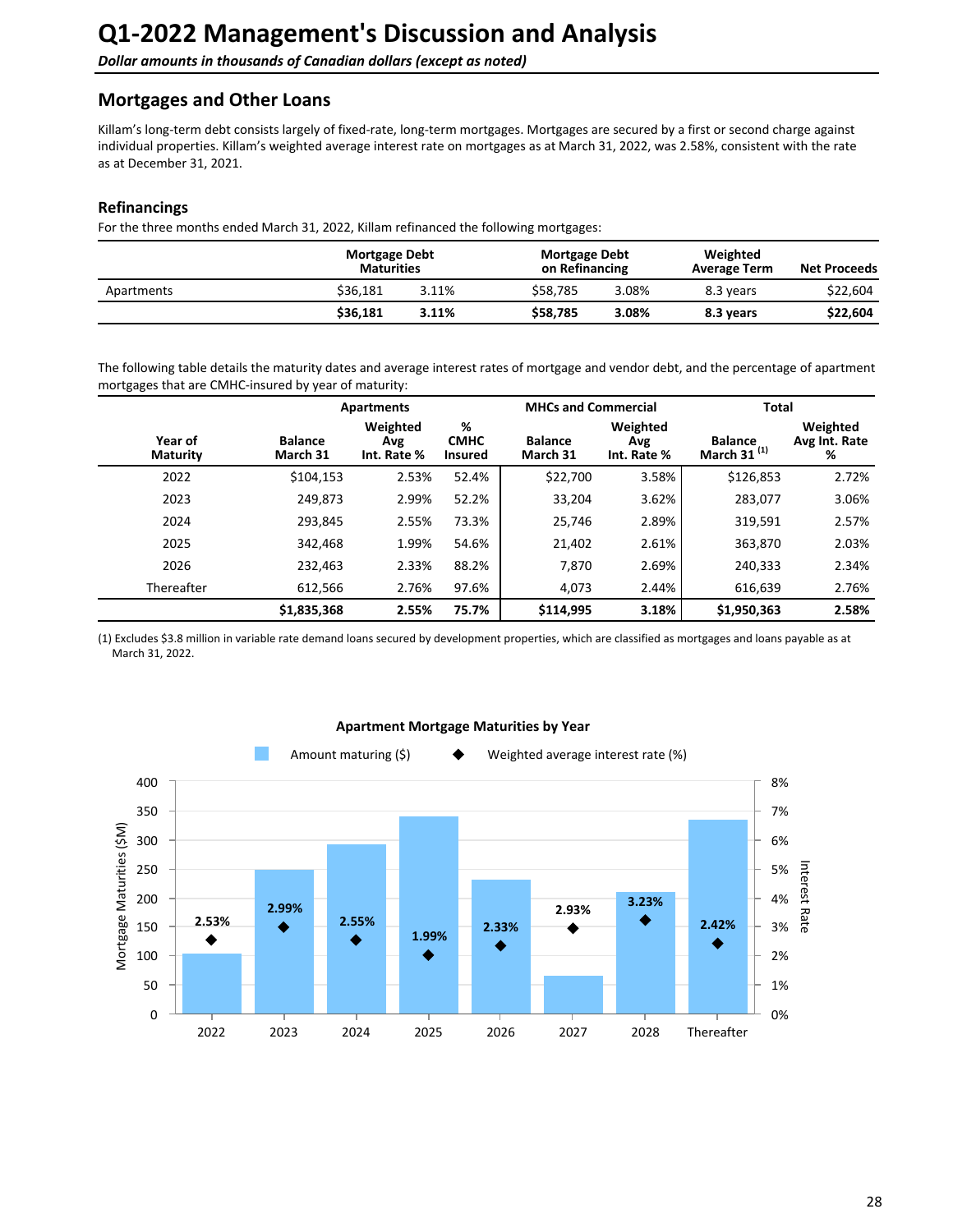# Q1-2022 Management's Discussion and Analysis

*Dollar amounts in thousands of Canadian dollars (except as noted)*

## Mortgages and Other Loans

Killam's long-term debt consists largely of fixed-rate, long-term mortgages. Mortgages are secured by a first or second charge against individual properties. Killam's weighted average interest rate on mortgages as at March 31, 2022, was 2.58%, consistent with the rate as at December 31, 2021.

### Refinancings

For the three months ended March 31, 2022, Killam refinanced the following mortgages:

| | Mortgage Debt Maturities | | Mortgage Debt on Refinancing | | Weighted Average Term | Net Proceeds |
|---|---|---|---|---|---|---|
| Apartments | $36,181 | 3.11% | $58,785 | 3.08% | 8.3 years | $22,604 |
| | **$36,181** | **3.11%** | **$58,785** | **3.08%** | **8.3 years** | **$22,604** |

The following table details the maturity dates and average interest rates of mortgage and vendor debt, and the percentage of apartment mortgages that are CMHC-insured by year of maturity:

| | Apartments | | | MHCs and Commercial | | Total | |
|---|---|---|---|---|---|---|---|
| Year of Maturity | Balance March 31 | Weighted Avg Int. Rate % | % CMHC Insured | Balance March 31 | Weighted Avg Int. Rate % | Balance March 31 (1) | Weighted Avg Int. Rate % |
| 2022 | $104,153 | 2.53% | 52.4% | $22,700 | 3.58% | $126,853 | 2.72% |
| 2023 | 249,873 | 2.99% | 52.2% | 33,204 | 3.62% | 283,077 | 3.06% |
| 2024 | 293,845 | 2.55% | 73.3% | 25,746 | 2.89% | 319,591 | 2.57% |
| 2025 | 342,468 | 1.99% | 54.6% | 21,402 | 2.61% | 363,870 | 2.03% |
| 2026 | 232,463 | 2.33% | 88.2% | 7,870 | 2.69% | 240,333 | 2.34% |
| Thereafter | 612,566 | 2.76% | 97.6% | 4,073 | 2.44% | 616,639 | 2.76% |
| | **$1,835,368** | **2.55%** | **75.7%** | **$114,995** | **3.18%** | **$1,950,363** | **2.58%** |

(1) Excludes $3.8 million in variable rate demand loans secured by development properties, which are classified as mortgages and loans payable as at March 31, 2022.

**Apartment Mortgage Maturities by Year**

| Year | Amount maturing ($M) (approx.) | Weighted average interest rate (%) |
|---|---|---|
| 2022 | 104 | 2.53% |
| 2023 | 250 | 2.99% |
| 2024 | 294 | 2.55% |
| 2025 | 342 | 1.99% |
| 2026 | 232 | 2.33% |
| 2027 | 66 | 2.93% |
| 2028 | 211 | 3.23% |
| Thereafter | 336 | 2.42% |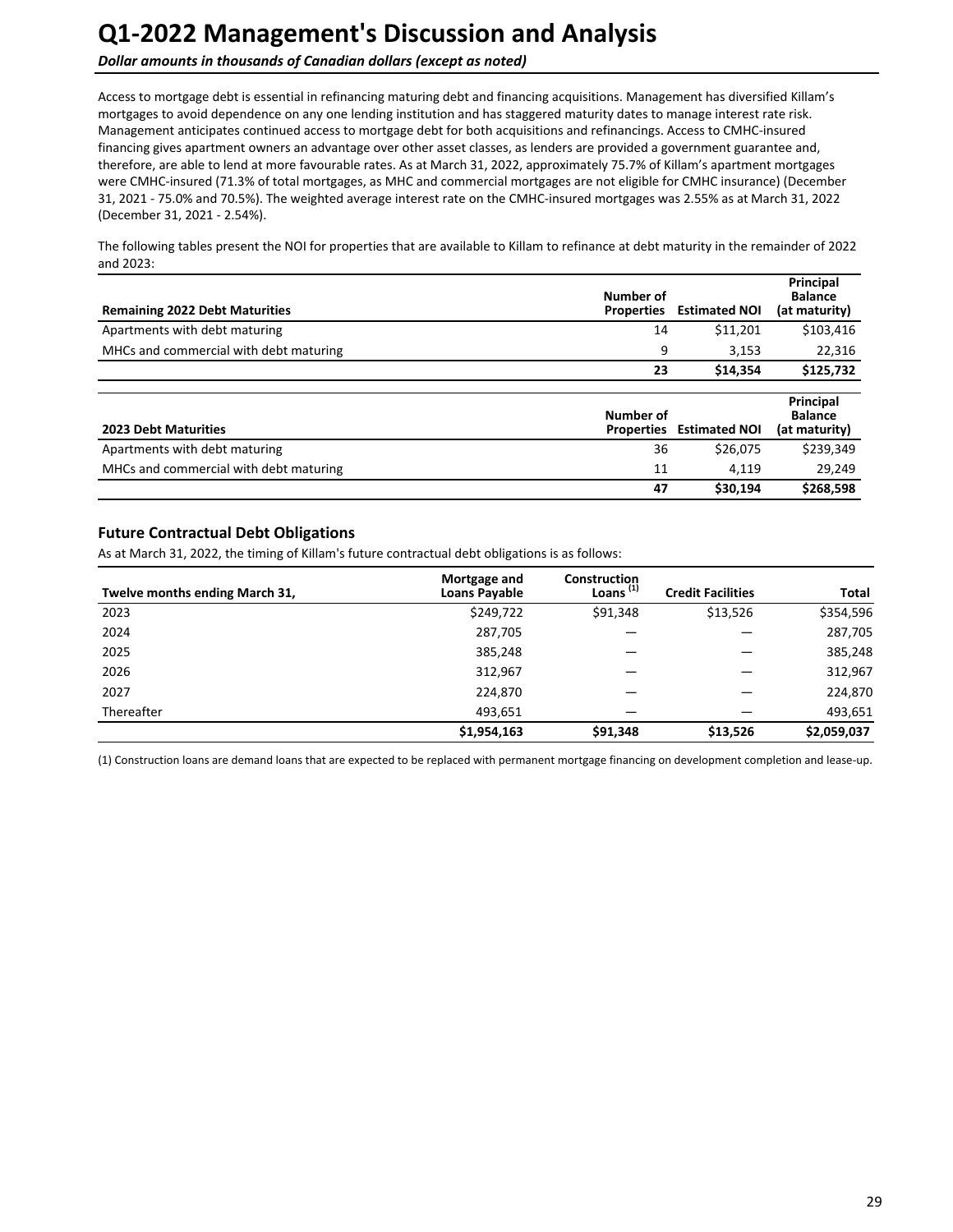# Q1-2022 Management's Discussion and Analysis

***Dollar amounts in thousands of Canadian dollars (except as noted)***

Access to mortgage debt is essential in refinancing maturing debt and financing acquisitions. Management has diversified Killam's mortgages to avoid dependence on any one lending institution and has staggered maturity dates to manage interest rate risk. Management anticipates continued access to mortgage debt for both acquisitions and refinancings. Access to CMHC-insured financing gives apartment owners an advantage over other asset classes, as lenders are provided a government guarantee and, therefore, are able to lend at more favourable rates. As at March 31, 2022, approximately 75.7% of Killam's apartment mortgages were CMHC-insured (71.3% of total mortgages, as MHC and commercial mortgages are not eligible for CMHC insurance) (December 31, 2021 - 75.0% and 70.5%). The weighted average interest rate on the CMHC-insured mortgages was 2.55% as at March 31, 2022 (December 31, 2021 - 2.54%).

The following tables present the NOI for properties that are available to Killam to refinance at debt maturity in the remainder of 2022 and 2023:

| Remaining 2022 Debt Maturities | Number of Properties | Estimated NOI | Principal Balance (at maturity) |
|---|---|---|---|
| Apartments with debt maturing | 14 | $11,201 | $103,416 |
| MHCs and commercial with debt maturing | 9 | 3,153 | 22,316 |
| | **23** | **$14,354** | **$125,732** |

| 2023 Debt Maturities | Number of Properties | Estimated NOI | Principal Balance (at maturity) |
|---|---|---|---|
| Apartments with debt maturing | 36 | $26,075 | $239,349 |
| MHCs and commercial with debt maturing | 11 | 4,119 | 29,249 |
| | **47** | **$30,194** | **$268,598** |

## Future Contractual Debt Obligations

As at March 31, 2022, the timing of Killam's future contractual debt obligations is as follows:

| Twelve months ending March 31, | Mortgage and Loans Payable | Construction Loans (1) | Credit Facilities | Total |
|---|---|---|---|---|
| 2023 | $249,722 | $91,348 | $13,526 | $354,596 |
| 2024 | 287,705 | — | — | 287,705 |
| 2025 | 385,248 | — | — | 385,248 |
| 2026 | 312,967 | — | — | 312,967 |
| 2027 | 224,870 | — | — | 224,870 |
| Thereafter | 493,651 | — | — | 493,651 |
| | **$1,954,163** | **$91,348** | **$13,526** | **$2,059,037** |

(1) Construction loans are demand loans that are expected to be replaced with permanent mortgage financing on development completion and lease-up.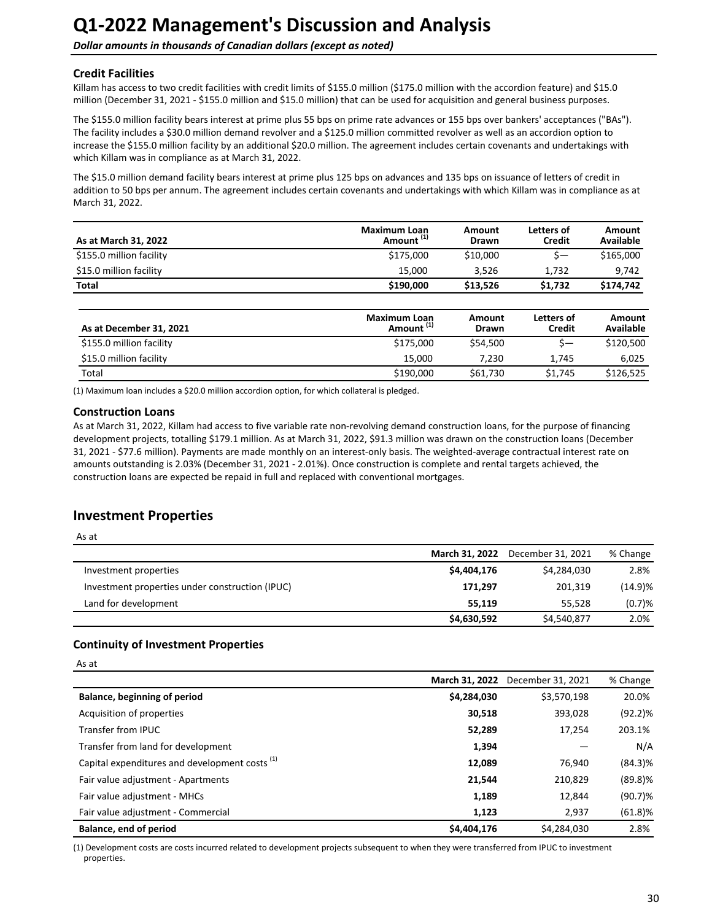# Q1-2022 Management's Discussion and Analysis

***Dollar amounts in thousands of Canadian dollars (except as noted)***

### Credit Facilities

Killam has access to two credit facilities with credit limits of $155.0 million ($175.0 million with the accordion feature) and $15.0 million (December 31, 2021 - $155.0 million and $15.0 million) that can be used for acquisition and general business purposes.

The $155.0 million facility bears interest at prime plus 55 bps on prime rate advances or 155 bps over bankers' acceptances ("BAs"). The facility includes a $30.0 million demand revolver and a $125.0 million committed revolver as well as an accordion option to increase the $155.0 million facility by an additional $20.0 million. The agreement includes certain covenants and undertakings with which Killam was in compliance as at March 31, 2022.

The $15.0 million demand facility bears interest at prime plus 125 bps on advances and 135 bps on issuance of letters of credit in addition to 50 bps per annum. The agreement includes certain covenants and undertakings with which Killam was in compliance as at March 31, 2022.

| As at March 31, 2022 | Maximum Loan Amount (1) | Amount Drawn | Letters of Credit | Amount Available |
|---|---|---|---|---|
| $155.0 million facility | $175,000 | $10,000 | $— | $165,000 |
| $15.0 million facility | 15,000 | 3,526 | 1,732 | 9,742 |
| **Total** | **$190,000** | **$13,526** | **$1,732** | **$174,742** |

| As at December 31, 2021 | Maximum Loan Amount (1) | Amount Drawn | Letters of Credit | Amount Available |
|---|---|---|---|---|
| $155.0 million facility | $175,000 | $54,500 | $— | $120,500 |
| $15.0 million facility | 15,000 | 7,230 | 1,745 | 6,025 |
| Total | $190,000 | $61,730 | $1,745 | $126,525 |

(1) Maximum loan includes a $20.0 million accordion option, for which collateral is pledged.

### Construction Loans

As at March 31, 2022, Killam had access to five variable rate non-revolving demand construction loans, for the purpose of financing development projects, totalling $179.1 million. As at March 31, 2022, $91.3 million was drawn on the construction loans (December 31, 2021 - $77.6 million). Payments are made monthly on an interest-only basis. The weighted-average contractual interest rate on amounts outstanding is 2.03% (December 31, 2021 - 2.01%). Once construction is complete and rental targets achieved, the construction loans are expected be repaid in full and replaced with conventional mortgages.

## Investment Properties

As at

| | March 31, 2022 | December 31, 2021 | % Change |
|---|---|---|---|
| Investment properties | **$4,404,176** | $4,284,030 | 2.8% |
| Investment properties under construction (IPUC) | **171,297** | 201,319 | (14.9)% |
| Land for development | **55,119** | 55,528 | (0.7)% |
| | **$4,630,592** | $4,540,877 | 2.0% |

### Continuity of Investment Properties

As at

| | March 31, 2022 | December 31, 2021 | % Change |
|---|---|---|---|
| **Balance, beginning of period** | **$4,284,030** | $3,570,198 | 20.0% |
| Acquisition of properties | **30,518** | 393,028 | (92.2)% |
| Transfer from IPUC | **52,289** | 17,254 | 203.1% |
| Transfer from land for development | **1,394** | — | N/A |
| Capital expenditures and development costs (1) | **12,089** | 76,940 | (84.3)% |
| Fair value adjustment - Apartments | **21,544** | 210,829 | (89.8)% |
| Fair value adjustment - MHCs | **1,189** | 12,844 | (90.7)% |
| Fair value adjustment - Commercial | **1,123** | 2,937 | (61.8)% |
| **Balance, end of period** | **$4,404,176** | $4,284,030 | 2.8% |

(1) Development costs are costs incurred related to development projects subsequent to when they were transferred from IPUC to investment properties.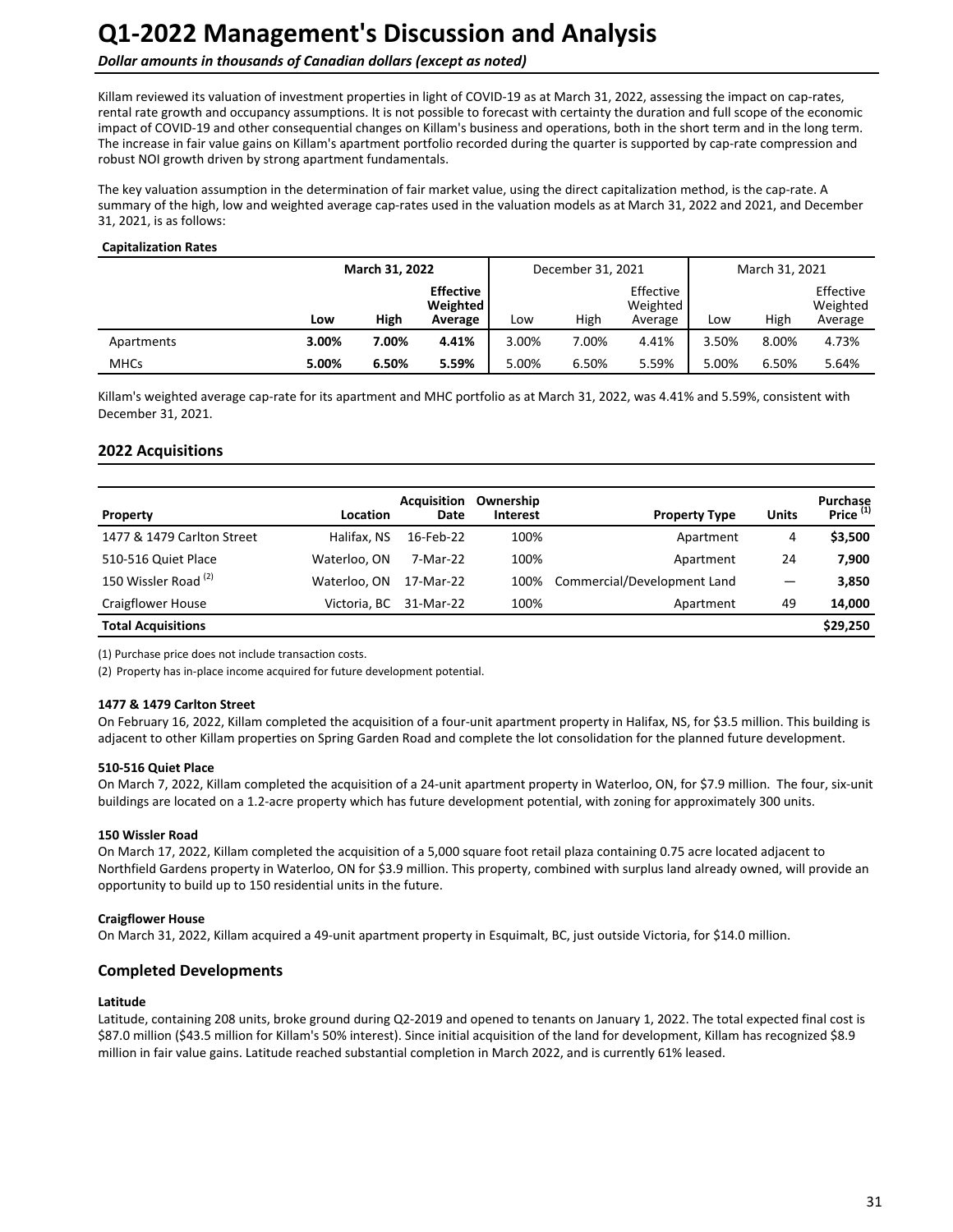# Q1-2022 Management's Discussion and Analysis

*Dollar amounts in thousands of Canadian dollars (except as noted)*

Killam reviewed its valuation of investment properties in light of COVID-19 as at March 31, 2022, assessing the impact on cap-rates, rental rate growth and occupancy assumptions. It is not possible to forecast with certainty the duration and full scope of the economic impact of COVID-19 and other consequential changes on Killam's business and operations, both in the short term and in the long term. The increase in fair value gains on Killam's apartment portfolio recorded during the quarter is supported by cap-rate compression and robust NOI growth driven by strong apartment fundamentals.

The key valuation assumption in the determination of fair market value, using the direct capitalization method, is the cap-rate. A summary of the high, low and weighted average cap-rates used in the valuation models as at March 31, 2022 and 2021, and December 31, 2021, is as follows:

**Capitalization Rates**

| | **March 31, 2022** | | | December 31, 2021 | | | March 31, 2021 | | |
|---|---|---|---|---|---|---|---|---|---|
| | **Low** | **High** | **Effective Weighted Average** | Low | High | Effective Weighted Average | Low | High | Effective Weighted Average |
| Apartments | **3.00%** | **7.00%** | **4.41%** | 3.00% | 7.00% | 4.41% | 3.50% | 8.00% | 4.73% |
| MHCs | **5.00%** | **6.50%** | **5.59%** | 5.00% | 6.50% | 5.59% | 5.00% | 6.50% | 5.64% |

Killam's weighted average cap-rate for its apartment and MHC portfolio as at March 31, 2022, was 4.41% and 5.59%, consistent with December 31, 2021.

## 2022 Acquisitions

| Property | Location | Acquisition Date | Ownership Interest | Property Type | Units | Purchase Price (1) |
|---|---|---|---|---|---|---|
| 1477 & 1479 Carlton Street | Halifax, NS | 16-Feb-22 | 100% | Apartment | 4 | **$3,500** |
| 510-516 Quiet Place | Waterloo, ON | 7-Mar-22 | 100% | Apartment | 24 | **7,900** |
| 150 Wissler Road (2) | Waterloo, ON | 17-Mar-22 | 100% | Commercial/Development Land | — | **3,850** |
| Craigflower House | Victoria, BC | 31-Mar-22 | 100% | Apartment | 49 | **14,000** |
| **Total Acquisitions** | | | | | | **$29,250** |

(1) Purchase price does not include transaction costs.

(2) Property has in-place income acquired for future development potential.

**1477 & 1479 Carlton Street**

On February 16, 2022, Killam completed the acquisition of a four-unit apartment property in Halifax, NS, for $3.5 million. This building is adjacent to other Killam properties on Spring Garden Road and complete the lot consolidation for the planned future development.

**510-516 Quiet Place**

On March 7, 2022, Killam completed the acquisition of a 24-unit apartment property in Waterloo, ON, for $7.9 million. The four, six-unit buildings are located on a 1.2-acre property which has future development potential, with zoning for approximately 300 units.

**150 Wissler Road**

On March 17, 2022, Killam completed the acquisition of a 5,000 square foot retail plaza containing 0.75 acre located adjacent to Northfield Gardens property in Waterloo, ON for $3.9 million. This property, combined with surplus land already owned, will provide an opportunity to build up to 150 residential units in the future.

**Craigflower House**

On March 31, 2022, Killam acquired a 49-unit apartment property in Esquimalt, BC, just outside Victoria, for $14.0 million.

## Completed Developments

**Latitude**

Latitude, containing 208 units, broke ground during Q2-2019 and opened to tenants on January 1, 2022. The total expected final cost is $87.0 million ($43.5 million for Killam's 50% interest). Since initial acquisition of the land for development, Killam has recognized $8.9 million in fair value gains. Latitude reached substantial completion in March 2022, and is currently 61% leased.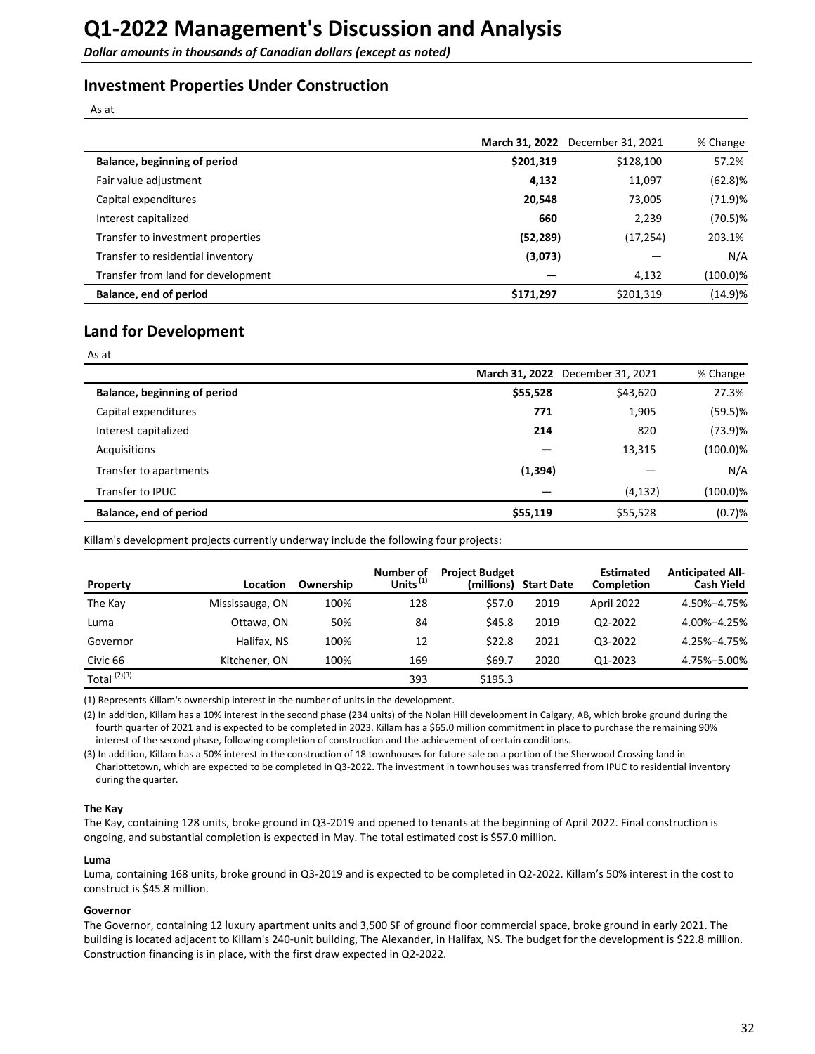# Q1-2022 Management's Discussion and Analysis

*Dollar amounts in thousands of Canadian dollars (except as noted)*

## Investment Properties Under Construction

As at

| | March 31, 2022 | December 31, 2021 | % Change |
|---|---|---|---|
| **Balance, beginning of period** | **$201,319** | $128,100 | 57.2% |
| Fair value adjustment | **4,132** | 11,097 | (62.8)% |
| Capital expenditures | **20,548** | 73,005 | (71.9)% |
| Interest capitalized | **660** | 2,239 | (70.5)% |
| Transfer to investment properties | **(52,289)** | (17,254) | 203.1% |
| Transfer to residential inventory | **(3,073)** | — | N/A |
| Transfer from land for development | **—** | 4,132 | (100.0)% |
| **Balance, end of period** | **$171,297** | $201,319 | (14.9)% |

## Land for Development

As at

| | March 31, 2022 | December 31, 2021 | % Change |
|---|---|---|---|
| **Balance, beginning of period** | **$55,528** | $43,620 | 27.3% |
| Capital expenditures | **771** | 1,905 | (59.5)% |
| Interest capitalized | **214** | 820 | (73.9)% |
| Acquisitions | **—** | 13,315 | (100.0)% |
| Transfer to apartments | **(1,394)** | — | N/A |
| Transfer to IPUC | — | (4,132) | (100.0)% |
| **Balance, end of period** | **$55,119** | $55,528 | (0.7)% |

Killam's development projects currently underway include the following four projects:

| Property | Location | Ownership | Number of Units [1] | Project Budget (millions) | Start Date | Estimated Completion | Anticipated All-Cash Yield |
|---|---|---|---|---|---|---|---|
| The Kay | Mississauga, ON | 100% | 128 | $57.0 | 2019 | April 2022 | 4.50%–4.75% |
| Luma | Ottawa, ON | 50% | 84 | $45.8 | 2019 | Q2-2022 | 4.00%–4.25% |
| Governor | Halifax, NS | 100% | 12 | $22.8 | 2021 | Q3-2022 | 4.25%–4.75% |
| Civic 66 | Kitchener, ON | 100% | 169 | $69.7 | 2020 | Q1-2023 | 4.75%–5.00% |
| Total [2][3] | | | 393 | $195.3 | | | |

(1) Represents Killam's ownership interest in the number of units in the development.

(2) In addition, Killam has a 10% interest in the second phase (234 units) of the Nolan Hill development in Calgary, AB, which broke ground during the fourth quarter of 2021 and is expected to be completed in 2023. Killam has a $65.0 million commitment in place to purchase the remaining 90% interest of the second phase, following completion of construction and the achievement of certain conditions.

(3) In addition, Killam has a 50% interest in the construction of 18 townhouses for future sale on a portion of the Sherwood Crossing land in Charlottetown, which are expected to be completed in Q3-2022. The investment in townhouses was transferred from IPUC to residential inventory during the quarter.

#### The Kay

The Kay, containing 128 units, broke ground in Q3-2019 and opened to tenants at the beginning of April 2022. Final construction is ongoing, and substantial completion is expected in May. The total estimated cost is $57.0 million.

#### Luma

Luma, containing 168 units, broke ground in Q3-2019 and is expected to be completed in Q2-2022. Killam's 50% interest in the cost to construct is $45.8 million.

#### Governor

The Governor, containing 12 luxury apartment units and 3,500 SF of ground floor commercial space, broke ground in early 2021. The building is located adjacent to Killam's 240-unit building, The Alexander, in Halifax, NS. The budget for the development is $22.8 million. Construction financing is in place, with the first draw expected in Q2-2022.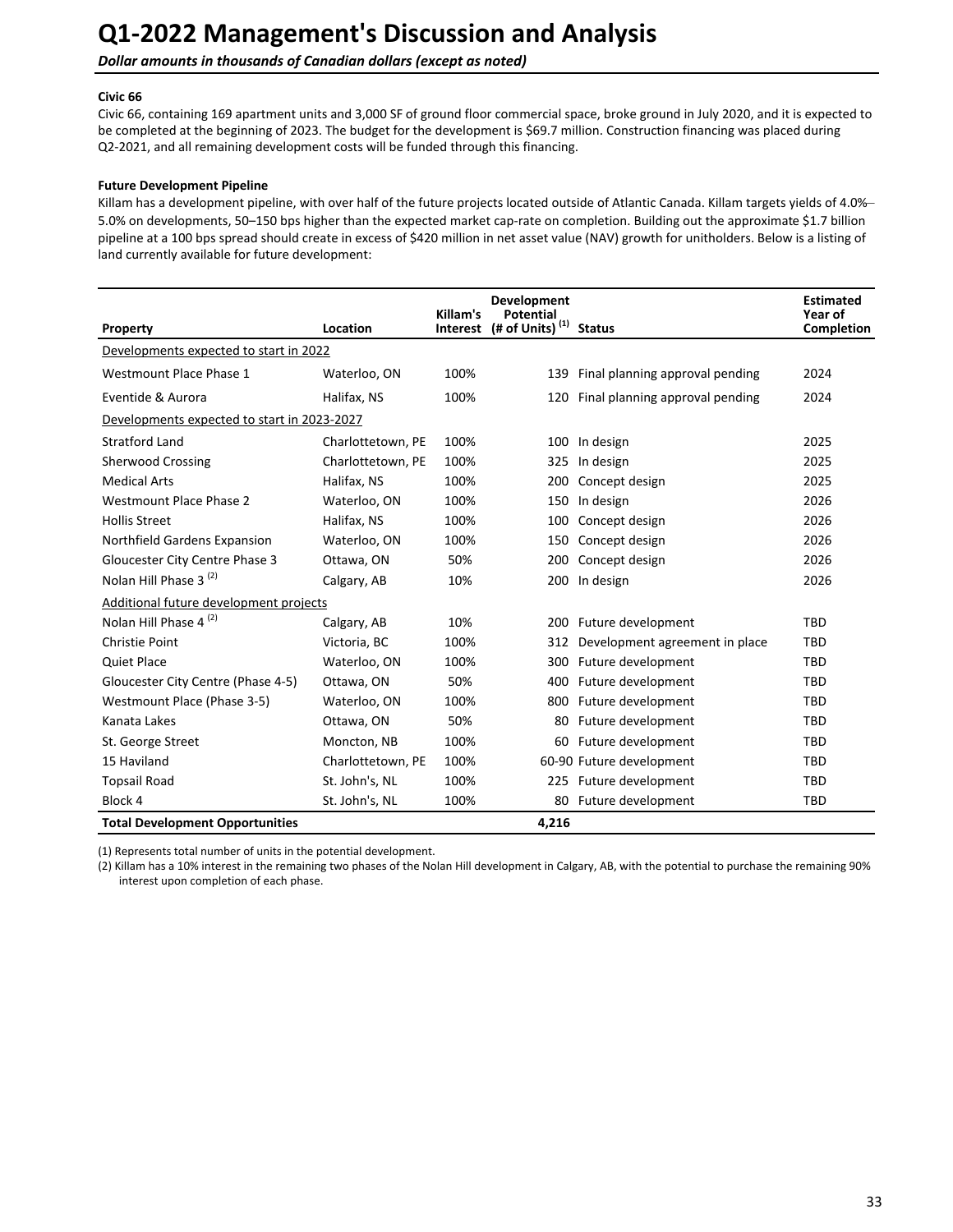# Q1-2022 Management's Discussion and Analysis

*Dollar amounts in thousands of Canadian dollars (except as noted)*

**Civic 66**

Civic 66, containing 169 apartment units and 3,000 SF of ground floor commercial space, broke ground in July 2020, and it is expected to be completed at the beginning of 2023. The budget for the development is $69.7 million. Construction financing was placed during Q2-2021, and all remaining development costs will be funded through this financing.

**Future Development Pipeline**

Killam has a development pipeline, with over half of the future projects located outside of Atlantic Canada. Killam targets yields of 4.0%–5.0% on developments, 50–150 bps higher than the expected market cap-rate on completion. Building out the approximate $1.7 billion pipeline at a 100 bps spread should create in excess of $420 million in net asset value (NAV) growth for unitholders. Below is a listing of land currently available for future development:

| Property | Location | Killam's Interest | Development Potential (# of Units) (1) | Status | Estimated Year of Completion |
|---|---|---|---|---|---|
| Developments expected to start in 2022 | | | | | |
| Westmount Place Phase 1 | Waterloo, ON | 100% | 139 | Final planning approval pending | 2024 |
| Eventide & Aurora | Halifax, NS | 100% | 120 | Final planning approval pending | 2024 |
| Developments expected to start in 2023-2027 | | | | | |
| Stratford Land | Charlottetown, PE | 100% | 100 | In design | 2025 |
| Sherwood Crossing | Charlottetown, PE | 100% | 325 | In design | 2025 |
| Medical Arts | Halifax, NS | 100% | 200 | Concept design | 2025 |
| Westmount Place Phase 2 | Waterloo, ON | 100% | 150 | In design | 2026 |
| Hollis Street | Halifax, NS | 100% | 100 | Concept design | 2026 |
| Northfield Gardens Expansion | Waterloo, ON | 100% | 150 | Concept design | 2026 |
| Gloucester City Centre Phase 3 | Ottawa, ON | 50% | 200 | Concept design | 2026 |
| Nolan Hill Phase 3 (2) | Calgary, AB | 10% | 200 | In design | 2026 |
| Additional future development projects | | | | | |
| Nolan Hill Phase 4 (2) | Calgary, AB | 10% | 200 | Future development | TBD |
| Christie Point | Victoria, BC | 100% | 312 | Development agreement in place | TBD |
| Quiet Place | Waterloo, ON | 100% | 300 | Future development | TBD |
| Gloucester City Centre (Phase 4-5) | Ottawa, ON | 50% | 400 | Future development | TBD |
| Westmount Place (Phase 3-5) | Waterloo, ON | 100% | 800 | Future development | TBD |
| Kanata Lakes | Ottawa, ON | 50% | 80 | Future development | TBD |
| St. George Street | Moncton, NB | 100% | 60 | Future development | TBD |
| 15 Haviland | Charlottetown, PE | 100% | 60-90 | Future development | TBD |
| Topsail Road | St. John's, NL | 100% | 225 | Future development | TBD |
| Block 4 | St. John's, NL | 100% | 80 | Future development | TBD |
| **Total Development Opportunities** | | | **4,216** | | |

(1) Represents total number of units in the potential development.

(2) Killam has a 10% interest in the remaining two phases of the Nolan Hill development in Calgary, AB, with the potential to purchase the remaining 90% interest upon completion of each phase.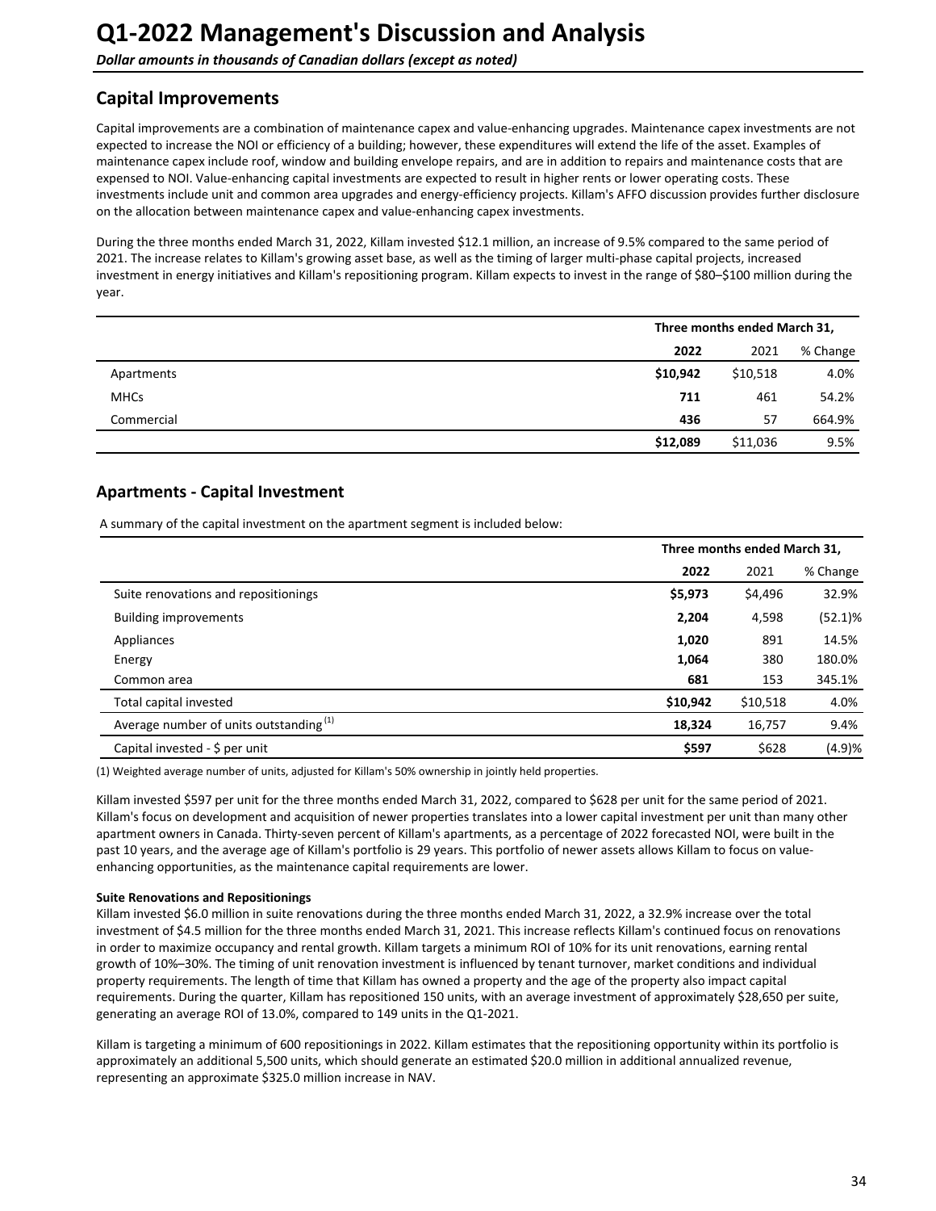# Q1-2022 Management's Discussion and Analysis

*Dollar amounts in thousands of Canadian dollars (except as noted)*

## Capital Improvements

Capital improvements are a combination of maintenance capex and value-enhancing upgrades. Maintenance capex investments are not expected to increase the NOI or efficiency of a building; however, these expenditures will extend the life of the asset. Examples of maintenance capex include roof, window and building envelope repairs, and are in addition to repairs and maintenance costs that are expensed to NOI. Value-enhancing capital investments are expected to result in higher rents or lower operating costs. These investments include unit and common area upgrades and energy-efficiency projects. Killam's AFFO discussion provides further disclosure on the allocation between maintenance capex and value-enhancing capex investments.

During the three months ended March 31, 2022, Killam invested $12.1 million, an increase of 9.5% compared to the same period of 2021. The increase relates to Killam's growing asset base, as well as the timing of larger multi-phase capital projects, increased investment in energy initiatives and Killam's repositioning program. Killam expects to invest in the range of $80–$100 million during the year.

| | Three months ended March 31, | | |
|---|---|---|---|
| | **2022** | 2021 | % Change |
| Apartments | **$10,942** | $10,518 | 4.0% |
| MHCs | **711** | 461 | 54.2% |
| Commercial | **436** | 57 | 664.9% |
| | **$12,089** | $11,036 | 9.5% |

## Apartments - Capital Investment

A summary of the capital investment on the apartment segment is included below:

| | Three months ended March 31, | | |
|---|---|---|---|
| | **2022** | 2021 | % Change |
| Suite renovations and repositionings | **$5,973** | $4,496 | 32.9% |
| Building improvements | **2,204** | 4,598 | (52.1)% |
| Appliances | **1,020** | 891 | 14.5% |
| Energy | **1,064** | 380 | 180.0% |
| Common area | **681** | 153 | 345.1% |
| Total capital invested | **$10,942** | $10,518 | 4.0% |
| Average number of units outstanding (1) | **18,324** | 16,757 | 9.4% |
| Capital invested - $ per unit | **$597** | $628 | (4.9)% |

(1) Weighted average number of units, adjusted for Killam's 50% ownership in jointly held properties.

Killam invested $597 per unit for the three months ended March 31, 2022, compared to $628 per unit for the same period of 2021. Killam's focus on development and acquisition of newer properties translates into a lower capital investment per unit than many other apartment owners in Canada. Thirty-seven percent of Killam's apartments, as a percentage of 2022 forecasted NOI, were built in the past 10 years, and the average age of Killam's portfolio is 29 years. This portfolio of newer assets allows Killam to focus on value-enhancing opportunities, as the maintenance capital requirements are lower.

**Suite Renovations and Repositionings**

Killam invested $6.0 million in suite renovations during the three months ended March 31, 2022, a 32.9% increase over the total investment of $4.5 million for the three months ended March 31, 2021. This increase reflects Killam's continued focus on renovations in order to maximize occupancy and rental growth. Killam targets a minimum ROI of 10% for its unit renovations, earning rental growth of 10%–30%. The timing of unit renovation investment is influenced by tenant turnover, market conditions and individual property requirements. The length of time that Killam has owned a property and the age of the property also impact capital requirements. During the quarter, Killam has repositioned 150 units, with an average investment of approximately $28,650 per suite, generating an average ROI of 13.0%, compared to 149 units in the Q1-2021.

Killam is targeting a minimum of 600 repositionings in 2022. Killam estimates that the repositioning opportunity within its portfolio is approximately an additional 5,500 units, which should generate an estimated $20.0 million in additional annualized revenue, representing an approximate $325.0 million increase in NAV.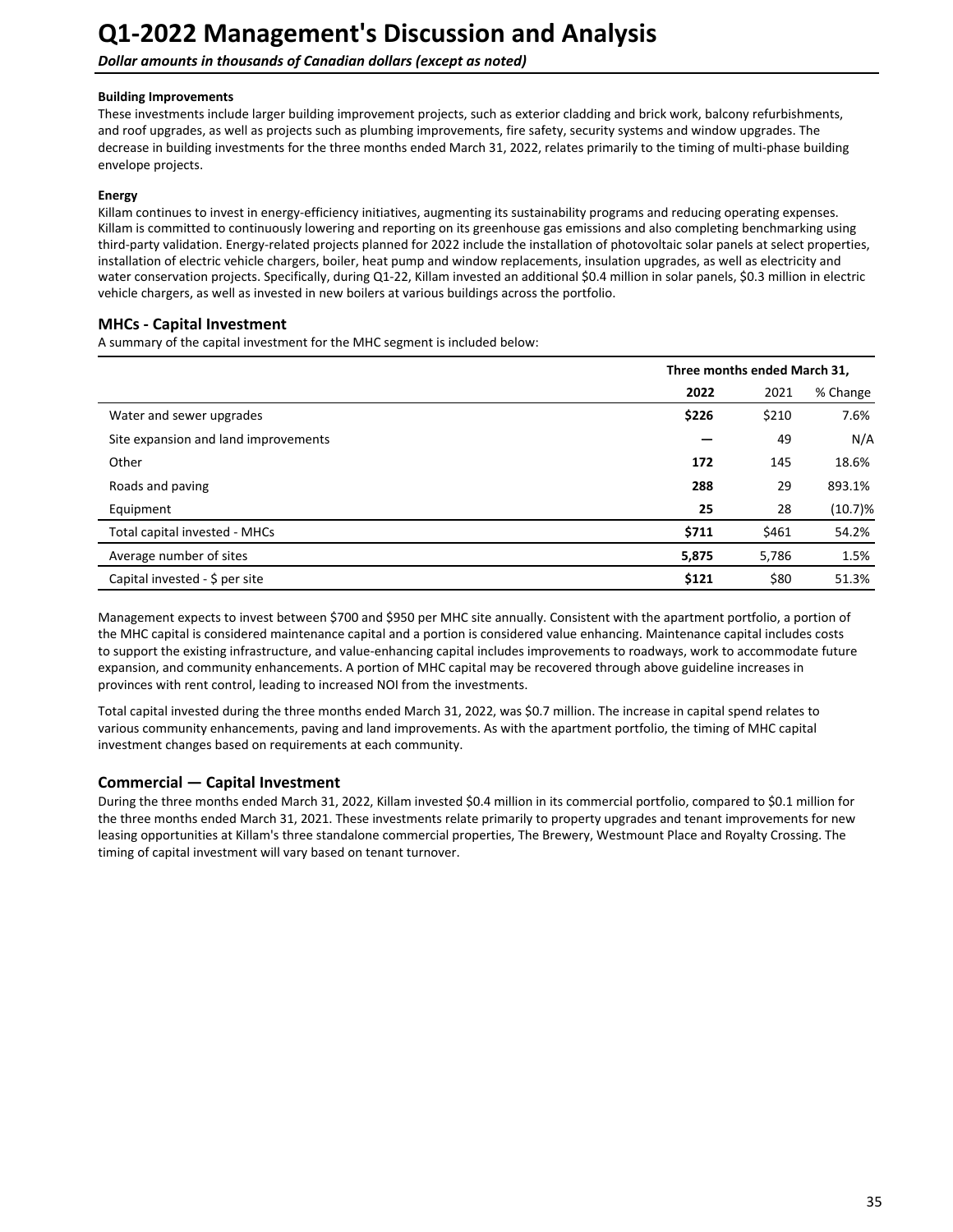# Q1-2022 Management's Discussion and Analysis

***Dollar amounts in thousands of Canadian dollars (except as noted)***

**Building Improvements**

These investments include larger building improvement projects, such as exterior cladding and brick work, balcony refurbishments, and roof upgrades, as well as projects such as plumbing improvements, fire safety, security systems and window upgrades. The decrease in building investments for the three months ended March 31, 2022, relates primarily to the timing of multi-phase building envelope projects.

**Energy**

Killam continues to invest in energy-efficiency initiatives, augmenting its sustainability programs and reducing operating expenses. Killam is committed to continuously lowering and reporting on its greenhouse gas emissions and also completing benchmarking using third-party validation. Energy-related projects planned for 2022 include the installation of photovoltaic solar panels at select properties, installation of electric vehicle chargers, boiler, heat pump and window replacements, insulation upgrades, as well as electricity and water conservation projects. Specifically, during Q1-22, Killam invested an additional $0.4 million in solar panels, $0.3 million in electric vehicle chargers, as well as invested in new boilers at various buildings across the portfolio.

## MHCs - Capital Investment

A summary of the capital investment for the MHC segment is included below:

| | Three months ended March 31, | | |
|---|---|---|---|
| | **2022** | 2021 | % Change |
| Water and sewer upgrades | **$226** | $210 | 7.6% |
| Site expansion and land improvements | **—** | 49 | N/A |
| Other | **172** | 145 | 18.6% |
| Roads and paving | **288** | 29 | 893.1% |
| Equipment | **25** | 28 | (10.7)% |
| Total capital invested - MHCs | **$711** | $461 | 54.2% |
| Average number of sites | **5,875** | 5,786 | 1.5% |
| Capital invested - $ per site | **$121** | $80 | 51.3% |

Management expects to invest between $700 and $950 per MHC site annually. Consistent with the apartment portfolio, a portion of the MHC capital is considered maintenance capital and a portion is considered value enhancing. Maintenance capital includes costs to support the existing infrastructure, and value-enhancing capital includes improvements to roadways, work to accommodate future expansion, and community enhancements. A portion of MHC capital may be recovered through above guideline increases in provinces with rent control, leading to increased NOI from the investments.

Total capital invested during the three months ended March 31, 2022, was $0.7 million. The increase in capital spend relates to various community enhancements, paving and land improvements. As with the apartment portfolio, the timing of MHC capital investment changes based on requirements at each community.

## Commercial — Capital Investment

During the three months ended March 31, 2022, Killam invested $0.4 million in its commercial portfolio, compared to $0.1 million for the three months ended March 31, 2021. These investments relate primarily to property upgrades and tenant improvements for new leasing opportunities at Killam's three standalone commercial properties, The Brewery, Westmount Place and Royalty Crossing. The timing of capital investment will vary based on tenant turnover.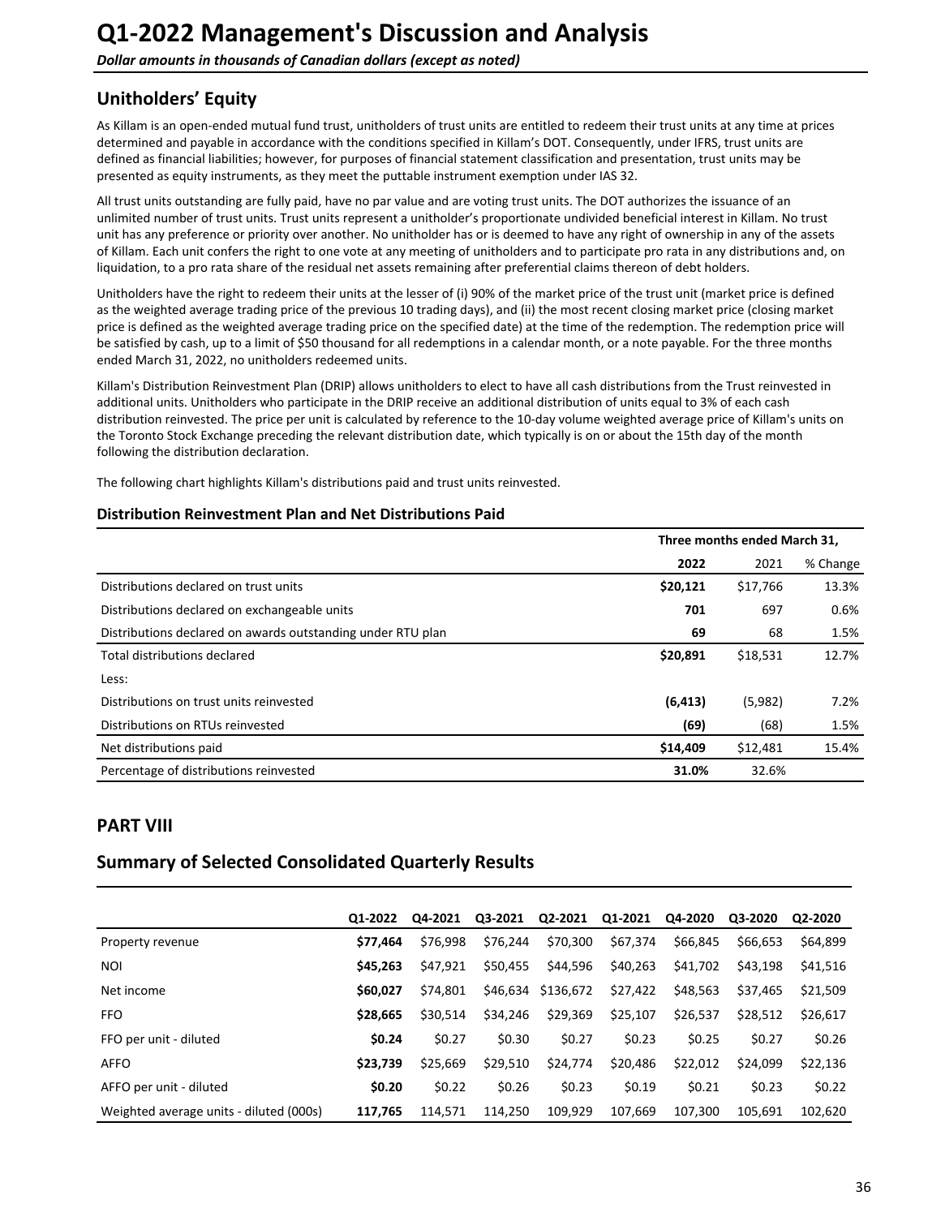# Q1-2022 Management's Discussion and Analysis

***Dollar amounts in thousands of Canadian dollars (except as noted)***

## Unitholders' Equity

As Killam is an open-ended mutual fund trust, unitholders of trust units are entitled to redeem their trust units at any time at prices determined and payable in accordance with the conditions specified in Killam's DOT. Consequently, under IFRS, trust units are defined as financial liabilities; however, for purposes of financial statement classification and presentation, trust units may be presented as equity instruments, as they meet the puttable instrument exemption under IAS 32.

All trust units outstanding are fully paid, have no par value and are voting trust units. The DOT authorizes the issuance of an unlimited number of trust units. Trust units represent a unitholder's proportionate undivided beneficial interest in Killam. No trust unit has any preference or priority over another. No unitholder has or is deemed to have any right of ownership in any of the assets of Killam. Each unit confers the right to one vote at any meeting of unitholders and to participate pro rata in any distributions and, on liquidation, to a pro rata share of the residual net assets remaining after preferential claims thereon of debt holders.

Unitholders have the right to redeem their units at the lesser of (i) 90% of the market price of the trust unit (market price is defined as the weighted average trading price of the previous 10 trading days), and (ii) the most recent closing market price (closing market price is defined as the weighted average trading price on the specified date) at the time of the redemption. The redemption price will be satisfied by cash, up to a limit of $50 thousand for all redemptions in a calendar month, or a note payable. For the three months ended March 31, 2022, no unitholders redeemed units.

Killam's Distribution Reinvestment Plan (DRIP) allows unitholders to elect to have all cash distributions from the Trust reinvested in additional units. Unitholders who participate in the DRIP receive an additional distribution of units equal to 3% of each cash distribution reinvested. The price per unit is calculated by reference to the 10-day volume weighted average price of Killam's units on the Toronto Stock Exchange preceding the relevant distribution date, which typically is on or about the 15th day of the month following the distribution declaration.

The following chart highlights Killam's distributions paid and trust units reinvested.

### Distribution Reinvestment Plan and Net Distributions Paid

| | Three months ended March 31, | | |
|---|---|---|---|
| | **2022** | 2021 | % Change |
| Distributions declared on trust units | **$20,121** | $17,766 | 13.3% |
| Distributions declared on exchangeable units | **701** | 697 | 0.6% |
| Distributions declared on awards outstanding under RTU plan | **69** | 68 | 1.5% |
| Total distributions declared | **$20,891** | $18,531 | 12.7% |
| Less: | | | |
| Distributions on trust units reinvested | **(6,413)** | (5,982) | 7.2% |
| Distributions on RTUs reinvested | **(69)** | (68) | 1.5% |
| Net distributions paid | **$14,409** | $12,481 | 15.4% |
| Percentage of distributions reinvested | **31.0%** | 32.6% | |

## PART VIII

## Summary of Selected Consolidated Quarterly Results

| | Q1-2022 | Q4-2021 | Q3-2021 | Q2-2021 | Q1-2021 | Q4-2020 | Q3-2020 | Q2-2020 |
|---|---|---|---|---|---|---|---|---|
| Property revenue | **$77,464** | $76,998 | $76,244 | $70,300 | $67,374 | $66,845 | $66,653 | $64,899 |
| NOI | **$45,263** | $47,921 | $50,455 | $44,596 | $40,263 | $41,702 | $43,198 | $41,516 |
| Net income | **$60,027** | $74,801 | $46,634 | $136,672 | $27,422 | $48,563 | $37,465 | $21,509 |
| FFO | **$28,665** | $30,514 | $34,246 | $29,369 | $25,107 | $26,537 | $28,512 | $26,617 |
| FFO per unit - diluted | **$0.24** | $0.27 | $0.30 | $0.27 | $0.23 | $0.25 | $0.27 | $0.26 |
| AFFO | **$23,739** | $25,669 | $29,510 | $24,774 | $20,486 | $22,012 | $24,099 | $22,136 |
| AFFO per unit - diluted | **$0.20** | $0.22 | $0.26 | $0.23 | $0.19 | $0.21 | $0.23 | $0.22 |
| Weighted average units - diluted (000s) | **117,765** | 114,571 | 114,250 | 109,929 | 107,669 | 107,300 | 105,691 | 102,620 |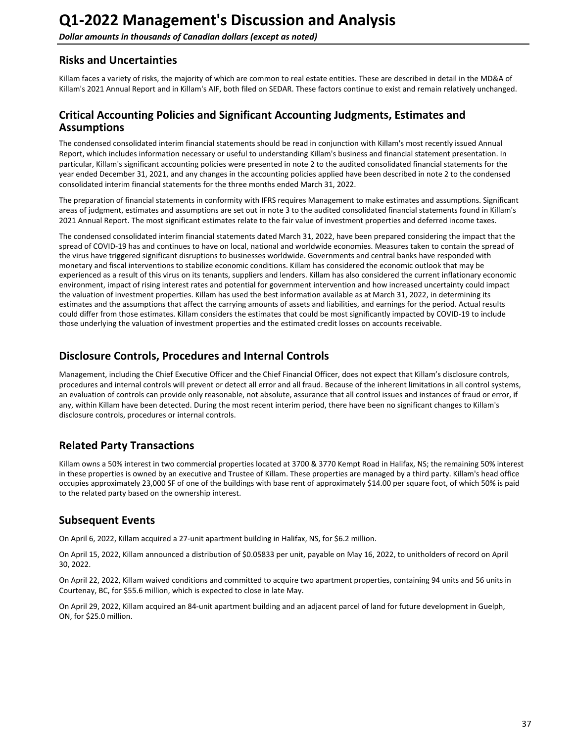# Q1-2022 Management's Discussion and Analysis

***Dollar amounts in thousands of Canadian dollars (except as noted)***

## Risks and Uncertainties

Killam faces a variety of risks, the majority of which are common to real estate entities. These are described in detail in the MD&A of Killam's 2021 Annual Report and in Killam's AIF, both filed on SEDAR. These factors continue to exist and remain relatively unchanged.

## Critical Accounting Policies and Significant Accounting Judgments, Estimates and Assumptions

The condensed consolidated interim financial statements should be read in conjunction with Killam's most recently issued Annual Report, which includes information necessary or useful to understanding Killam's business and financial statement presentation. In particular, Killam's significant accounting policies were presented in note 2 to the audited consolidated financial statements for the year ended December 31, 2021, and any changes in the accounting policies applied have been described in note 2 to the condensed consolidated interim financial statements for the three months ended March 31, 2022.

The preparation of financial statements in conformity with IFRS requires Management to make estimates and assumptions. Significant areas of judgment, estimates and assumptions are set out in note 3 to the audited consolidated financial statements found in Killam's 2021 Annual Report. The most significant estimates relate to the fair value of investment properties and deferred income taxes.

The condensed consolidated interim financial statements dated March 31, 2022, have been prepared considering the impact that the spread of COVID-19 has and continues to have on local, national and worldwide economies. Measures taken to contain the spread of the virus have triggered significant disruptions to businesses worldwide. Governments and central banks have responded with monetary and fiscal interventions to stabilize economic conditions. Killam has considered the economic outlook that may be experienced as a result of this virus on its tenants, suppliers and lenders. Killam has also considered the current inflationary economic environment, impact of rising interest rates and potential for government intervention and how increased uncertainty could impact the valuation of investment properties. Killam has used the best information available as at March 31, 2022, in determining its estimates and the assumptions that affect the carrying amounts of assets and liabilities, and earnings for the period. Actual results could differ from those estimates. Killam considers the estimates that could be most significantly impacted by COVID-19 to include those underlying the valuation of investment properties and the estimated credit losses on accounts receivable.

## Disclosure Controls, Procedures and Internal Controls

Management, including the Chief Executive Officer and the Chief Financial Officer, does not expect that Killam's disclosure controls, procedures and internal controls will prevent or detect all error and all fraud. Because of the inherent limitations in all control systems, an evaluation of controls can provide only reasonable, not absolute, assurance that all control issues and instances of fraud or error, if any, within Killam have been detected. During the most recent interim period, there have been no significant changes to Killam's disclosure controls, procedures or internal controls.

## Related Party Transactions

Killam owns a 50% interest in two commercial properties located at 3700 & 3770 Kempt Road in Halifax, NS; the remaining 50% interest in these properties is owned by an executive and Trustee of Killam. These properties are managed by a third party. Killam's head office occupies approximately 23,000 SF of one of the buildings with base rent of approximately $14.00 per square foot, of which 50% is paid to the related party based on the ownership interest.

## Subsequent Events

On April 6, 2022, Killam acquired a 27-unit apartment building in Halifax, NS, for $6.2 million.

On April 15, 2022, Killam announced a distribution of $0.05833 per unit, payable on May 16, 2022, to unitholders of record on April 30, 2022.

On April 22, 2022, Killam waived conditions and committed to acquire two apartment properties, containing 94 units and 56 units in Courtenay, BC, for $55.6 million, which is expected to close in late May.

On April 29, 2022, Killam acquired an 84-unit apartment building and an adjacent parcel of land for future development in Guelph, ON, for $25.0 million.